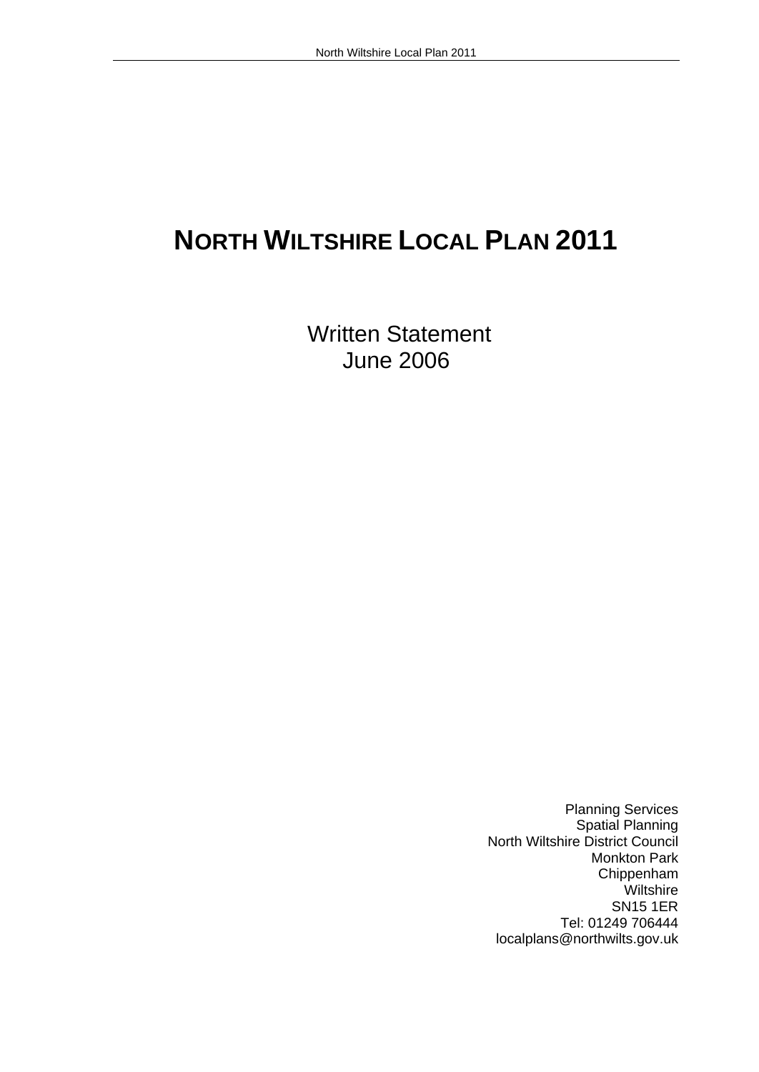# NORTH WILTSHIRE LOCAL PLAN 2011

Written Statement
June 2006

Planning Services
Spatial Planning
North Wiltshire District Council
Monkton Park
Chippenham
Wiltshire
SN15 1ER
Tel: 01249 706444
localplans@northwilts.gov.uk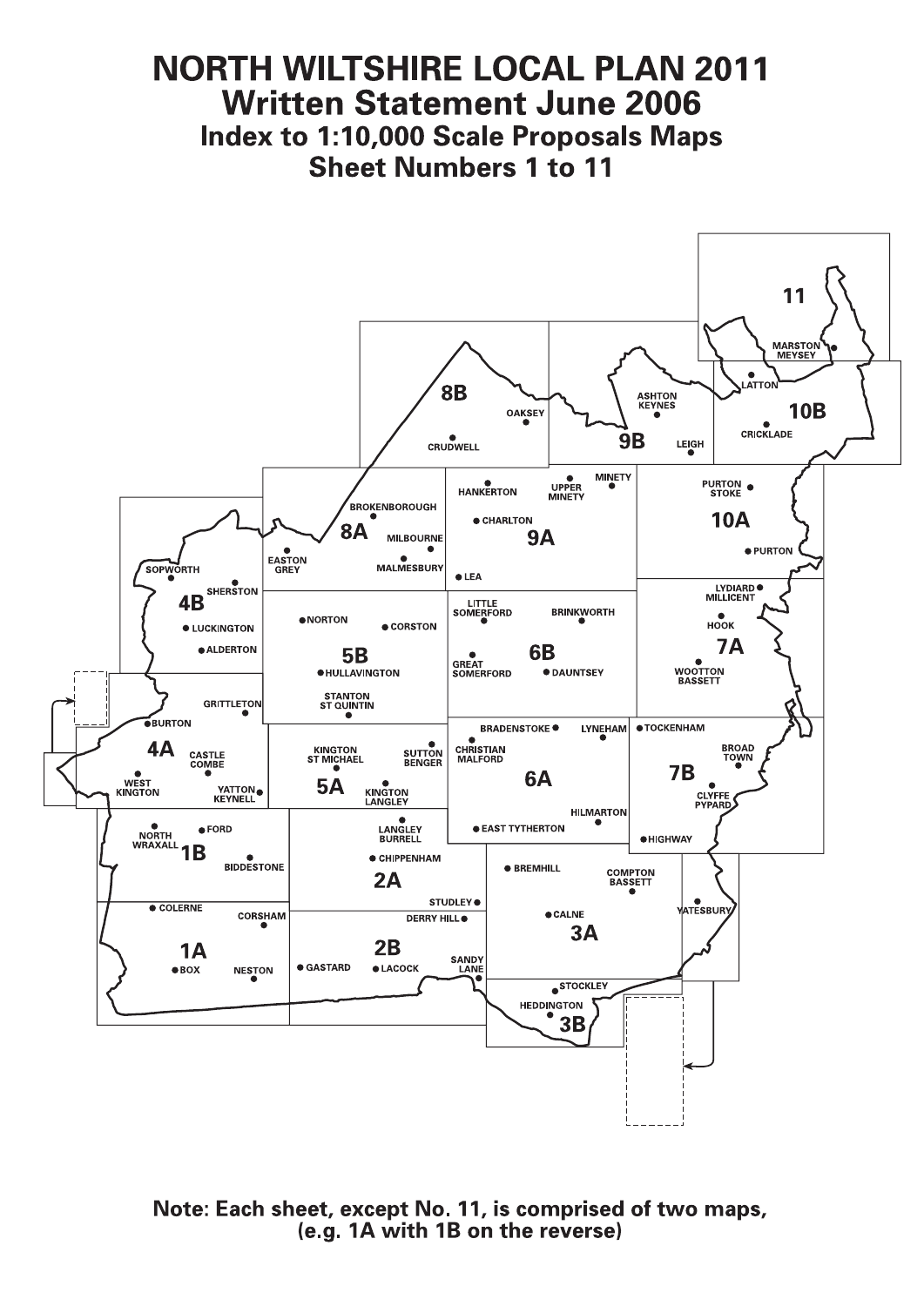# NORTH WILTSHIRE LOCAL PLAN 2011
## Written Statement June 2006
### Index to 1:10,000 Scale Proposals Maps
### Sheet Numbers 1 to 11

11 — MARSTON MEYSEY

10B — LATTON, CRICKLADE

9B — ASHTON KEYNES, LEIGH

8B — OAKSEY, CRUDWELL

10A — PURTON STOKE, PURTON

9A — HANKERTON, UPPER MINETY, MINETY, CHARLTON, LEA

8A — BROKENBOROUGH, EASTON GREY, MILBOURNE, MALMESBURY

4B — SOPWORTH, SHERSTON, LUCKINGTON, ALDERTON

7A — LYDIARD MILLICENT, HOOK, WOOTTON BASSETT

6B — LITTLE SOMERFORD, BRINKWORTH, GREAT SOMERFORD, DAUNTSEY

5B — NORTON, CORSTON, HULLAVINGTON, STANTON ST QUINTIN

4A — GRITTLETON, BURTON, CASTLE COMBE, WEST KINGTON, YATTON KEYNELL

5A — KINGTON ST MICHAEL, SUTTON BENGER, KINGTON LANGLEY

6A — BRADENSTOKE, LYNEHAM, CHRISTIAN MALFORD, HILMARTON, EAST TYTHERTON

7B — TOCKENHAM, BROAD TOWN, CLYFFE PYPARD, HIGHWAY

1B — NORTH WRAXALL, FORD, BIDDESTONE

2A — LANGLEY BURRELL, CHIPPENHAM, STUDLEY

3A — BREMHILL, COMPTON BASSETT, YATESBURY, CALNE

1A — COLERNE, CORSHAM, BOX, NESTON

2B — DERRY HILL, GASTARD, LACOCK, SANDY LANE

3B — STOCKLEY, HEDDINGTON

**Note: Each sheet, except No. 11, is comprised of two maps, (e.g. 1A with 1B on the reverse)**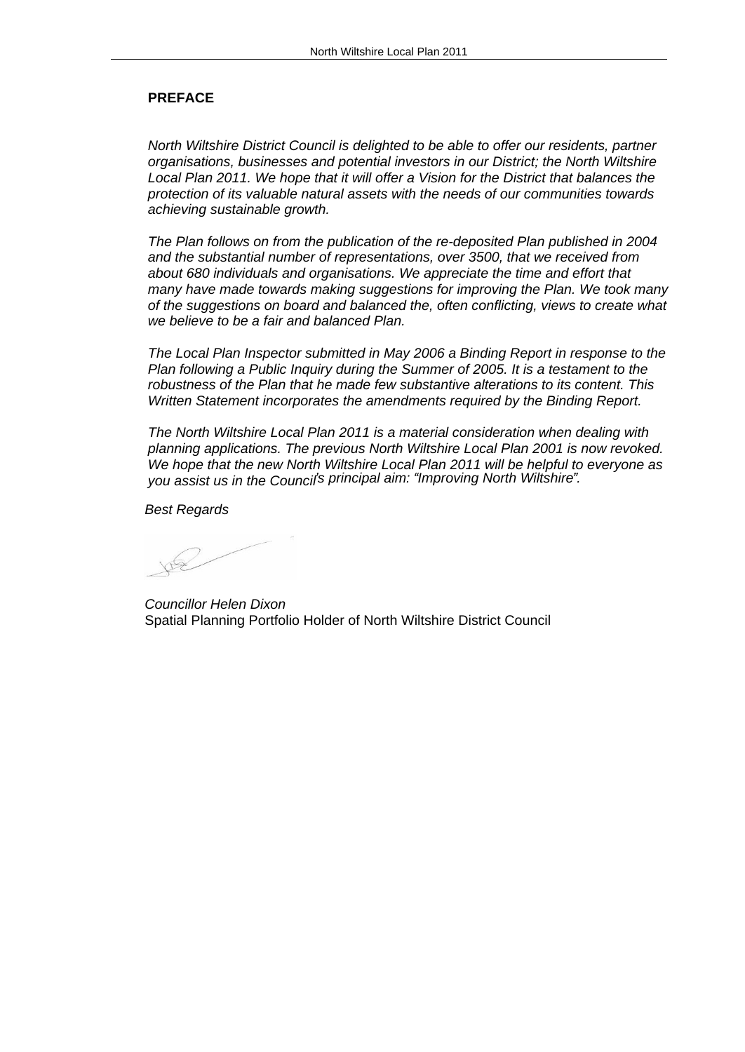## PREFACE

*North Wiltshire District Council is delighted to be able to offer our residents, partner organisations, businesses and potential investors in our District; the North Wiltshire Local Plan 2011. We hope that it will offer a Vision for the District that balances the protection of its valuable natural assets with the needs of our communities towards achieving sustainable growth.*

*The Plan follows on from the publication of the re-deposited Plan published in 2004 and the substantial number of representations, over 3500, that we received from about 680 individuals and organisations. We appreciate the time and effort that many have made towards making suggestions for improving the Plan. We took many of the suggestions on board and balanced the, often conflicting, views to create what we believe to be a fair and balanced Plan.*

*The Local Plan Inspector submitted in May 2006 a Binding Report in response to the Plan following a Public Inquiry during the Summer of 2005. It is a testament to the robustness of the Plan that he made few substantive alterations to its content. This Written Statement incorporates the amendments required by the Binding Report.*

*The North Wiltshire Local Plan 2011 is a material consideration when dealing with planning applications. The previous North Wiltshire Local Plan 2001 is now revoked. We hope that the new North Wiltshire Local Plan 2011 will be helpful to everyone as you assist us in the Council's principal aim: "Improving North Wiltshire".*

*Best Regards*

*Councillor Helen Dixon*
Spatial Planning Portfolio Holder of North Wiltshire District Council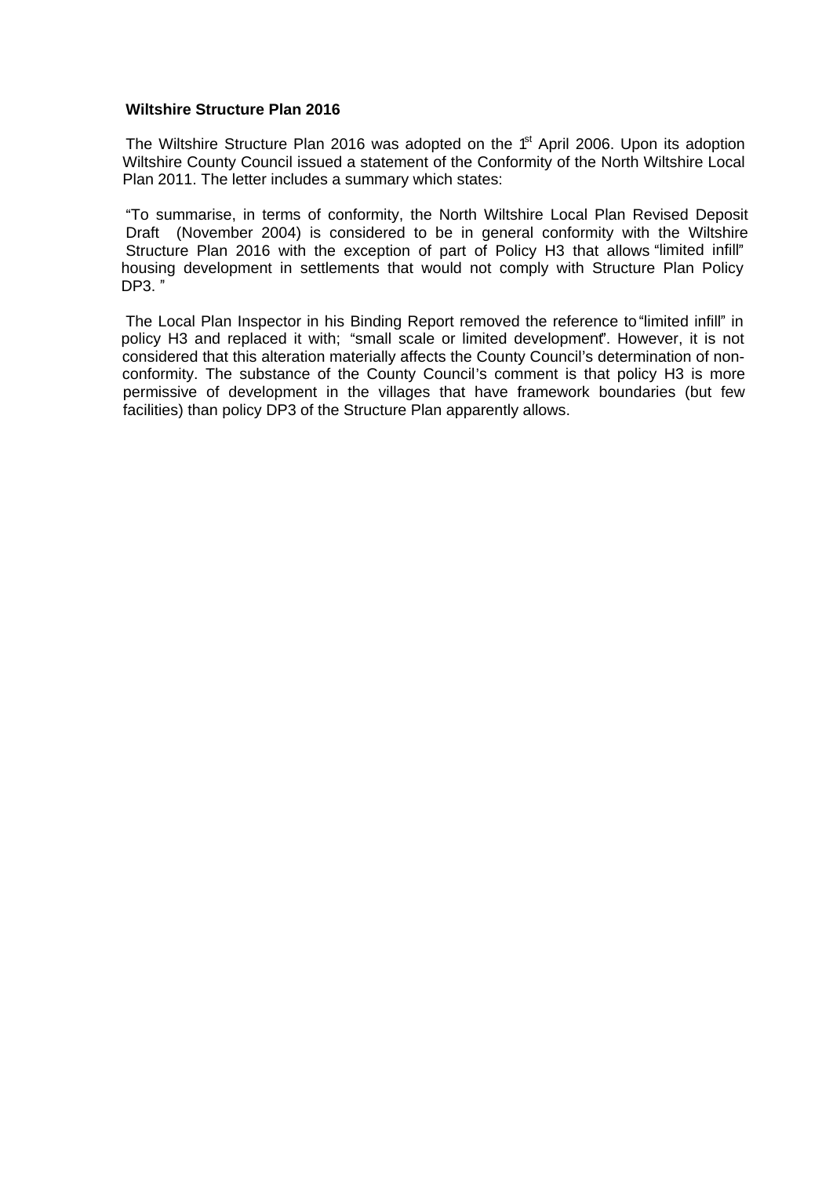**Wiltshire Structure Plan 2016**

The Wiltshire Structure Plan 2016 was adopted on the 1st April 2006. Upon its adoption Wiltshire County Council issued a statement of the Conformity of the North Wiltshire Local Plan 2011. The letter includes a summary which states:

"To summarise, in terms of conformity, the North Wiltshire Local Plan Revised Deposit Draft (November 2004) is considered to be in general conformity with the Wiltshire Structure Plan 2016 with the exception of part of Policy H3 that allows "limited infill" housing development in settlements that would not comply with Structure Plan Policy DP3. "

The Local Plan Inspector in his Binding Report removed the reference to "limited infill" in policy H3 and replaced it with; "small scale or limited development". However, it is not considered that this alteration materially affects the County Council's determination of non-conformity. The substance of the County Council's comment is that policy H3 is more permissive of development in the villages that have framework boundaries (but few facilities) than policy DP3 of the Structure Plan apparently allows.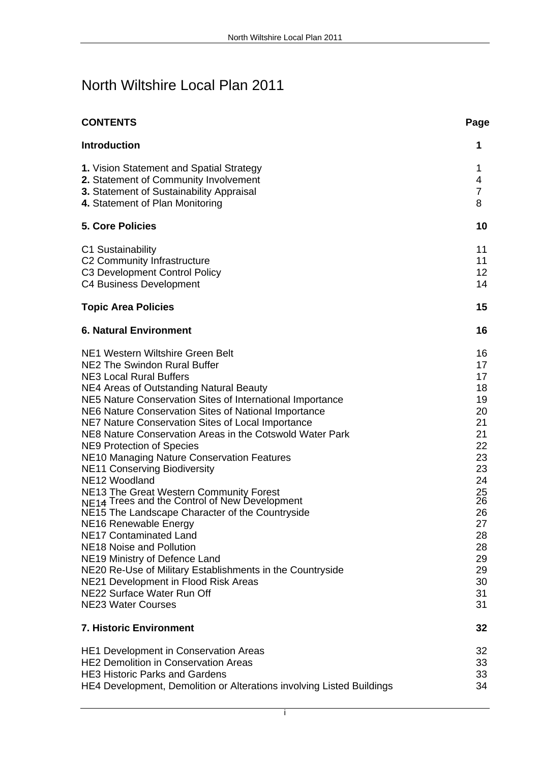# North Wiltshire Local Plan 2011

| CONTENTS | Page |
|---|---|
| **Introduction** | **1** |
| **1.** Vision Statement and Spatial Strategy | 1 |
| **2.** Statement of Community Involvement | 4 |
| **3.** Statement of Sustainability Appraisal | 7 |
| **4.** Statement of Plan Monitoring | 8 |
| **5. Core Policies** | **10** |
| C1 Sustainability | 11 |
| C2 Community Infrastructure | 11 |
| C3 Development Control Policy | 12 |
| C4 Business Development | 14 |
| **Topic Area Policies** | **15** |
| **6. Natural Environment** | **16** |
| NE1 Western Wiltshire Green Belt | 16 |
| NE2 The Swindon Rural Buffer | 17 |
| NE3 Local Rural Buffers | 17 |
| NE4 Areas of Outstanding Natural Beauty | 18 |
| NE5 Nature Conservation Sites of International Importance | 19 |
| NE6 Nature Conservation Sites of National Importance | 20 |
| NE7 Nature Conservation Sites of Local Importance | 21 |
| NE8 Nature Conservation Areas in the Cotswold Water Park | 21 |
| NE9 Protection of Species | 22 |
| NE10 Managing Nature Conservation Features | 23 |
| NE11 Conserving Biodiversity | 23 |
| NE12 Woodland | 24 |
| NE13 The Great Western Community Forest | 25 |
| NE14 Trees and the Control of New Development | 26 |
| NE15 The Landscape Character of the Countryside | 26 |
| NE16 Renewable Energy | 27 |
| NE17 Contaminated Land | 28 |
| NE18 Noise and Pollution | 28 |
| NE19 Ministry of Defence Land | 29 |
| NE20 Re-Use of Military Establishments in the Countryside | 29 |
| NE21 Development in Flood Risk Areas | 30 |
| NE22 Surface Water Run Off | 31 |
| NE23 Water Courses | 31 |
| **7. Historic Environment** | **32** |
| HE1 Development in Conservation Areas | 32 |
| HE2 Demolition in Conservation Areas | 33 |
| HE3 Historic Parks and Gardens | 33 |
| HE4 Development, Demolition or Alterations involving Listed Buildings | 34 |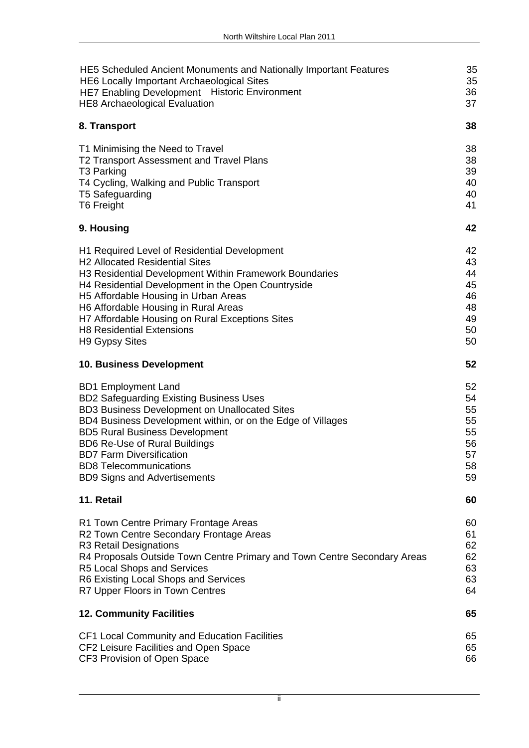HE5 Scheduled Ancient Monuments and Nationally Important Features 35
HE6 Locally Important Archaeological Sites 35
HE7 Enabling Development – Historic Environment 36
HE8 Archaeological Evaluation 37

**8. Transport** **38**

T1 Minimising the Need to Travel 38
T2 Transport Assessment and Travel Plans 38
T3 Parking 39
T4 Cycling, Walking and Public Transport 40
T5 Safeguarding 40
T6 Freight 41

**9. Housing** **42**

H1 Required Level of Residential Development 42
H2 Allocated Residential Sites 43
H3 Residential Development Within Framework Boundaries 44
H4 Residential Development in the Open Countryside 45
H5 Affordable Housing in Urban Areas 46
H6 Affordable Housing in Rural Areas 48
H7 Affordable Housing on Rural Exceptions Sites 49
H8 Residential Extensions 50
H9 Gypsy Sites 50

**10. Business Development** **52**

BD1 Employment Land 52
BD2 Safeguarding Existing Business Uses 54
BD3 Business Development on Unallocated Sites 55
BD4 Business Development within, or on the Edge of Villages 55
BD5 Rural Business Development 55
BD6 Re-Use of Rural Buildings 56
BD7 Farm Diversification 57
BD8 Telecommunications 58
BD9 Signs and Advertisements 59

**11. Retail** **60**

R1 Town Centre Primary Frontage Areas 60
R2 Town Centre Secondary Frontage Areas 61
R3 Retail Designations 62
R4 Proposals Outside Town Centre Primary and Town Centre Secondary Areas 62
R5 Local Shops and Services 63
R6 Existing Local Shops and Services 63
R7 Upper Floors in Town Centres 64

**12. Community Facilities** **65**

CF1 Local Community and Education Facilities 65
CF2 Leisure Facilities and Open Space 65
CF3 Provision of Open Space 66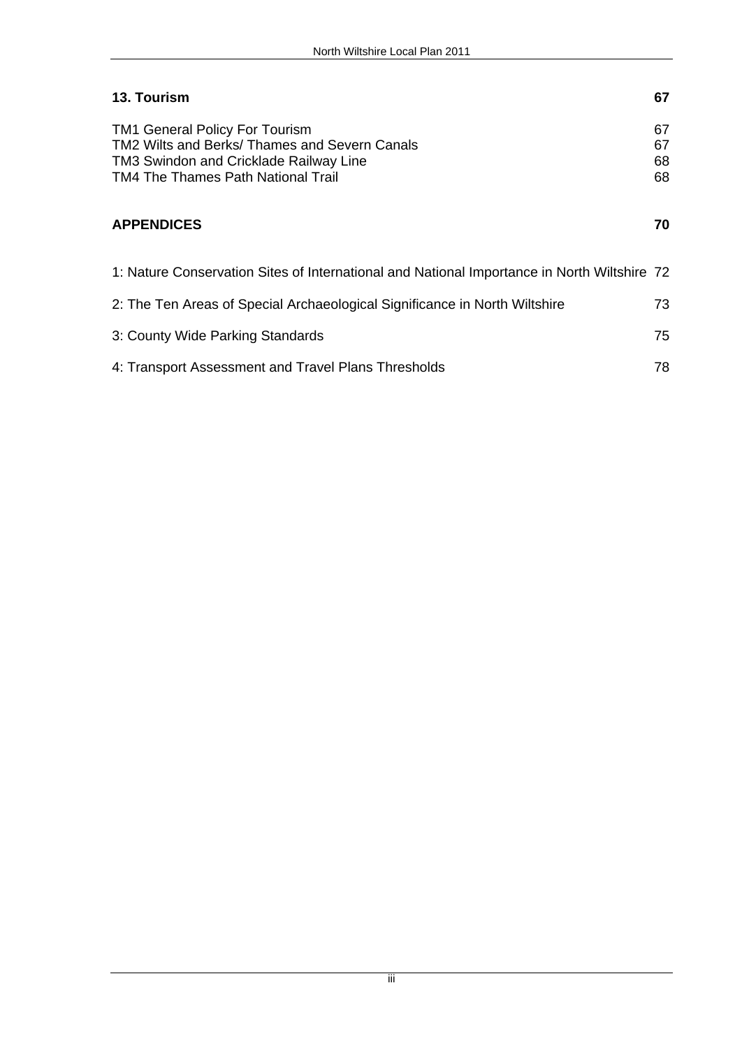**13. Tourism** **67**

TM1 General Policy For Tourism 67
TM2 Wilts and Berks/ Thames and Severn Canals 67
TM3 Swindon and Cricklade Railway Line 68
TM4 The Thames Path National Trail 68

**APPENDICES** **70**

1: Nature Conservation Sites of International and National Importance in North Wiltshire 72

2: The Ten Areas of Special Archaeological Significance in North Wiltshire 73

3: County Wide Parking Standards 75

4: Transport Assessment and Travel Plans Thresholds 78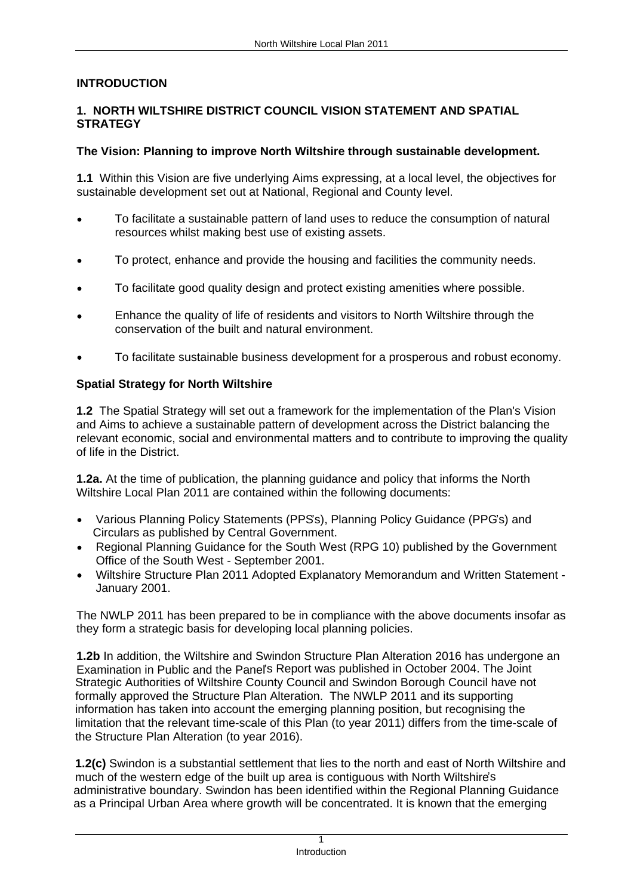## INTRODUCTION

### 1. NORTH WILTSHIRE DISTRICT COUNCIL VISION STATEMENT AND SPATIAL STRATEGY

**The Vision: Planning to improve North Wiltshire through sustainable development.**

**1.1** Within this Vision are five underlying Aims expressing, at a local level, the objectives for sustainable development set out at National, Regional and County level.

- To facilitate a sustainable pattern of land uses to reduce the consumption of natural resources whilst making best use of existing assets.
- To protect, enhance and provide the housing and facilities the community needs.
- To facilitate good quality design and protect existing amenities where possible.
- Enhance the quality of life of residents and visitors to North Wiltshire through the conservation of the built and natural environment.
- To facilitate sustainable business development for a prosperous and robust economy.

**Spatial Strategy for North Wiltshire**

**1.2** The Spatial Strategy will set out a framework for the implementation of the Plan's Vision and Aims to achieve a sustainable pattern of development across the District balancing the relevant economic, social and environmental matters and to contribute to improving the quality of life in the District.

**1.2a.** At the time of publication, the planning guidance and policy that informs the North Wiltshire Local Plan 2011 are contained within the following documents:

- Various Planning Policy Statements (PPS's), Planning Policy Guidance (PPG's) and Circulars as published by Central Government.
- Regional Planning Guidance for the South West (RPG 10) published by the Government Office of the South West - September 2001.
- Wiltshire Structure Plan 2011 Adopted Explanatory Memorandum and Written Statement - January 2001.

The NWLP 2011 has been prepared to be in compliance with the above documents insofar as they form a strategic basis for developing local planning policies.

**1.2b** In addition, the Wiltshire and Swindon Structure Plan Alteration 2016 has undergone an Examination in Public and the Panel's Report was published in October 2004. The Joint Strategic Authorities of Wiltshire County Council and Swindon Borough Council have not formally approved the Structure Plan Alteration. The NWLP 2011 and its supporting information has taken into account the emerging planning position, but recognising the limitation that the relevant time-scale of this Plan (to year 2011) differs from the time-scale of the Structure Plan Alteration (to year 2016).

**1.2(c)** Swindon is a substantial settlement that lies to the north and east of North Wiltshire and much of the western edge of the built up area is contiguous with North Wiltshire's administrative boundary. Swindon has been identified within the Regional Planning Guidance as a Principal Urban Area where growth will be concentrated. It is known that the emerging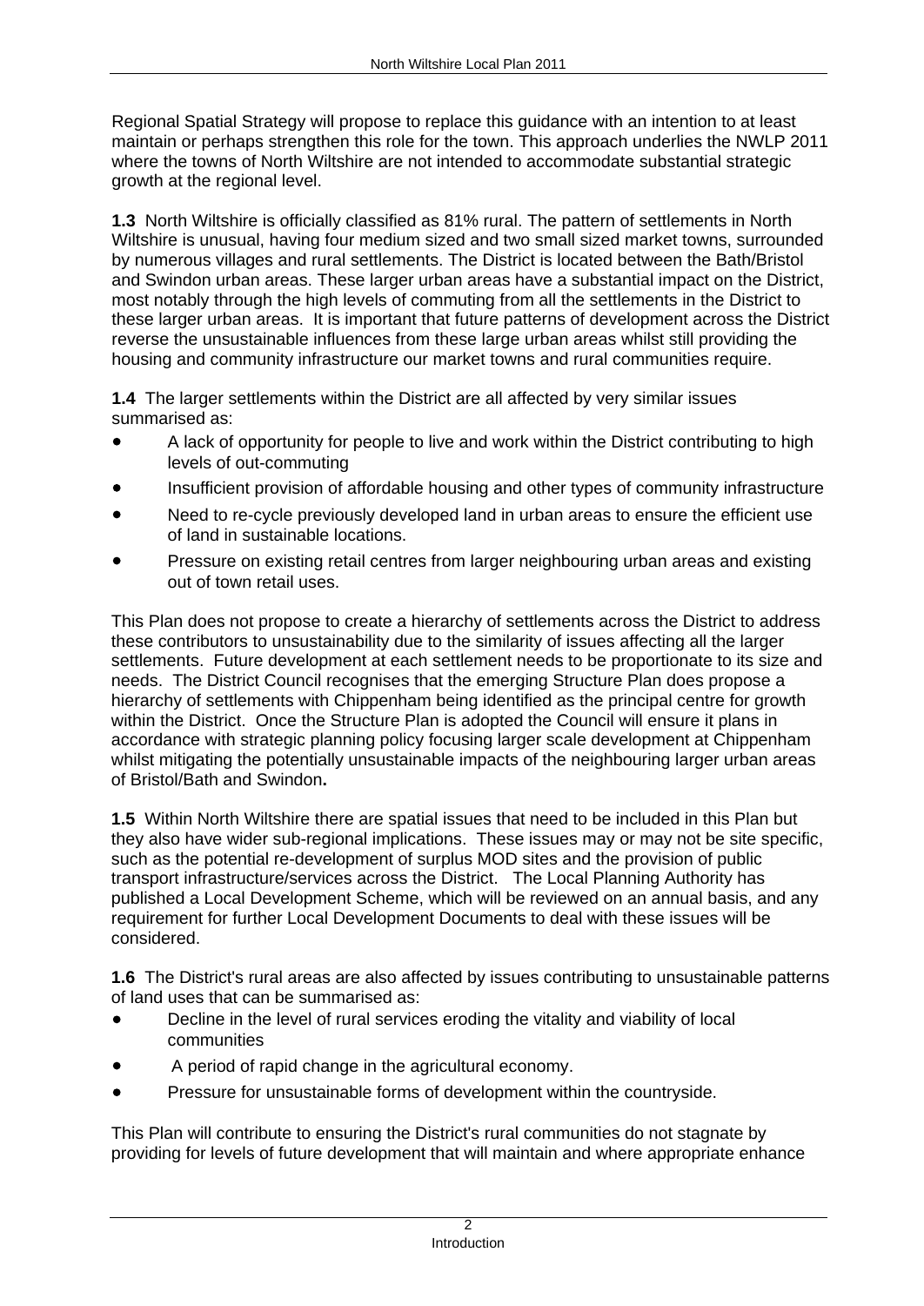Regional Spatial Strategy will propose to replace this guidance with an intention to at least maintain or perhaps strengthen this role for the town. This approach underlies the NWLP 2011 where the towns of North Wiltshire are not intended to accommodate substantial strategic growth at the regional level.

**1.3** North Wiltshire is officially classified as 81% rural. The pattern of settlements in North Wiltshire is unusual, having four medium sized and two small sized market towns, surrounded by numerous villages and rural settlements. The District is located between the Bath/Bristol and Swindon urban areas. These larger urban areas have a substantial impact on the District, most notably through the high levels of commuting from all the settlements in the District to these larger urban areas. It is important that future patterns of development across the District reverse the unsustainable influences from these large urban areas whilst still providing the housing and community infrastructure our market towns and rural communities require.

**1.4** The larger settlements within the District are all affected by very similar issues summarised as:

- A lack of opportunity for people to live and work within the District contributing to high levels of out-commuting
- Insufficient provision of affordable housing and other types of community infrastructure
- Need to re-cycle previously developed land in urban areas to ensure the efficient use of land in sustainable locations.
- Pressure on existing retail centres from larger neighbouring urban areas and existing out of town retail uses.

This Plan does not propose to create a hierarchy of settlements across the District to address these contributors to unsustainability due to the similarity of issues affecting all the larger settlements. Future development at each settlement needs to be proportionate to its size and needs. The District Council recognises that the emerging Structure Plan does propose a hierarchy of settlements with Chippenham being identified as the principal centre for growth within the District. Once the Structure Plan is adopted the Council will ensure it plans in accordance with strategic planning policy focusing larger scale development at Chippenham whilst mitigating the potentially unsustainable impacts of the neighbouring larger urban areas of Bristol/Bath and Swindon**.**

**1.5** Within North Wiltshire there are spatial issues that need to be included in this Plan but they also have wider sub-regional implications. These issues may or may not be site specific, such as the potential re-development of surplus MOD sites and the provision of public transport infrastructure/services across the District. The Local Planning Authority has published a Local Development Scheme, which will be reviewed on an annual basis, and any requirement for further Local Development Documents to deal with these issues will be considered.

**1.6** The District's rural areas are also affected by issues contributing to unsustainable patterns of land uses that can be summarised as:

- Decline in the level of rural services eroding the vitality and viability of local communities
- A period of rapid change in the agricultural economy.
- Pressure for unsustainable forms of development within the countryside.

This Plan will contribute to ensuring the District's rural communities do not stagnate by providing for levels of future development that will maintain and where appropriate enhance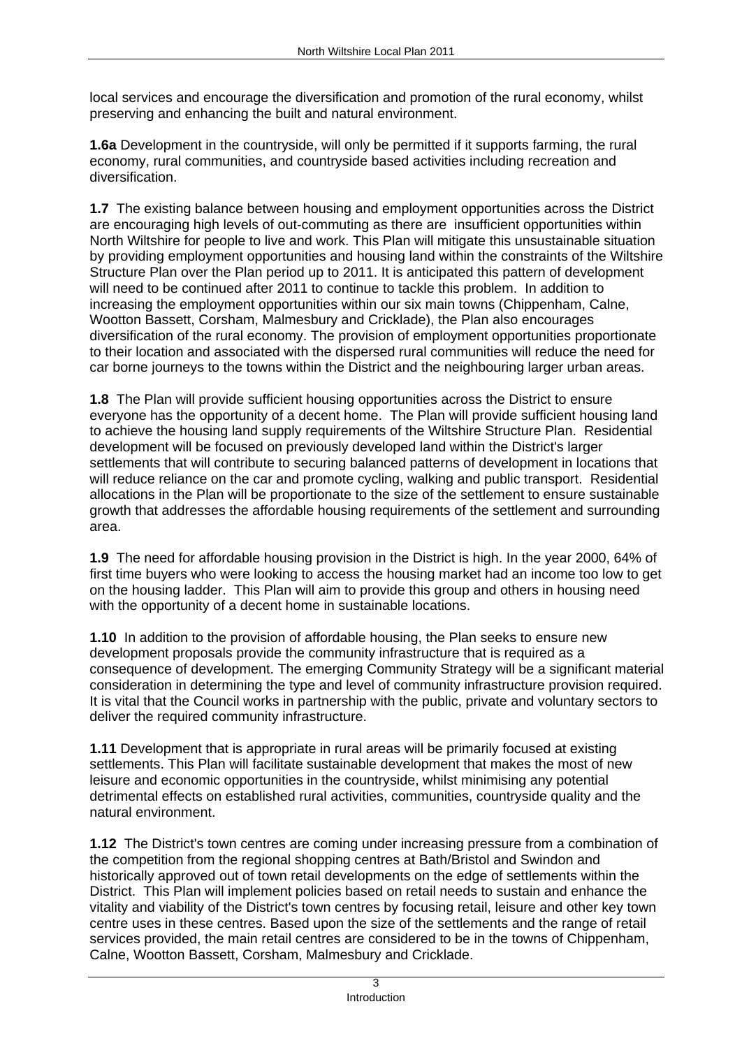local services and encourage the diversification and promotion of the rural economy, whilst preserving and enhancing the built and natural environment.

**1.6a** Development in the countryside, will only be permitted if it supports farming, the rural economy, rural communities, and countryside based activities including recreation and diversification.

**1.7** The existing balance between housing and employment opportunities across the District are encouraging high levels of out-commuting as there are insufficient opportunities within North Wiltshire for people to live and work. This Plan will mitigate this unsustainable situation by providing employment opportunities and housing land within the constraints of the Wiltshire Structure Plan over the Plan period up to 2011. It is anticipated this pattern of development will need to be continued after 2011 to continue to tackle this problem. In addition to increasing the employment opportunities within our six main towns (Chippenham, Calne, Wootton Bassett, Corsham, Malmesbury and Cricklade), the Plan also encourages diversification of the rural economy. The provision of employment opportunities proportionate to their location and associated with the dispersed rural communities will reduce the need for car borne journeys to the towns within the District and the neighbouring larger urban areas.

**1.8** The Plan will provide sufficient housing opportunities across the District to ensure everyone has the opportunity of a decent home. The Plan will provide sufficient housing land to achieve the housing land supply requirements of the Wiltshire Structure Plan. Residential development will be focused on previously developed land within the District's larger settlements that will contribute to securing balanced patterns of development in locations that will reduce reliance on the car and promote cycling, walking and public transport. Residential allocations in the Plan will be proportionate to the size of the settlement to ensure sustainable growth that addresses the affordable housing requirements of the settlement and surrounding area.

**1.9** The need for affordable housing provision in the District is high. In the year 2000, 64% of first time buyers who were looking to access the housing market had an income too low to get on the housing ladder. This Plan will aim to provide this group and others in housing need with the opportunity of a decent home in sustainable locations.

**1.10** In addition to the provision of affordable housing, the Plan seeks to ensure new development proposals provide the community infrastructure that is required as a consequence of development. The emerging Community Strategy will be a significant material consideration in determining the type and level of community infrastructure provision required. It is vital that the Council works in partnership with the public, private and voluntary sectors to deliver the required community infrastructure.

**1.11** Development that is appropriate in rural areas will be primarily focused at existing settlements. This Plan will facilitate sustainable development that makes the most of new leisure and economic opportunities in the countryside, whilst minimising any potential detrimental effects on established rural activities, communities, countryside quality and the natural environment.

**1.12** The District's town centres are coming under increasing pressure from a combination of the competition from the regional shopping centres at Bath/Bristol and Swindon and historically approved out of town retail developments on the edge of settlements within the District. This Plan will implement policies based on retail needs to sustain and enhance the vitality and viability of the District's town centres by focusing retail, leisure and other key town centre uses in these centres. Based upon the size of the settlements and the range of retail services provided, the main retail centres are considered to be in the towns of Chippenham, Calne, Wootton Bassett, Corsham, Malmesbury and Cricklade.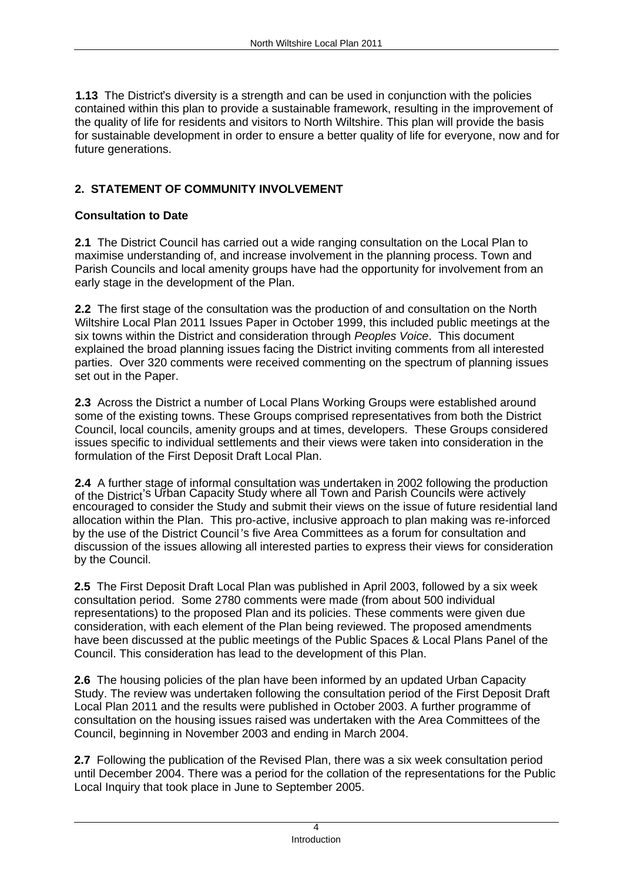**1.13** The District's diversity is a strength and can be used in conjunction with the policies contained within this plan to provide a sustainable framework, resulting in the improvement of the quality of life for residents and visitors to North Wiltshire. This plan will provide the basis for sustainable development in order to ensure a better quality of life for everyone, now and for future generations.

## 2. STATEMENT OF COMMUNITY INVOLVEMENT

### Consultation to Date

**2.1** The District Council has carried out a wide ranging consultation on the Local Plan to maximise understanding of, and increase involvement in the planning process. Town and Parish Councils and local amenity groups have had the opportunity for involvement from an early stage in the development of the Plan.

**2.2** The first stage of the consultation was the production of and consultation on the North Wiltshire Local Plan 2011 Issues Paper in October 1999, this included public meetings at the six towns within the District and consideration through *Peoples Voice*. This document explained the broad planning issues facing the District inviting comments from all interested parties. Over 320 comments were received commenting on the spectrum of planning issues set out in the Paper.

**2.3** Across the District a number of Local Plans Working Groups were established around some of the existing towns. These Groups comprised representatives from both the District Council, local councils, amenity groups and at times, developers. These Groups considered issues specific to individual settlements and their views were taken into consideration in the formulation of the First Deposit Draft Local Plan.

**2.4** A further stage of informal consultation was undertaken in 2002 following the production of the District's Urban Capacity Study where all Town and Parish Councils were actively encouraged to consider the Study and submit their views on the issue of future residential land allocation within the Plan. This pro-active, inclusive approach to plan making was re-inforced by the use of the District Council's five Area Committees as a forum for consultation and discussion of the issues allowing all interested parties to express their views for consideration by the Council.

**2.5** The First Deposit Draft Local Plan was published in April 2003, followed by a six week consultation period. Some 2780 comments were made (from about 500 individual representations) to the proposed Plan and its policies. These comments were given due consideration, with each element of the Plan being reviewed. The proposed amendments have been discussed at the public meetings of the Public Spaces & Local Plans Panel of the Council. This consideration has lead to the development of this Plan.

**2.6** The housing policies of the plan have been informed by an updated Urban Capacity Study. The review was undertaken following the consultation period of the First Deposit Draft Local Plan 2011 and the results were published in October 2003. A further programme of consultation on the housing issues raised was undertaken with the Area Committees of the Council, beginning in November 2003 and ending in March 2004.

**2.7** Following the publication of the Revised Plan, there was a six week consultation period until December 2004. There was a period for the collation of the representations for the Public Local Inquiry that took place in June to September 2005.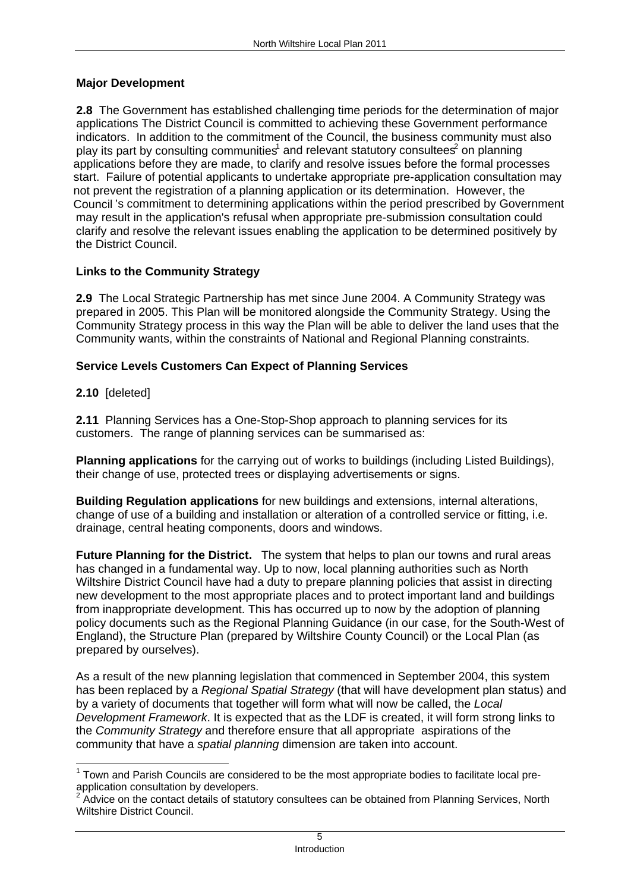## Major Development

**2.8** The Government has established challenging time periods for the determination of major applications The District Council is committed to achieving these Government performance indicators. In addition to the commitment of the Council, the business community must also play its part by consulting communities[1] and relevant statutory consultees[2] on planning applications before they are made, to clarify and resolve issues before the formal processes start. Failure of potential applicants to undertake appropriate pre-application consultation may not prevent the registration of a planning application or its determination. However, the Council 's commitment to determining applications within the period prescribed by Government may result in the application's refusal when appropriate pre-submission consultation could clarify and resolve the relevant issues enabling the application to be determined positively by the District Council.

## Links to the Community Strategy

**2.9** The Local Strategic Partnership has met since June 2004. A Community Strategy was prepared in 2005. This Plan will be monitored alongside the Community Strategy. Using the Community Strategy process in this way the Plan will be able to deliver the land uses that the Community wants, within the constraints of National and Regional Planning constraints.

## Service Levels Customers Can Expect of Planning Services

**2.10** [deleted]

**2.11** Planning Services has a One-Stop-Shop approach to planning services for its customers. The range of planning services can be summarised as:

**Planning applications** for the carrying out of works to buildings (including Listed Buildings), their change of use, protected trees or displaying advertisements or signs.

**Building Regulation applications** for new buildings and extensions, internal alterations, change of use of a building and installation or alteration of a controlled service or fitting, i.e. drainage, central heating components, doors and windows.

**Future Planning for the District.** The system that helps to plan our towns and rural areas has changed in a fundamental way. Up to now, local planning authorities such as North Wiltshire District Council have had a duty to prepare planning policies that assist in directing new development to the most appropriate places and to protect important land and buildings from inappropriate development. This has occurred up to now by the adoption of planning policy documents such as the Regional Planning Guidance (in our case, for the South-West of England), the Structure Plan (prepared by Wiltshire County Council) or the Local Plan (as prepared by ourselves).

As a result of the new planning legislation that commenced in September 2004, this system has been replaced by a *Regional Spatial Strategy* (that will have development plan status) and by a variety of documents that together will form what will now be called, the *Local Development Framework*. It is expected that as the LDF is created, it will form strong links to the *Community Strategy* and therefore ensure that all appropriate aspirations of the community that have a *spatial planning* dimension are taken into account.

---

[1] Town and Parish Councils are considered to be the most appropriate bodies to facilitate local pre-application consultation by developers.

[2] Advice on the contact details of statutory consultees can be obtained from Planning Services, North Wiltshire District Council.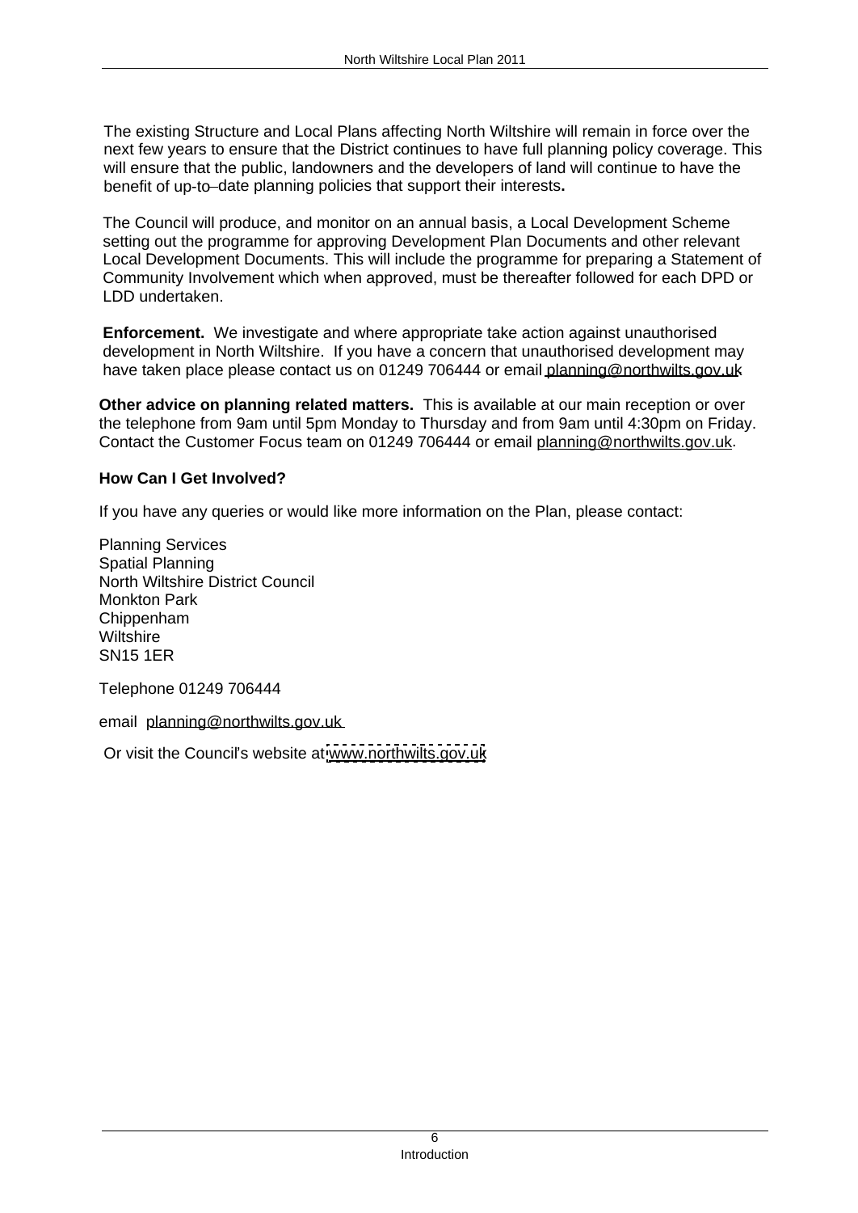The existing Structure and Local Plans affecting North Wiltshire will remain in force over the next few years to ensure that the District continues to have full planning policy coverage. This will ensure that the public, landowners and the developers of land will continue to have the benefit of up-to–date planning policies that support their interests**.**

The Council will produce, and monitor on an annual basis, a Local Development Scheme setting out the programme for approving Development Plan Documents and other relevant Local Development Documents. This will include the programme for preparing a Statement of Community Involvement which when approved, must be thereafter followed for each DPD or LDD undertaken.

**Enforcement.** We investigate and where appropriate take action against unauthorised development in North Wiltshire. If you have a concern that unauthorised development may have taken place please contact us on 01249 706444 or email planning@northwilts.gov.uk.

**Other advice on planning related matters.** This is available at our main reception or over the telephone from 9am until 5pm Monday to Thursday and from 9am until 4:30pm on Friday. Contact the Customer Focus team on 01249 706444 or email planning@northwilts.gov.uk.

**How Can I Get Involved?**

If you have any queries or would like more information on the Plan, please contact:

Planning Services
Spatial Planning
North Wiltshire District Council
Monkton Park
Chippenham
Wiltshire
SN15 1ER

Telephone 01249 706444

email planning@northwilts.gov.uk

Or visit the Council's website at www.northwilts.gov.uk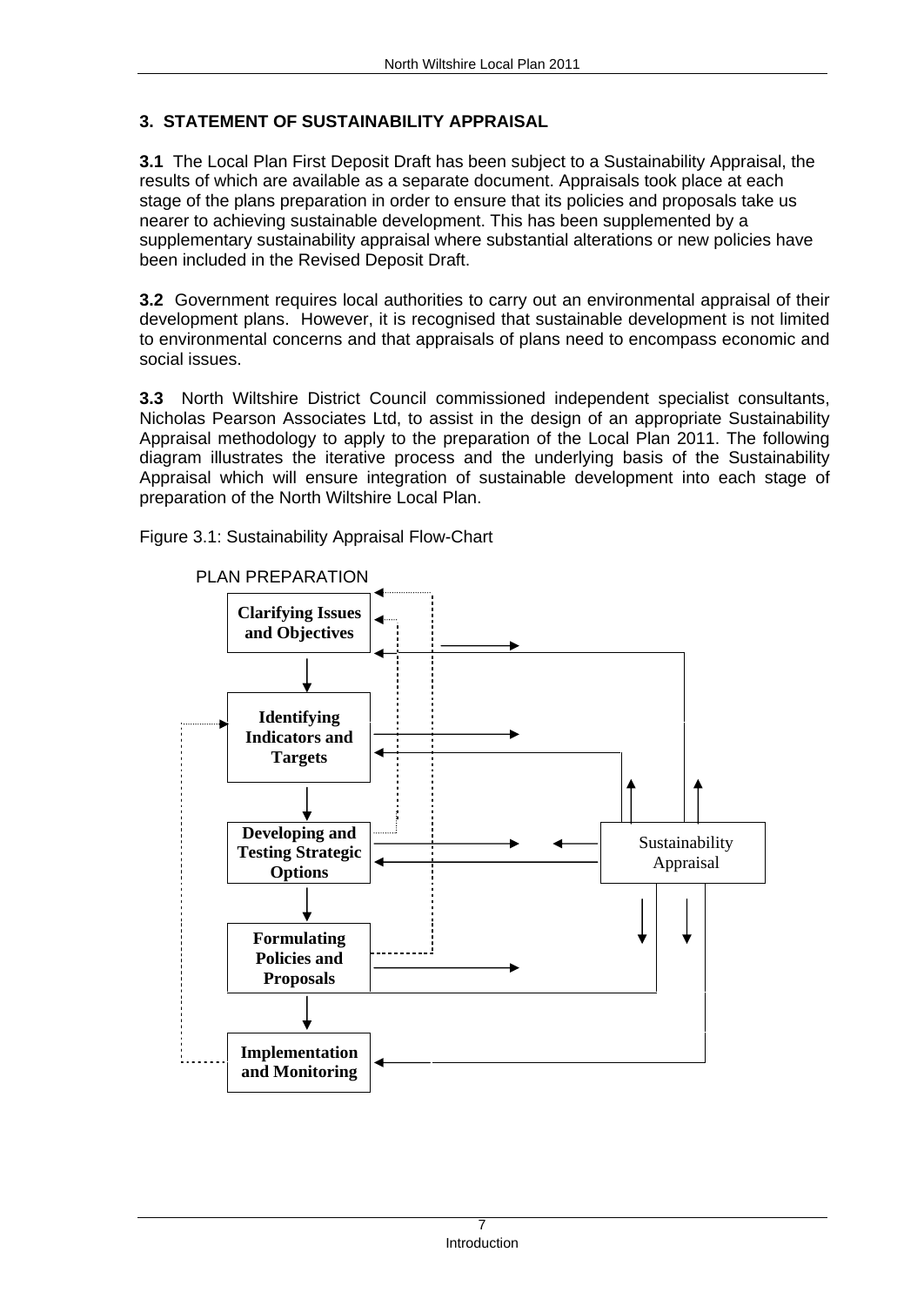## 3. STATEMENT OF SUSTAINABILITY APPRAISAL

**3.1** The Local Plan First Deposit Draft has been subject to a Sustainability Appraisal, the results of which are available as a separate document. Appraisals took place at each stage of the plans preparation in order to ensure that its policies and proposals take us nearer to achieving sustainable development. This has been supplemented by a supplementary sustainability appraisal where substantial alterations or new policies have been included in the Revised Deposit Draft.

**3.2** Government requires local authorities to carry out an environmental appraisal of their development plans. However, it is recognised that sustainable development is not limited to environmental concerns and that appraisals of plans need to encompass economic and social issues.

**3.3** North Wiltshire District Council commissioned independent specialist consultants, Nicholas Pearson Associates Ltd, to assist in the design of an appropriate Sustainability Appraisal methodology to apply to the preparation of the Local Plan 2011. The following diagram illustrates the iterative process and the underlying basis of the Sustainability Appraisal which will ensure integration of sustainable development into each stage of preparation of the North Wiltshire Local Plan.

Figure 3.1: Sustainability Appraisal Flow-Chart

PLAN PREPARATION

**Clarifying Issues and Objectives**

**Identifying Indicators and Targets**

**Developing and Testing Strategic Options**

**Formulating Policies and Proposals**

**Implementation and Monitoring**

Sustainability Appraisal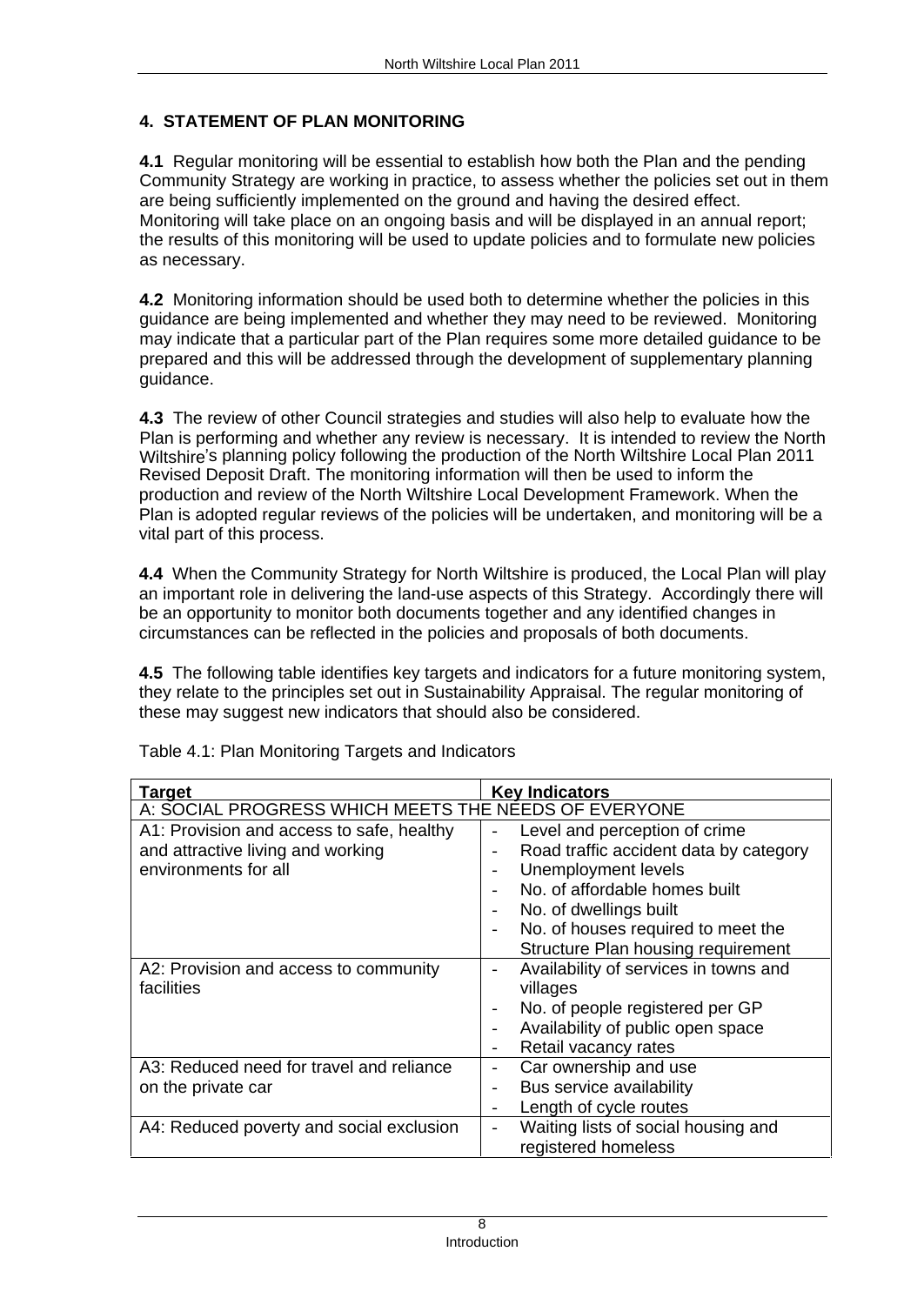## 4. STATEMENT OF PLAN MONITORING

**4.1** Regular monitoring will be essential to establish how both the Plan and the pending Community Strategy are working in practice, to assess whether the policies set out in them are being sufficiently implemented on the ground and having the desired effect. Monitoring will take place on an ongoing basis and will be displayed in an annual report; the results of this monitoring will be used to update policies and to formulate new policies as necessary.

**4.2** Monitoring information should be used both to determine whether the policies in this guidance are being implemented and whether they may need to be reviewed. Monitoring may indicate that a particular part of the Plan requires some more detailed guidance to be prepared and this will be addressed through the development of supplementary planning guidance.

**4.3** The review of other Council strategies and studies will also help to evaluate how the Plan is performing and whether any review is necessary. It is intended to review the North Wiltshire's planning policy following the production of the North Wiltshire Local Plan 2011 Revised Deposit Draft. The monitoring information will then be used to inform the production and review of the North Wiltshire Local Development Framework. When the Plan is adopted regular reviews of the policies will be undertaken, and monitoring will be a vital part of this process.

**4.4** When the Community Strategy for North Wiltshire is produced, the Local Plan will play an important role in delivering the land-use aspects of this Strategy. Accordingly there will be an opportunity to monitor both documents together and any identified changes in circumstances can be reflected in the policies and proposals of both documents.

**4.5** The following table identifies key targets and indicators for a future monitoring system, they relate to the principles set out in Sustainability Appraisal. The regular monitoring of these may suggest new indicators that should also be considered.

Table 4.1: Plan Monitoring Targets and Indicators

| Target | Key Indicators |
|---|---|
| A: SOCIAL PROGRESS WHICH MEETS THE NEEDS OF EVERYONE | |
| A1: Provision and access to safe, healthy and attractive living and working environments for all | - Level and perception of crime<br>- Road traffic accident data by category<br>- Unemployment levels<br>- No. of affordable homes built<br>- No. of dwellings built<br>- No. of houses required to meet the Structure Plan housing requirement |
| A2: Provision and access to community facilities | - Availability of services in towns and villages<br>- No. of people registered per GP<br>- Availability of public open space<br>- Retail vacancy rates |
| A3: Reduced need for travel and reliance on the private car | - Car ownership and use<br>- Bus service availability<br>- Length of cycle routes |
| A4: Reduced poverty and social exclusion | - Waiting lists of social housing and registered homeless |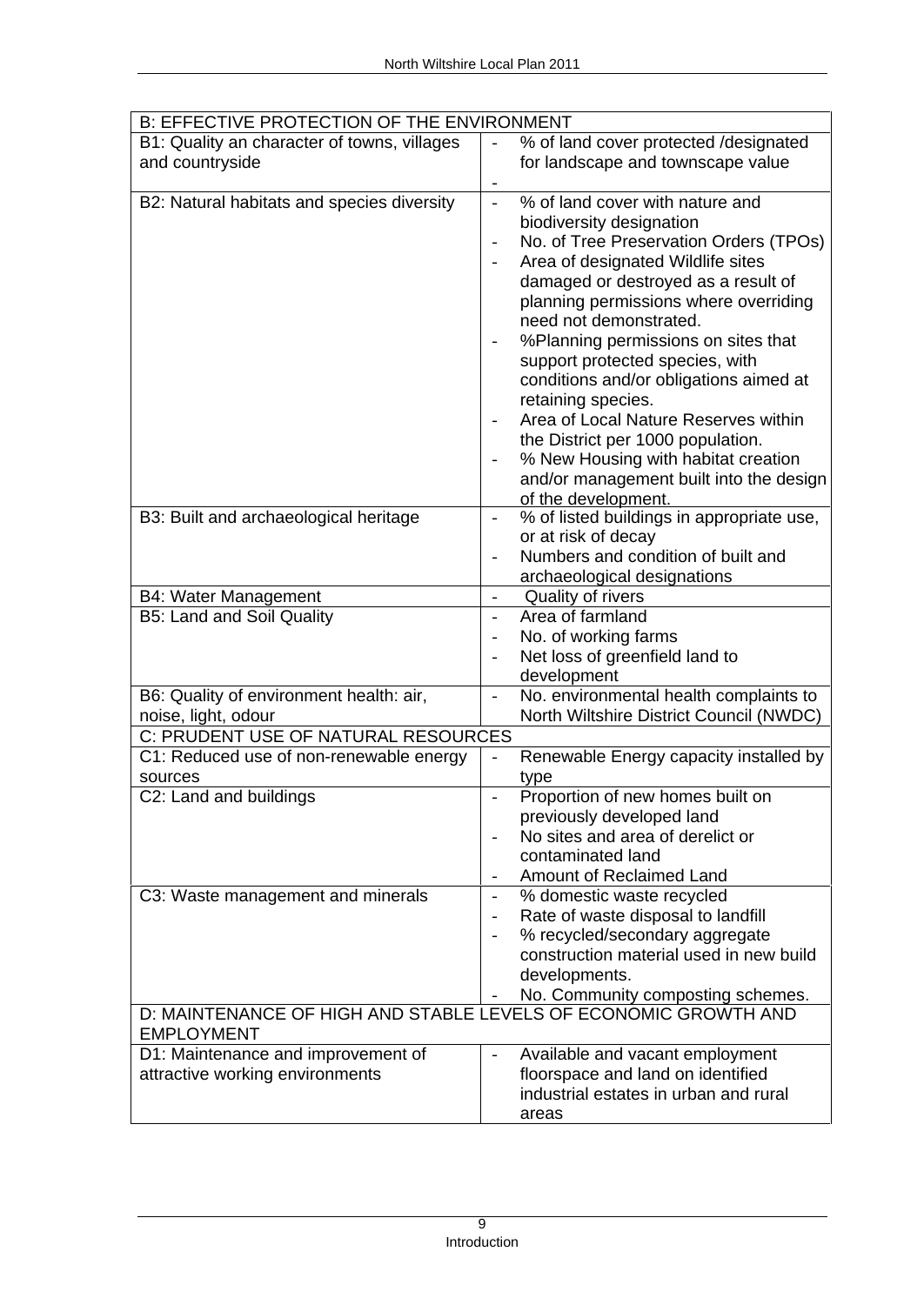| B: EFFECTIVE PROTECTION OF THE ENVIRONMENT | |
|---|---|
| B1: Quality an character of towns, villages and countryside | - % of land cover protected /designated for landscape and townscape value<br>- |
| B2: Natural habitats and species diversity | - % of land cover with nature and biodiversity designation<br>- No. of Tree Preservation Orders (TPOs)<br>- Area of designated Wildlife sites damaged or destroyed as a result of planning permissions where overriding need not demonstrated.<br>- %Planning permissions on sites that support protected species, with conditions and/or obligations aimed at retaining species.<br>- Area of Local Nature Reserves within the District per 1000 population.<br>- % New Housing with habitat creation and/or management built into the design of the development. |
| B3: Built and archaeological heritage | - % of listed buildings in appropriate use, or at risk of decay<br>- Numbers and condition of built and archaeological designations |
| B4: Water Management | - Quality of rivers |
| B5: Land and Soil Quality | - Area of farmland<br>- No. of working farms<br>- Net loss of greenfield land to development |
| B6: Quality of environment health: air, noise, light, odour | - No. environmental health complaints to North Wiltshire District Council (NWDC) |
| C: PRUDENT USE OF NATURAL RESOURCES | |
| C1: Reduced use of non-renewable energy sources | - Renewable Energy capacity installed by type |
| C2: Land and buildings | - Proportion of new homes built on previously developed land<br>- No sites and area of derelict or contaminated land<br>- Amount of Reclaimed Land |
| C3: Waste management and minerals | - % domestic waste recycled<br>- Rate of waste disposal to landfill<br>- % recycled/secondary aggregate construction material used in new build developments.<br>- No. Community composting schemes. |
| D: MAINTENANCE OF HIGH AND STABLE LEVELS OF ECONOMIC GROWTH AND EMPLOYMENT | |
| D1: Maintenance and improvement of attractive working environments | - Available and vacant employment floorspace and land on identified industrial estates in urban and rural areas |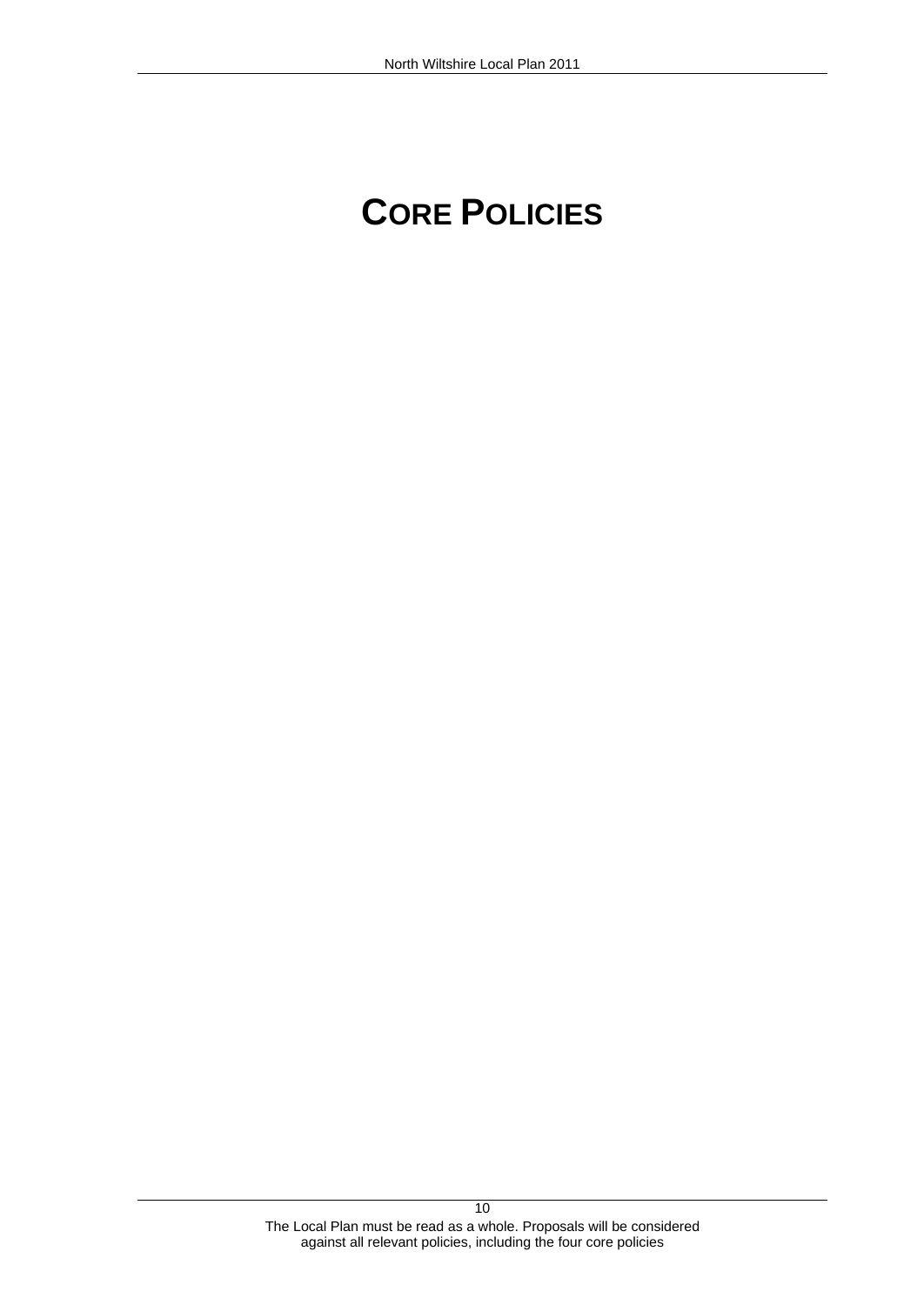# CORE POLICIES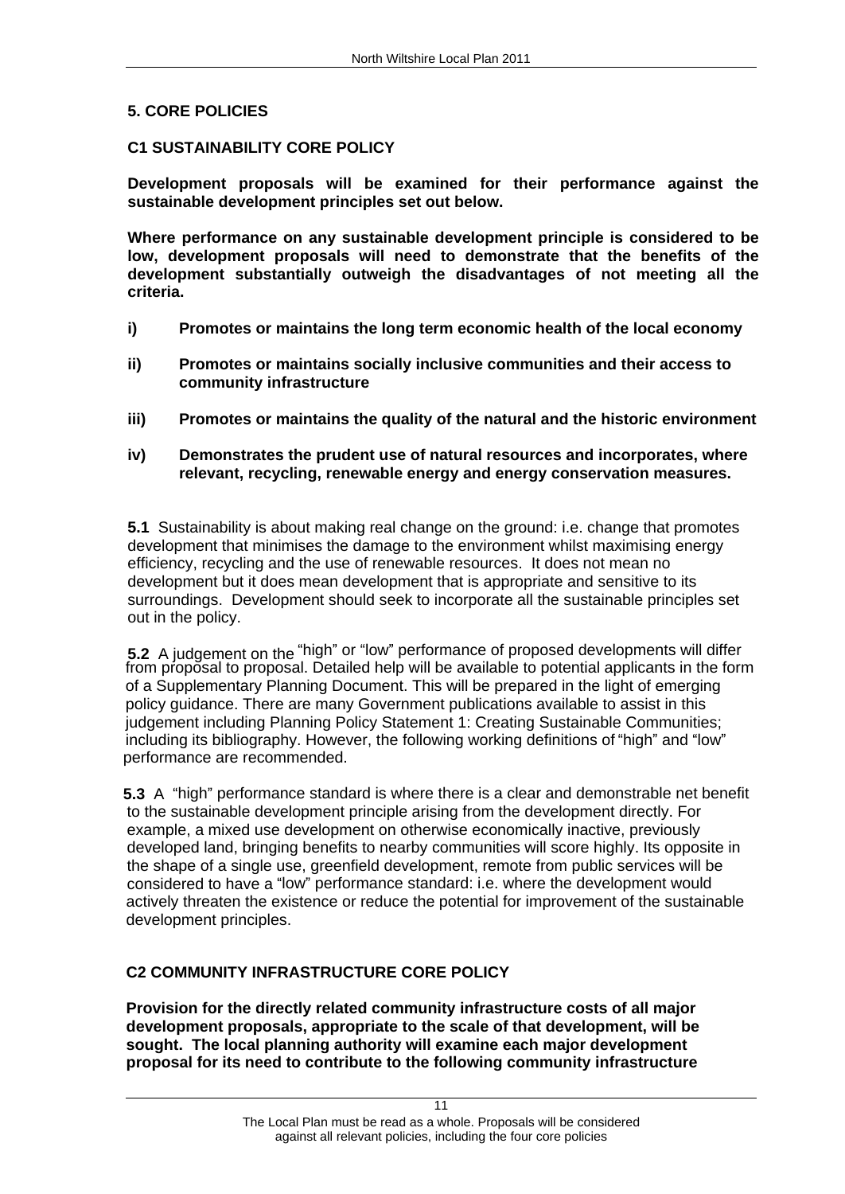## 5. CORE POLICIES

### C1 SUSTAINABILITY CORE POLICY

**Development proposals will be examined for their performance against the sustainable development principles set out below.**

**Where performance on any sustainable development principle is considered to be low, development proposals will need to demonstrate that the benefits of the development substantially outweigh the disadvantages of not meeting all the criteria.**

**i) Promotes or maintains the long term economic health of the local economy**

**ii) Promotes or maintains socially inclusive communities and their access to community infrastructure**

**iii) Promotes or maintains the quality of the natural and the historic environment**

**iv) Demonstrates the prudent use of natural resources and incorporates, where relevant, recycling, renewable energy and energy conservation measures.**

**5.1** Sustainability is about making real change on the ground: i.e. change that promotes development that minimises the damage to the environment whilst maximising energy efficiency, recycling and the use of renewable resources. It does not mean no development but it does mean development that is appropriate and sensitive to its surroundings. Development should seek to incorporate all the sustainable principles set out in the policy.

**5.2** A judgement on the "high" or "low" performance of proposed developments will differ from proposal to proposal. Detailed help will be available to potential applicants in the form of a Supplementary Planning Document. This will be prepared in the light of emerging policy guidance. There are many Government publications available to assist in this judgement including Planning Policy Statement 1: Creating Sustainable Communities; including its bibliography. However, the following working definitions of "high" and "low" performance are recommended.

**5.3** A "high" performance standard is where there is a clear and demonstrable net benefit to the sustainable development principle arising from the development directly. For example, a mixed use development on otherwise economically inactive, previously developed land, bringing benefits to nearby communities will score highly. Its opposite in the shape of a single use, greenfield development, remote from public services will be considered to have a "low" performance standard: i.e. where the development would actively threaten the existence or reduce the potential for improvement of the sustainable development principles.

### C2 COMMUNITY INFRASTRUCTURE CORE POLICY

**Provision for the directly related community infrastructure costs of all major development proposals, appropriate to the scale of that development, will be sought. The local planning authority will examine each major development proposal for its need to contribute to the following community infrastructure**

The Local Plan must be read as a whole. Proposals will be considered against all relevant policies, including the four core policies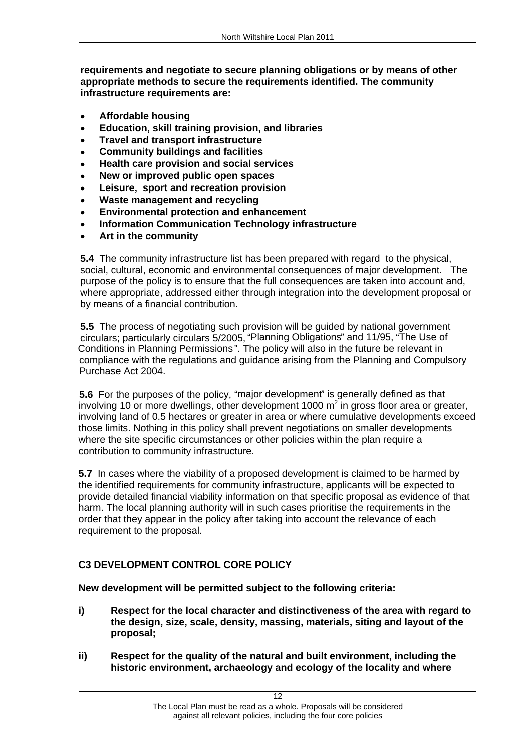**requirements and negotiate to secure planning obligations or by means of other appropriate methods to secure the requirements identified. The community infrastructure requirements are:**

- **Affordable housing**
- **Education, skill training provision, and libraries**
- **Travel and transport infrastructure**
- **Community buildings and facilities**
- **Health care provision and social services**
- **New or improved public open spaces**
- **Leisure, sport and recreation provision**
- **Waste management and recycling**
- **Environmental protection and enhancement**
- **Information Communication Technology infrastructure**
- **Art in the community**

**5.4** The community infrastructure list has been prepared with regard to the physical, social, cultural, economic and environmental consequences of major development. The purpose of the policy is to ensure that the full consequences are taken into account and, where appropriate, addressed either through integration into the development proposal or by means of a financial contribution.

**5.5** The process of negotiating such provision will be guided by national government circulars; particularly circulars 5/2005, "Planning Obligations" and 11/95, "The Use of Conditions in Planning Permissions". The policy will also in the future be relevant in compliance with the regulations and guidance arising from the Planning and Compulsory Purchase Act 2004.

**5.6** For the purposes of the policy, "major development" is generally defined as that involving 10 or more dwellings, other development 1000 $m^2$ in gross floor area or greater, involving land of 0.5 hectares or greater in area or where cumulative developments exceed those limits. Nothing in this policy shall prevent negotiations on smaller developments where the site specific circumstances or other policies within the plan require a contribution to community infrastructure.

**5.7** In cases where the viability of a proposed development is claimed to be harmed by the identified requirements for community infrastructure, applicants will be expected to provide detailed financial viability information on that specific proposal as evidence of that harm. The local planning authority will in such cases prioritise the requirements in the order that they appear in the policy after taking into account the relevance of each requirement to the proposal.

## C3 DEVELOPMENT CONTROL CORE POLICY

**New development will be permitted subject to the following criteria:**

**i) Respect for the local character and distinctiveness of the area with regard to the design, size, scale, density, massing, materials, siting and layout of the proposal;**

**ii) Respect for the quality of the natural and built environment, including the historic environment, archaeology and ecology of the locality and where**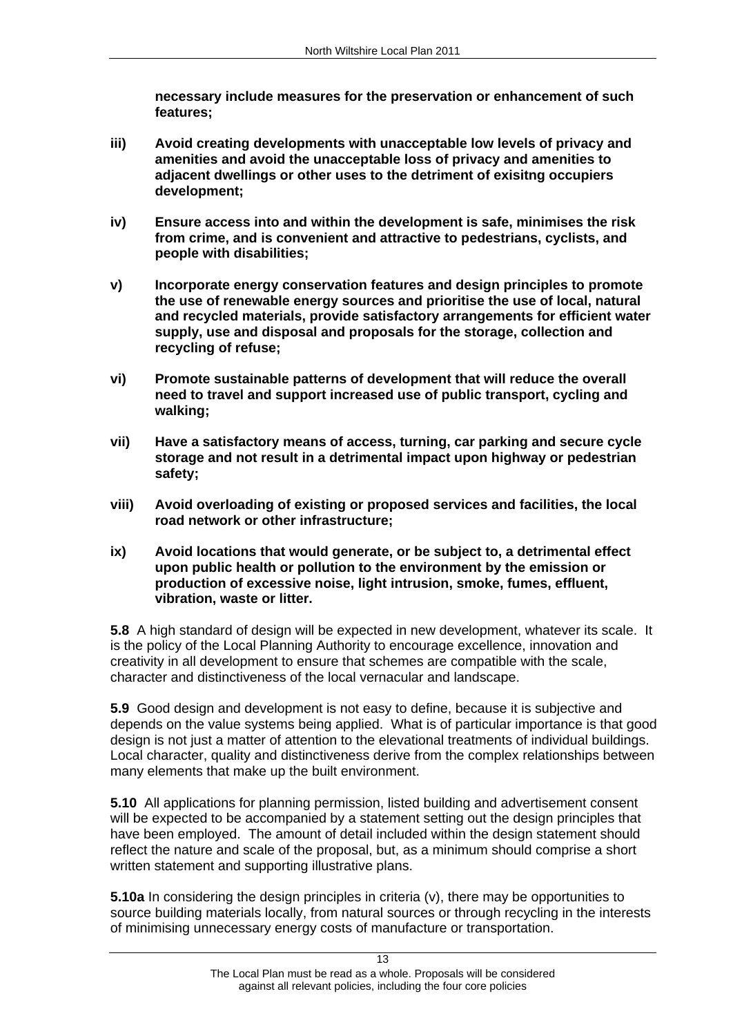**necessary include measures for the preservation or enhancement of such features;**

**iii) Avoid creating developments with unacceptable low levels of privacy and amenities and avoid the unacceptable loss of privacy and amenities to adjacent dwellings or other uses to the detriment of exisitng occupiers development;**

**iv) Ensure access into and within the development is safe, minimises the risk from crime, and is convenient and attractive to pedestrians, cyclists, and people with disabilities;**

**v) Incorporate energy conservation features and design principles to promote the use of renewable energy sources and prioritise the use of local, natural and recycled materials, provide satisfactory arrangements for efficient water supply, use and disposal and proposals for the storage, collection and recycling of refuse;**

**vi) Promote sustainable patterns of development that will reduce the overall need to travel and support increased use of public transport, cycling and walking;**

**vii) Have a satisfactory means of access, turning, car parking and secure cycle storage and not result in a detrimental impact upon highway or pedestrian safety;**

**viii) Avoid overloading of existing or proposed services and facilities, the local road network or other infrastructure;**

**ix) Avoid locations that would generate, or be subject to, a detrimental effect upon public health or pollution to the environment by the emission or production of excessive noise, light intrusion, smoke, fumes, effluent, vibration, waste or litter.**

**5.8** A high standard of design will be expected in new development, whatever its scale. It is the policy of the Local Planning Authority to encourage excellence, innovation and creativity in all development to ensure that schemes are compatible with the scale, character and distinctiveness of the local vernacular and landscape.

**5.9** Good design and development is not easy to define, because it is subjective and depends on the value systems being applied. What is of particular importance is that good design is not just a matter of attention to the elevational treatments of individual buildings. Local character, quality and distinctiveness derive from the complex relationships between many elements that make up the built environment.

**5.10** All applications for planning permission, listed building and advertisement consent will be expected to be accompanied by a statement setting out the design principles that have been employed. The amount of detail included within the design statement should reflect the nature and scale of the proposal, but, as a minimum should comprise a short written statement and supporting illustrative plans.

**5.10a** In considering the design principles in criteria (v), there may be opportunities to source building materials locally, from natural sources or through recycling in the interests of minimising unnecessary energy costs of manufacture or transportation.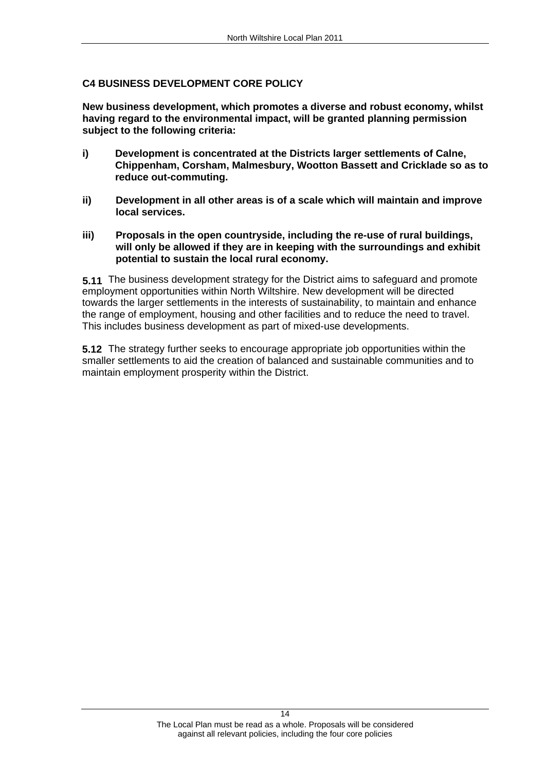## C4 BUSINESS DEVELOPMENT CORE POLICY

**New business development, which promotes a diverse and robust economy, whilst having regard to the environmental impact, will be granted planning permission subject to the following criteria:**

**i) Development is concentrated at the Districts larger settlements of Calne, Chippenham, Corsham, Malmesbury, Wootton Bassett and Cricklade so as to reduce out-commuting.**

**ii) Development in all other areas is of a scale which will maintain and improve local services.**

**iii) Proposals in the open countryside, including the re-use of rural buildings, will only be allowed if they are in keeping with the surroundings and exhibit potential to sustain the local rural economy.**

**5.11** The business development strategy for the District aims to safeguard and promote employment opportunities within North Wiltshire. New development will be directed towards the larger settlements in the interests of sustainability, to maintain and enhance the range of employment, housing and other facilities and to reduce the need to travel. This includes business development as part of mixed-use developments.

**5.12** The strategy further seeks to encourage appropriate job opportunities within the smaller settlements to aid the creation of balanced and sustainable communities and to maintain employment prosperity within the District.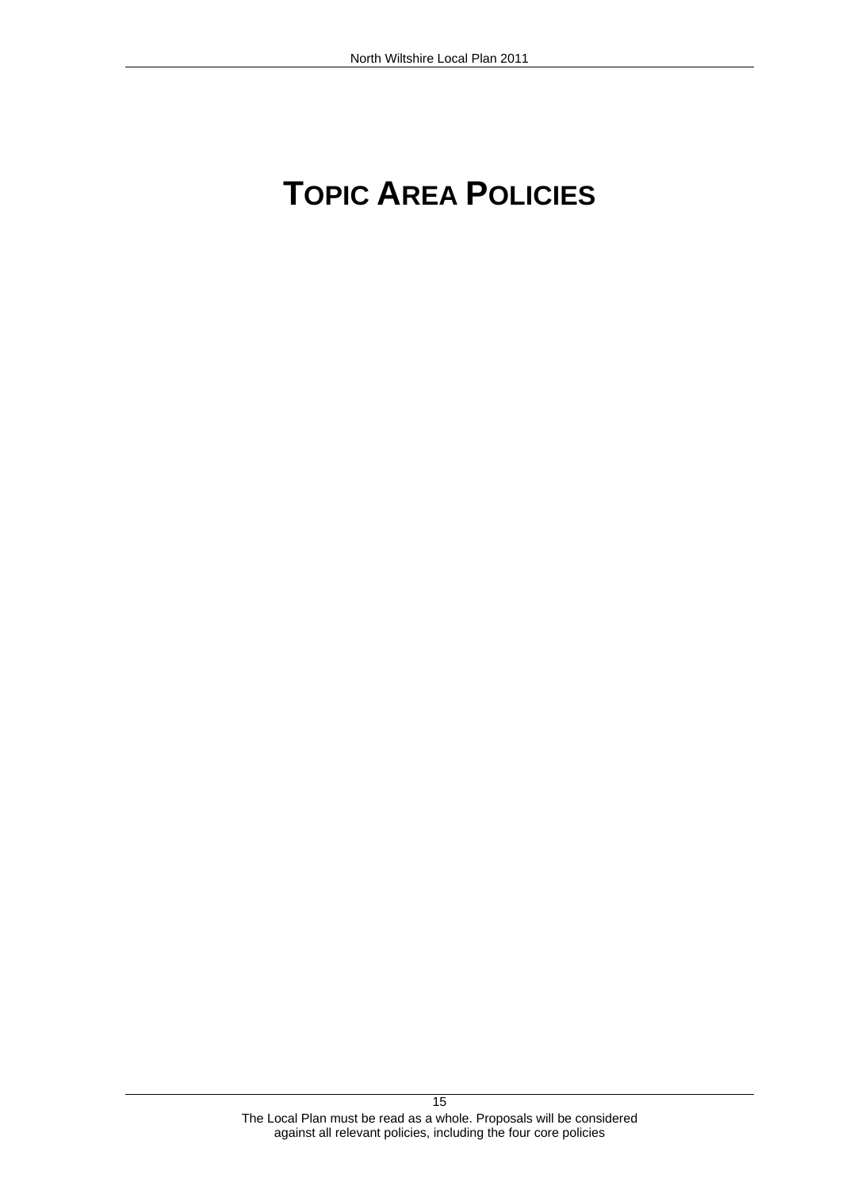# TOPIC AREA POLICIES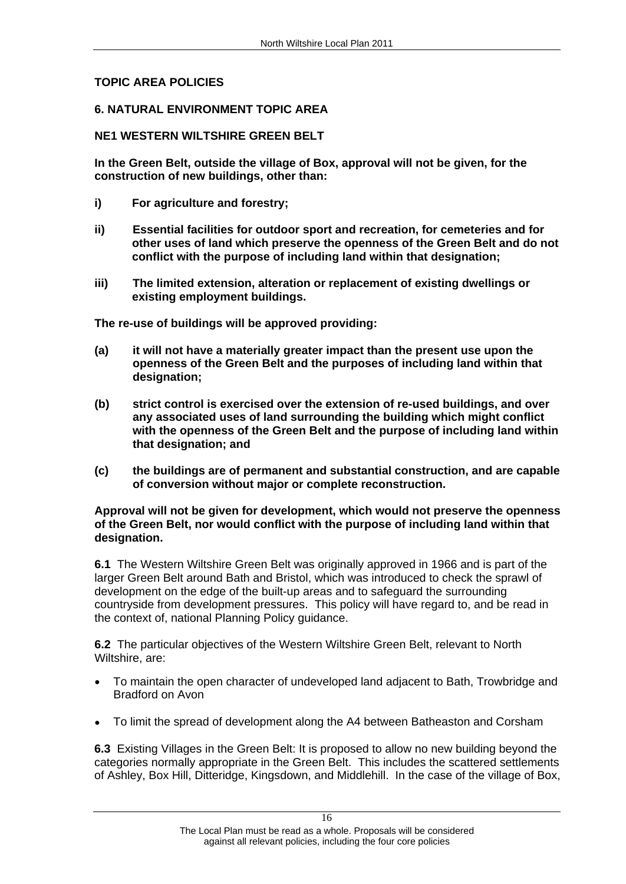## TOPIC AREA POLICIES

## 6. NATURAL ENVIRONMENT TOPIC AREA

### NE1 WESTERN WILTSHIRE GREEN BELT

**In the Green Belt, outside the village of Box, approval will not be given, for the construction of new buildings, other than:**

**i) For agriculture and forestry;**

**ii) Essential facilities for outdoor sport and recreation, for cemeteries and for other uses of land which preserve the openness of the Green Belt and do not conflict with the purpose of including land within that designation;**

**iii) The limited extension, alteration or replacement of existing dwellings or existing employment buildings.**

**The re-use of buildings will be approved providing:**

**(a) it will not have a materially greater impact than the present use upon the openness of the Green Belt and the purposes of including land within that designation;**

**(b) strict control is exercised over the extension of re-used buildings, and over any associated uses of land surrounding the building which might conflict with the openness of the Green Belt and the purpose of including land within that designation; and**

**(c) the buildings are of permanent and substantial construction, and are capable of conversion without major or complete reconstruction.**

**Approval will not be given for development, which would not preserve the openness of the Green Belt, nor would conflict with the purpose of including land within that designation.**

**6.1** The Western Wiltshire Green Belt was originally approved in 1966 and is part of the larger Green Belt around Bath and Bristol, which was introduced to check the sprawl of development on the edge of the built-up areas and to safeguard the surrounding countryside from development pressures. This policy will have regard to, and be read in the context of, national Planning Policy guidance.

**6.2** The particular objectives of the Western Wiltshire Green Belt, relevant to North Wiltshire, are:

- To maintain the open character of undeveloped land adjacent to Bath, Trowbridge and Bradford on Avon
- To limit the spread of development along the A4 between Batheaston and Corsham

**6.3** Existing Villages in the Green Belt: It is proposed to allow no new building beyond the categories normally appropriate in the Green Belt. This includes the scattered settlements of Ashley, Box Hill, Ditteridge, Kingsdown, and Middlehill. In the case of the village of Box,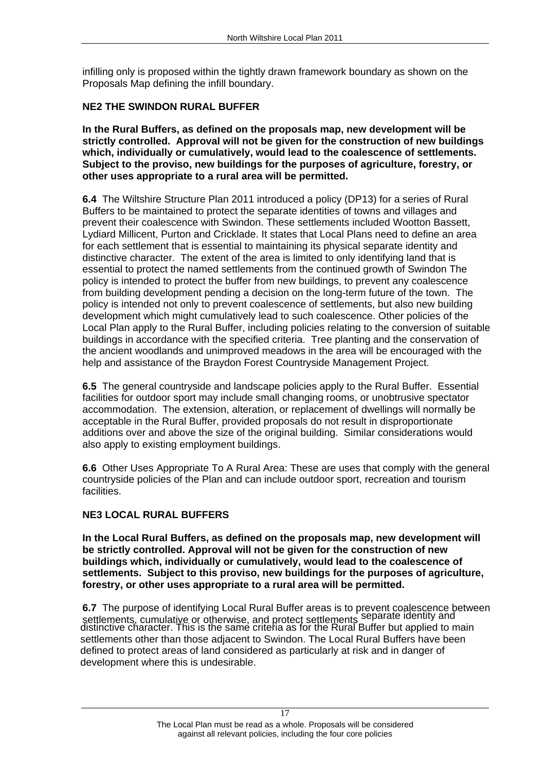infilling only is proposed within the tightly drawn framework boundary as shown on the Proposals Map defining the infill boundary.

### NE2 THE SWINDON RURAL BUFFER

**In the Rural Buffers, as defined on the proposals map, new development will be strictly controlled. Approval will not be given for the construction of new buildings which, individually or cumulatively, would lead to the coalescence of settlements. Subject to the proviso, new buildings for the purposes of agriculture, forestry, or other uses appropriate to a rural area will be permitted.**

**6.4** The Wiltshire Structure Plan 2011 introduced a policy (DP13) for a series of Rural Buffers to be maintained to protect the separate identities of towns and villages and prevent their coalescence with Swindon. These settlements included Wootton Bassett, Lydiard Millicent, Purton and Cricklade. It states that Local Plans need to define an area for each settlement that is essential to maintaining its physical separate identity and distinctive character. The extent of the area is limited to only identifying land that is essential to protect the named settlements from the continued growth of Swindon The policy is intended to protect the buffer from new buildings, to prevent any coalescence from building development pending a decision on the long-term future of the town. The policy is intended not only to prevent coalescence of settlements, but also new building development which might cumulatively lead to such coalescence. Other policies of the Local Plan apply to the Rural Buffer, including policies relating to the conversion of suitable buildings in accordance with the specified criteria. Tree planting and the conservation of the ancient woodlands and unimproved meadows in the area will be encouraged with the help and assistance of the Braydon Forest Countryside Management Project.

**6.5** The general countryside and landscape policies apply to the Rural Buffer. Essential facilities for outdoor sport may include small changing rooms, or unobtrusive spectator accommodation. The extension, alteration, or replacement of dwellings will normally be acceptable in the Rural Buffer, provided proposals do not result in disproportionate additions over and above the size of the original building. Similar considerations would also apply to existing employment buildings.

**6.6** Other Uses Appropriate To A Rural Area: These are uses that comply with the general countryside policies of the Plan and can include outdoor sport, recreation and tourism facilities.

### NE3 LOCAL RURAL BUFFERS

**In the Local Rural Buffers, as defined on the proposals map, new development will be strictly controlled. Approval will not be given for the construction of new buildings which, individually or cumulatively, would lead to the coalescence of settlements. Subject to this proviso, new buildings for the purposes of agriculture, forestry, or other uses appropriate to a rural area will be permitted.**

**6.7** The purpose of identifying Local Rural Buffer areas is to prevent coalescence between settlements, cumulative or otherwise, and protect settlements separate identity and distinctive character. This is the same criteria as for the Rural Buffer but applied to main settlements other than those adjacent to Swindon. The Local Rural Buffers have been defined to protect areas of land considered as particularly at risk and in danger of development where this is undesirable.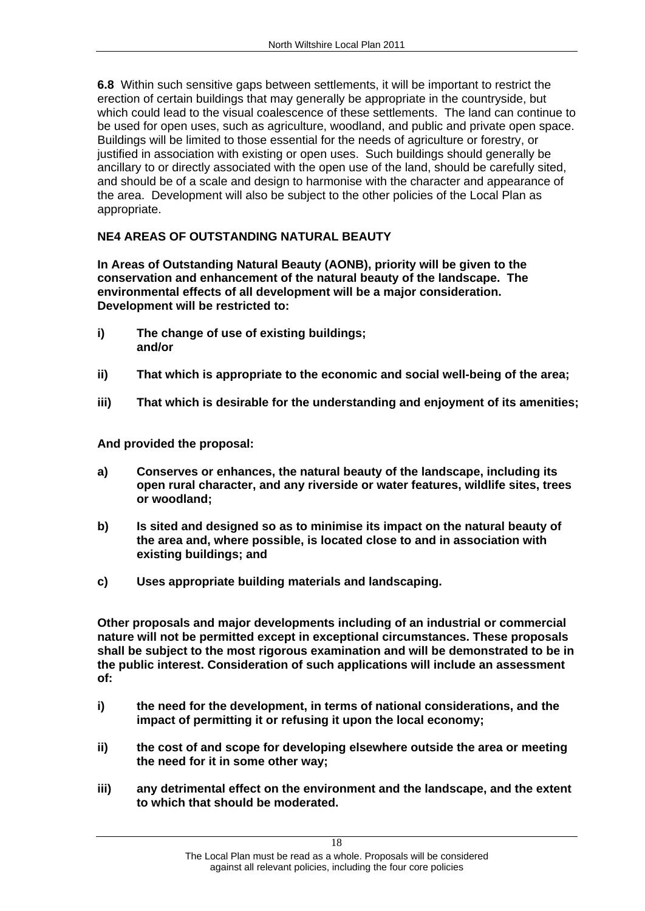**6.8** Within such sensitive gaps between settlements, it will be important to restrict the erection of certain buildings that may generally be appropriate in the countryside, but which could lead to the visual coalescence of these settlements. The land can continue to be used for open uses, such as agriculture, woodland, and public and private open space. Buildings will be limited to those essential for the needs of agriculture or forestry, or justified in association with existing or open uses. Such buildings should generally be ancillary to or directly associated with the open use of the land, should be carefully sited, and should be of a scale and design to harmonise with the character and appearance of the area. Development will also be subject to the other policies of the Local Plan as appropriate.

### NE4 AREAS OF OUTSTANDING NATURAL BEAUTY

**In Areas of Outstanding Natural Beauty (AONB), priority will be given to the conservation and enhancement of the natural beauty of the landscape. The environmental effects of all development will be a major consideration. Development will be restricted to:**

**i) The change of use of existing buildings; and/or**

**ii) That which is appropriate to the economic and social well-being of the area;**

**iii) That which is desirable for the understanding and enjoyment of its amenities;**

**And provided the proposal:**

**a) Conserves or enhances, the natural beauty of the landscape, including its open rural character, and any riverside or water features, wildlife sites, trees or woodland;**

**b) Is sited and designed so as to minimise its impact on the natural beauty of the area and, where possible, is located close to and in association with existing buildings; and**

**c) Uses appropriate building materials and landscaping.**

**Other proposals and major developments including of an industrial or commercial nature will not be permitted except in exceptional circumstances. These proposals shall be subject to the most rigorous examination and will be demonstrated to be in the public interest. Consideration of such applications will include an assessment of:**

**i) the need for the development, in terms of national considerations, and the impact of permitting it or refusing it upon the local economy;**

**ii) the cost of and scope for developing elsewhere outside the area or meeting the need for it in some other way;**

**iii) any detrimental effect on the environment and the landscape, and the extent to which that should be moderated.**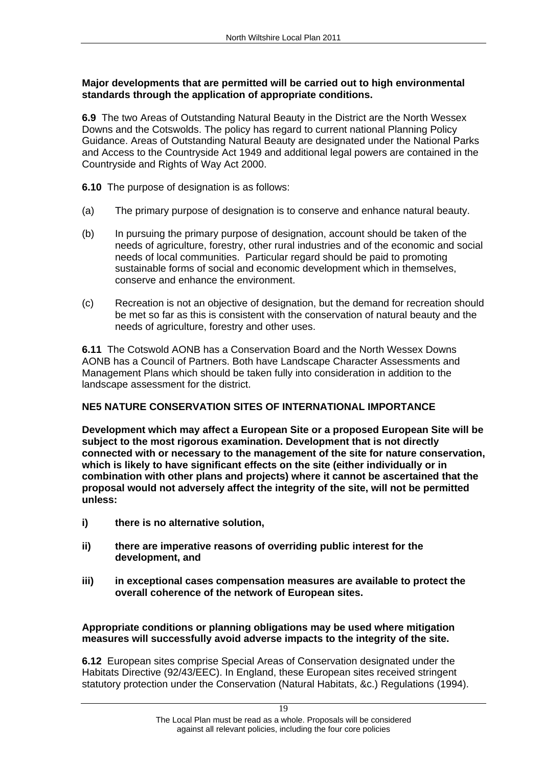**Major developments that are permitted will be carried out to high environmental standards through the application of appropriate conditions.**

**6.9** The two Areas of Outstanding Natural Beauty in the District are the North Wessex Downs and the Cotswolds. The policy has regard to current national Planning Policy Guidance. Areas of Outstanding Natural Beauty are designated under the National Parks and Access to the Countryside Act 1949 and additional legal powers are contained in the Countryside and Rights of Way Act 2000.

**6.10** The purpose of designation is as follows:

(a) The primary purpose of designation is to conserve and enhance natural beauty.

(b) In pursuing the primary purpose of designation, account should be taken of the needs of agriculture, forestry, other rural industries and of the economic and social needs of local communities. Particular regard should be paid to promoting sustainable forms of social and economic development which in themselves, conserve and enhance the environment.

(c) Recreation is not an objective of designation, but the demand for recreation should be met so far as this is consistent with the conservation of natural beauty and the needs of agriculture, forestry and other uses.

**6.11** The Cotswold AONB has a Conservation Board and the North Wessex Downs AONB has a Council of Partners. Both have Landscape Character Assessments and Management Plans which should be taken fully into consideration in addition to the landscape assessment for the district.

**NE5 NATURE CONSERVATION SITES OF INTERNATIONAL IMPORTANCE**

**Development which may affect a European Site or a proposed European Site will be subject to the most rigorous examination. Development that is not directly connected with or necessary to the management of the site for nature conservation, which is likely to have significant effects on the site (either individually or in combination with other plans and projects) where it cannot be ascertained that the proposal would not adversely affect the integrity of the site, will not be permitted unless:**

**i) there is no alternative solution,**

**ii) there are imperative reasons of overriding public interest for the development, and**

**iii) in exceptional cases compensation measures are available to protect the overall coherence of the network of European sites.**

**Appropriate conditions or planning obligations may be used where mitigation measures will successfully avoid adverse impacts to the integrity of the site.**

**6.12** European sites comprise Special Areas of Conservation designated under the Habitats Directive (92/43/EEC). In England, these European sites received stringent statutory protection under the Conservation (Natural Habitats, &c.) Regulations (1994).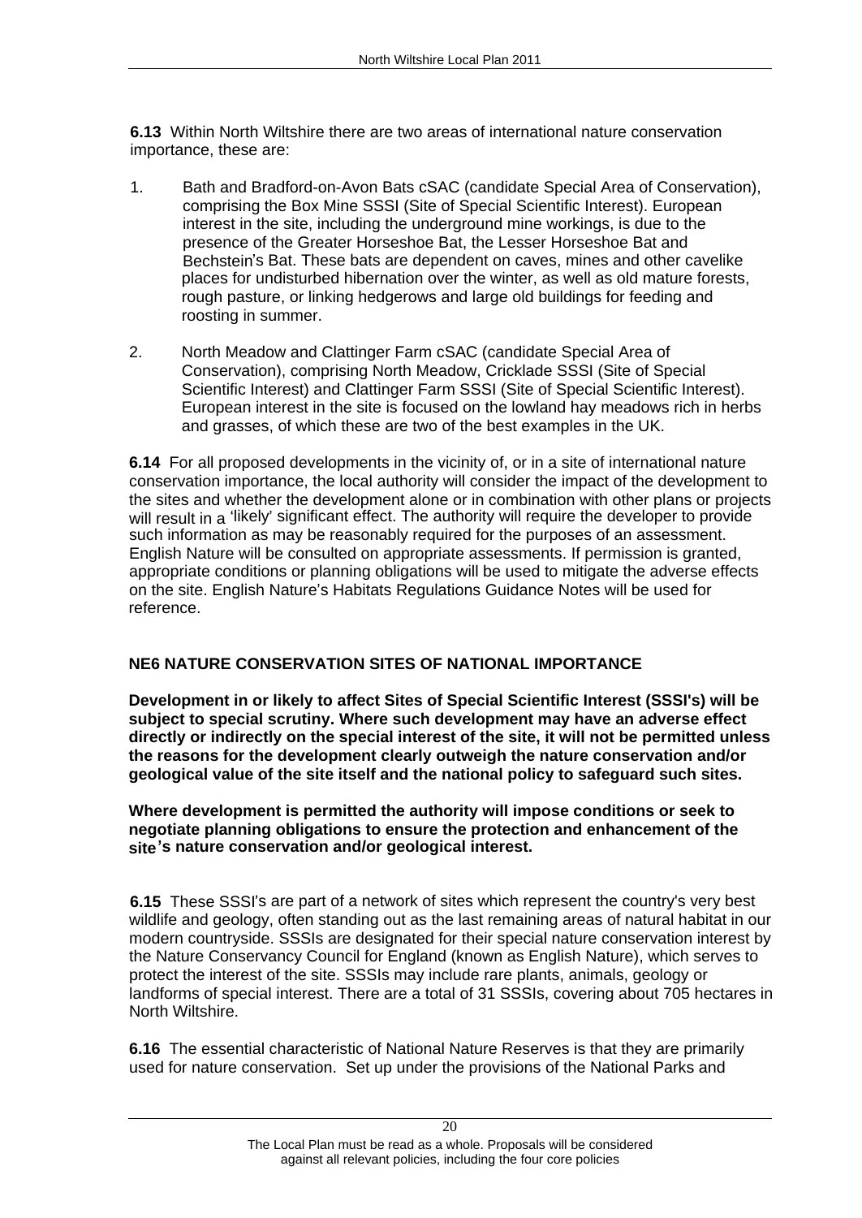**6.13** Within North Wiltshire there are two areas of international nature conservation importance, these are:

1. Bath and Bradford-on-Avon Bats cSAC (candidate Special Area of Conservation), comprising the Box Mine SSSI (Site of Special Scientific Interest). European interest in the site, including the underground mine workings, is due to the presence of the Greater Horseshoe Bat, the Lesser Horseshoe Bat and Bechstein's Bat. These bats are dependent on caves, mines and other cavelike places for undisturbed hibernation over the winter, as well as old mature forests, rough pasture, or linking hedgerows and large old buildings for feeding and roosting in summer.

2. North Meadow and Clattinger Farm cSAC (candidate Special Area of Conservation), comprising North Meadow, Cricklade SSSI (Site of Special Scientific Interest) and Clattinger Farm SSSI (Site of Special Scientific Interest). European interest in the site is focused on the lowland hay meadows rich in herbs and grasses, of which these are two of the best examples in the UK.

**6.14** For all proposed developments in the vicinity of, or in a site of international nature conservation importance, the local authority will consider the impact of the development to the sites and whether the development alone or in combination with other plans or projects will result in a 'likely' significant effect. The authority will require the developer to provide such information as may be reasonably required for the purposes of an assessment. English Nature will be consulted on appropriate assessments. If permission is granted, appropriate conditions or planning obligations will be used to mitigate the adverse effects on the site. English Nature's Habitats Regulations Guidance Notes will be used for reference.

### NE6 NATURE CONSERVATION SITES OF NATIONAL IMPORTANCE

**Development in or likely to affect Sites of Special Scientific Interest (SSSI's) will be subject to special scrutiny. Where such development may have an adverse effect directly or indirectly on the special interest of the site, it will not be permitted unless the reasons for the development clearly outweigh the nature conservation and/or geological value of the site itself and the national policy to safeguard such sites.**

**Where development is permitted the authority will impose conditions or seek to negotiate planning obligations to ensure the protection and enhancement of the site's nature conservation and/or geological interest.**

**6.15** These SSSI's are part of a network of sites which represent the country's very best wildlife and geology, often standing out as the last remaining areas of natural habitat in our modern countryside. SSSIs are designated for their special nature conservation interest by the Nature Conservancy Council for England (known as English Nature), which serves to protect the interest of the site. SSSIs may include rare plants, animals, geology or landforms of special interest. There are a total of 31 SSSIs, covering about 705 hectares in North Wiltshire.

**6.16** The essential characteristic of National Nature Reserves is that they are primarily used for nature conservation. Set up under the provisions of the National Parks and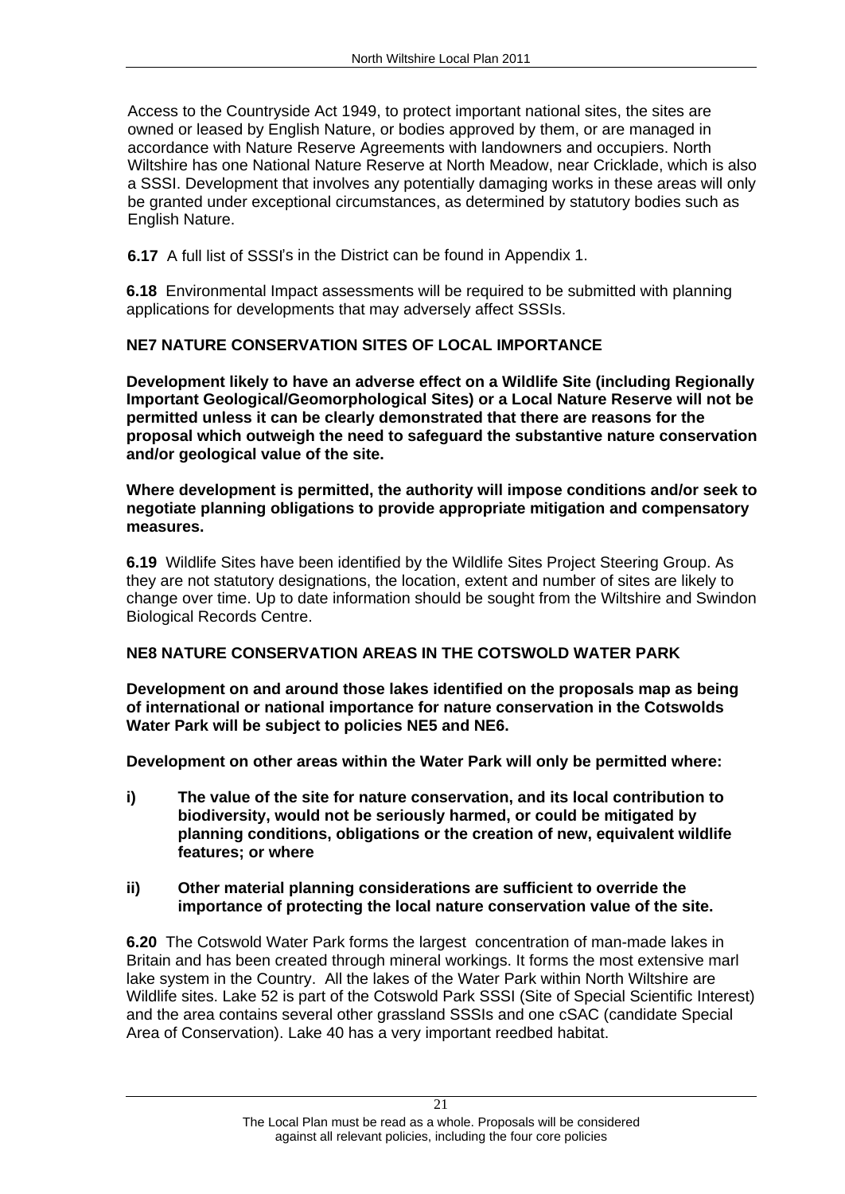Access to the Countryside Act 1949, to protect important national sites, the sites are owned or leased by English Nature, or bodies approved by them, or are managed in accordance with Nature Reserve Agreements with landowners and occupiers. North Wiltshire has one National Nature Reserve at North Meadow, near Cricklade, which is also a SSSI. Development that involves any potentially damaging works in these areas will only be granted under exceptional circumstances, as determined by statutory bodies such as English Nature.

**6.17** A full list of SSSI's in the District can be found in Appendix 1.

**6.18** Environmental Impact assessments will be required to be submitted with planning applications for developments that may adversely affect SSSIs.

### NE7 NATURE CONSERVATION SITES OF LOCAL IMPORTANCE

**Development likely to have an adverse effect on a Wildlife Site (including Regionally Important Geological/Geomorphological Sites) or a Local Nature Reserve will not be permitted unless it can be clearly demonstrated that there are reasons for the proposal which outweigh the need to safeguard the substantive nature conservation and/or geological value of the site.**

**Where development is permitted, the authority will impose conditions and/or seek to negotiate planning obligations to provide appropriate mitigation and compensatory measures.**

**6.19** Wildlife Sites have been identified by the Wildlife Sites Project Steering Group. As they are not statutory designations, the location, extent and number of sites are likely to change over time. Up to date information should be sought from the Wiltshire and Swindon Biological Records Centre.

### NE8 NATURE CONSERVATION AREAS IN THE COTSWOLD WATER PARK

**Development on and around those lakes identified on the proposals map as being of international or national importance for nature conservation in the Cotswolds Water Park will be subject to policies NE5 and NE6.**

**Development on other areas within the Water Park will only be permitted where:**

**i) The value of the site for nature conservation, and its local contribution to biodiversity, would not be seriously harmed, or could be mitigated by planning conditions, obligations or the creation of new, equivalent wildlife features; or where**

**ii) Other material planning considerations are sufficient to override the importance of protecting the local nature conservation value of the site.**

**6.20** The Cotswold Water Park forms the largest concentration of man-made lakes in Britain and has been created through mineral workings. It forms the most extensive marl lake system in the Country. All the lakes of the Water Park within North Wiltshire are Wildlife sites. Lake 52 is part of the Cotswold Park SSSI (Site of Special Scientific Interest) and the area contains several other grassland SSSIs and one cSAC (candidate Special Area of Conservation). Lake 40 has a very important reedbed habitat.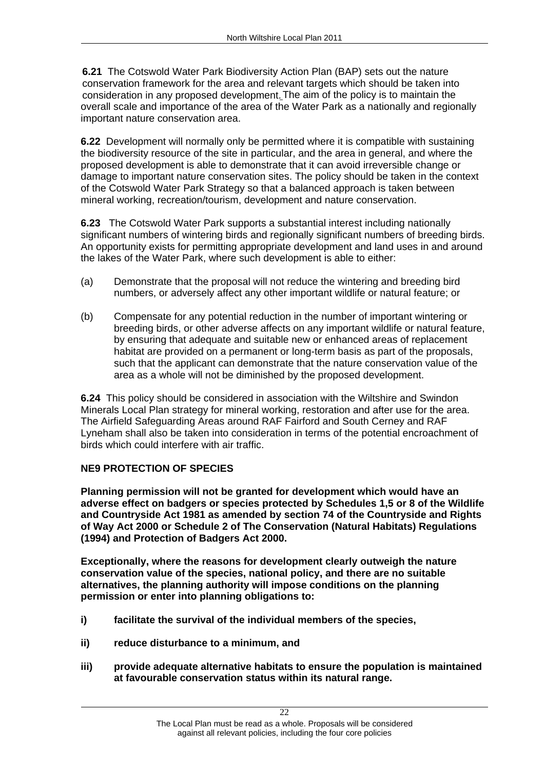**6.21** The Cotswold Water Park Biodiversity Action Plan (BAP) sets out the nature conservation framework for the area and relevant targets which should be taken into consideration in any proposed development. The aim of the policy is to maintain the overall scale and importance of the area of the Water Park as a nationally and regionally important nature conservation area.

**6.22** Development will normally only be permitted where it is compatible with sustaining the biodiversity resource of the site in particular, and the area in general, and where the proposed development is able to demonstrate that it can avoid irreversible change or damage to important nature conservation sites. The policy should be taken in the context of the Cotswold Water Park Strategy so that a balanced approach is taken between mineral working, recreation/tourism, development and nature conservation.

**6.23** The Cotswold Water Park supports a substantial interest including nationally significant numbers of wintering birds and regionally significant numbers of breeding birds. An opportunity exists for permitting appropriate development and land uses in and around the lakes of the Water Park, where such development is able to either:

(a) Demonstrate that the proposal will not reduce the wintering and breeding bird numbers, or adversely affect any other important wildlife or natural feature; or

(b) Compensate for any potential reduction in the number of important wintering or breeding birds, or other adverse affects on any important wildlife or natural feature, by ensuring that adequate and suitable new or enhanced areas of replacement habitat are provided on a permanent or long-term basis as part of the proposals, such that the applicant can demonstrate that the nature conservation value of the area as a whole will not be diminished by the proposed development.

**6.24** This policy should be considered in association with the Wiltshire and Swindon Minerals Local Plan strategy for mineral working, restoration and after use for the area. The Airfield Safeguarding Areas around RAF Fairford and South Cerney and RAF Lyneham shall also be taken into consideration in terms of the potential encroachment of birds which could interfere with air traffic.

### NE9 PROTECTION OF SPECIES

**Planning permission will not be granted for development which would have an adverse effect on badgers or species protected by Schedules 1,5 or 8 of the Wildlife and Countryside Act 1981 as amended by section 74 of the Countryside and Rights of Way Act 2000 or Schedule 2 of The Conservation (Natural Habitats) Regulations (1994) and Protection of Badgers Act 2000.**

**Exceptionally, where the reasons for development clearly outweigh the nature conservation value of the species, national policy, and there are no suitable alternatives, the planning authority will impose conditions on the planning permission or enter into planning obligations to:**

**i) facilitate the survival of the individual members of the species,**

**ii) reduce disturbance to a minimum, and**

**iii) provide adequate alternative habitats to ensure the population is maintained at favourable conservation status within its natural range.**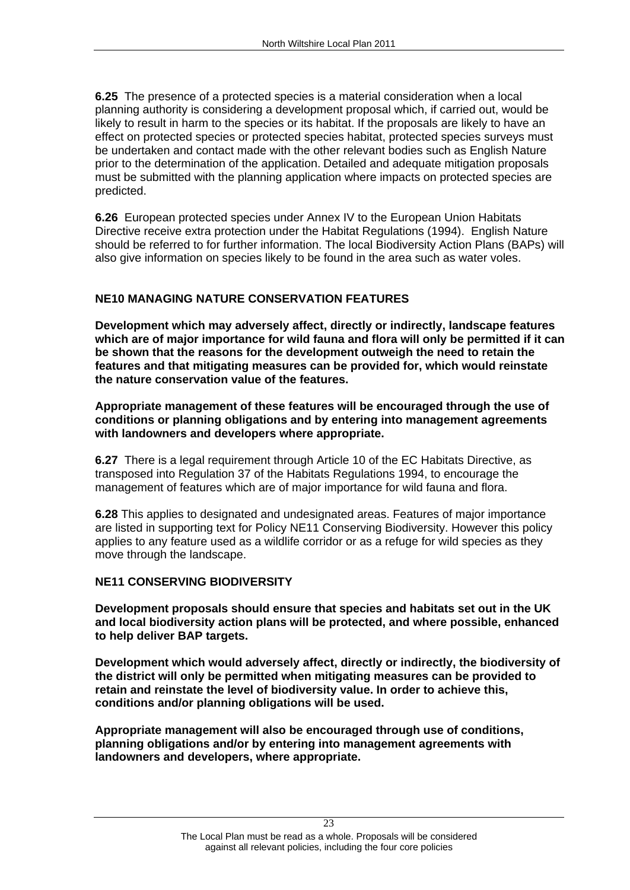**6.25** The presence of a protected species is a material consideration when a local planning authority is considering a development proposal which, if carried out, would be likely to result in harm to the species or its habitat. If the proposals are likely to have an effect on protected species or protected species habitat, protected species surveys must be undertaken and contact made with the other relevant bodies such as English Nature prior to the determination of the application. Detailed and adequate mitigation proposals must be submitted with the planning application where impacts on protected species are predicted.

**6.26** European protected species under Annex IV to the European Union Habitats Directive receive extra protection under the Habitat Regulations (1994). English Nature should be referred to for further information. The local Biodiversity Action Plans (BAPs) will also give information on species likely to be found in the area such as water voles.

### NE10 MANAGING NATURE CONSERVATION FEATURES

**Development which may adversely affect, directly or indirectly, landscape features which are of major importance for wild fauna and flora will only be permitted if it can be shown that the reasons for the development outweigh the need to retain the features and that mitigating measures can be provided for, which would reinstate the nature conservation value of the features.**

**Appropriate management of these features will be encouraged through the use of conditions or planning obligations and by entering into management agreements with landowners and developers where appropriate.**

**6.27** There is a legal requirement through Article 10 of the EC Habitats Directive, as transposed into Regulation 37 of the Habitats Regulations 1994, to encourage the management of features which are of major importance for wild fauna and flora.

**6.28** This applies to designated and undesignated areas. Features of major importance are listed in supporting text for Policy NE11 Conserving Biodiversity. However this policy applies to any feature used as a wildlife corridor or as a refuge for wild species as they move through the landscape.

### NE11 CONSERVING BIODIVERSITY

**Development proposals should ensure that species and habitats set out in the UK and local biodiversity action plans will be protected, and where possible, enhanced to help deliver BAP targets.**

**Development which would adversely affect, directly or indirectly, the biodiversity of the district will only be permitted when mitigating measures can be provided to retain and reinstate the level of biodiversity value. In order to achieve this, conditions and/or planning obligations will be used.**

**Appropriate management will also be encouraged through use of conditions, planning obligations and/or by entering into management agreements with landowners and developers, where appropriate.**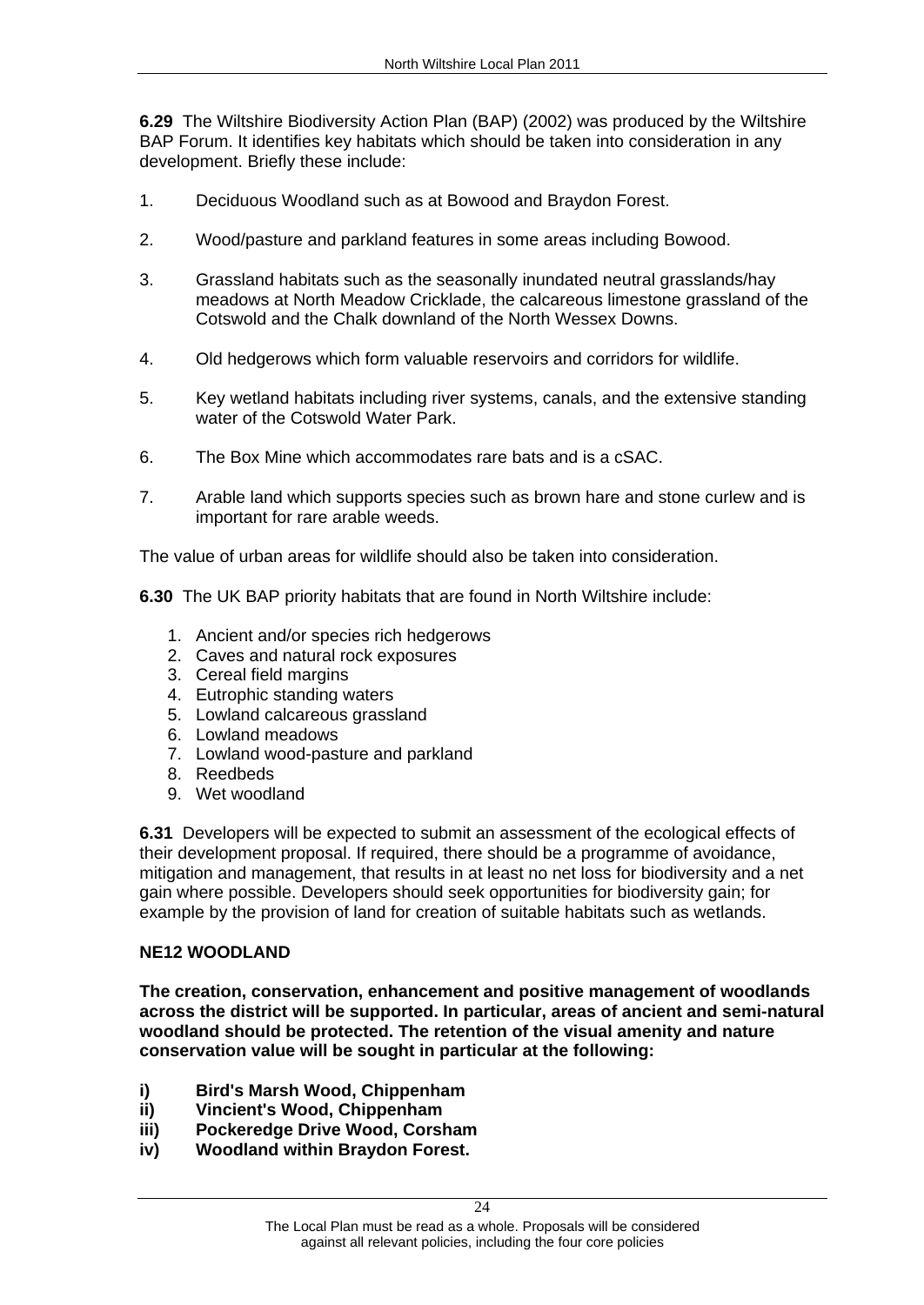**6.29** The Wiltshire Biodiversity Action Plan (BAP) (2002) was produced by the Wiltshire BAP Forum. It identifies key habitats which should be taken into consideration in any development. Briefly these include:

1. Deciduous Woodland such as at Bowood and Braydon Forest.

2. Wood/pasture and parkland features in some areas including Bowood.

3. Grassland habitats such as the seasonally inundated neutral grasslands/hay meadows at North Meadow Cricklade, the calcareous limestone grassland of the Cotswold and the Chalk downland of the North Wessex Downs.

4. Old hedgerows which form valuable reservoirs and corridors for wildlife.

5. Key wetland habitats including river systems, canals, and the extensive standing water of the Cotswold Water Park.

6. The Box Mine which accommodates rare bats and is a cSAC.

7. Arable land which supports species such as brown hare and stone curlew and is important for rare arable weeds.

The value of urban areas for wildlife should also be taken into consideration.

**6.30** The UK BAP priority habitats that are found in North Wiltshire include:

1. Ancient and/or species rich hedgerows
2. Caves and natural rock exposures
3. Cereal field margins
4. Eutrophic standing waters
5. Lowland calcareous grassland
6. Lowland meadows
7. Lowland wood-pasture and parkland
8. Reedbeds
9. Wet woodland

**6.31** Developers will be expected to submit an assessment of the ecological effects of their development proposal. If required, there should be a programme of avoidance, mitigation and management, that results in at least no net loss for biodiversity and a net gain where possible. Developers should seek opportunities for biodiversity gain; for example by the provision of land for creation of suitable habitats such as wetlands.

**NE12 WOODLAND**

**The creation, conservation, enhancement and positive management of woodlands across the district will be supported. In particular, areas of ancient and semi-natural woodland should be protected. The retention of the visual amenity and nature conservation value will be sought in particular at the following:**

**i) Bird's Marsh Wood, Chippenham**
**ii) Vincient's Wood, Chippenham**
**iii) Pockeredge Drive Wood, Corsham**
**iv) Woodland within Braydon Forest.**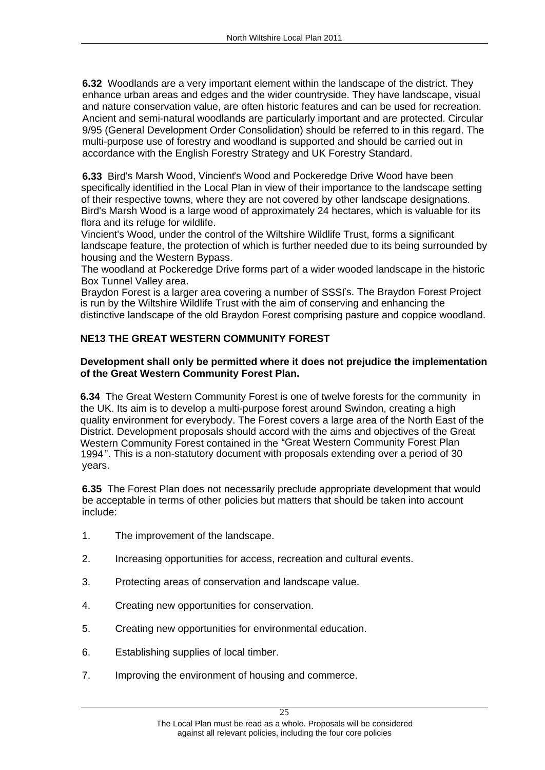**6.32** Woodlands are a very important element within the landscape of the district. They enhance urban areas and edges and the wider countryside. They have landscape, visual and nature conservation value, are often historic features and can be used for recreation. Ancient and semi-natural woodlands are particularly important and are protected. Circular 9/95 (General Development Order Consolidation) should be referred to in this regard. The multi-purpose use of forestry and woodland is supported and should be carried out in accordance with the English Forestry Strategy and UK Forestry Standard.

**6.33** Bird's Marsh Wood, Vincient's Wood and Pockeredge Drive Wood have been specifically identified in the Local Plan in view of their importance to the landscape setting of their respective towns, where they are not covered by other landscape designations. Bird's Marsh Wood is a large wood of approximately 24 hectares, which is valuable for its flora and its refuge for wildlife.
Vincient's Wood, under the control of the Wiltshire Wildlife Trust, forms a significant landscape feature, the protection of which is further needed due to its being surrounded by housing and the Western Bypass.
The woodland at Pockeredge Drive forms part of a wider wooded landscape in the historic Box Tunnel Valley area.
Braydon Forest is a larger area covering a number of SSSI's. The Braydon Forest Project is run by the Wiltshire Wildlife Trust with the aim of conserving and enhancing the distinctive landscape of the old Braydon Forest comprising pasture and coppice woodland.

## NE13 THE GREAT WESTERN COMMUNITY FOREST

**Development shall only be permitted where it does not prejudice the implementation of the Great Western Community Forest Plan.**

**6.34** The Great Western Community Forest is one of twelve forests for the community in the UK. Its aim is to develop a multi-purpose forest around Swindon, creating a high quality environment for everybody. The Forest covers a large area of the North East of the District. Development proposals should accord with the aims and objectives of the Great Western Community Forest contained in the "Great Western Community Forest Plan 1994". This is a non-statutory document with proposals extending over a period of 30 years.

**6.35** The Forest Plan does not necessarily preclude appropriate development that would be acceptable in terms of other policies but matters that should be taken into account include:

1. The improvement of the landscape.
2. Increasing opportunities for access, recreation and cultural events.
3. Protecting areas of conservation and landscape value.
4. Creating new opportunities for conservation.
5. Creating new opportunities for environmental education.
6. Establishing supplies of local timber.
7. Improving the environment of housing and commerce.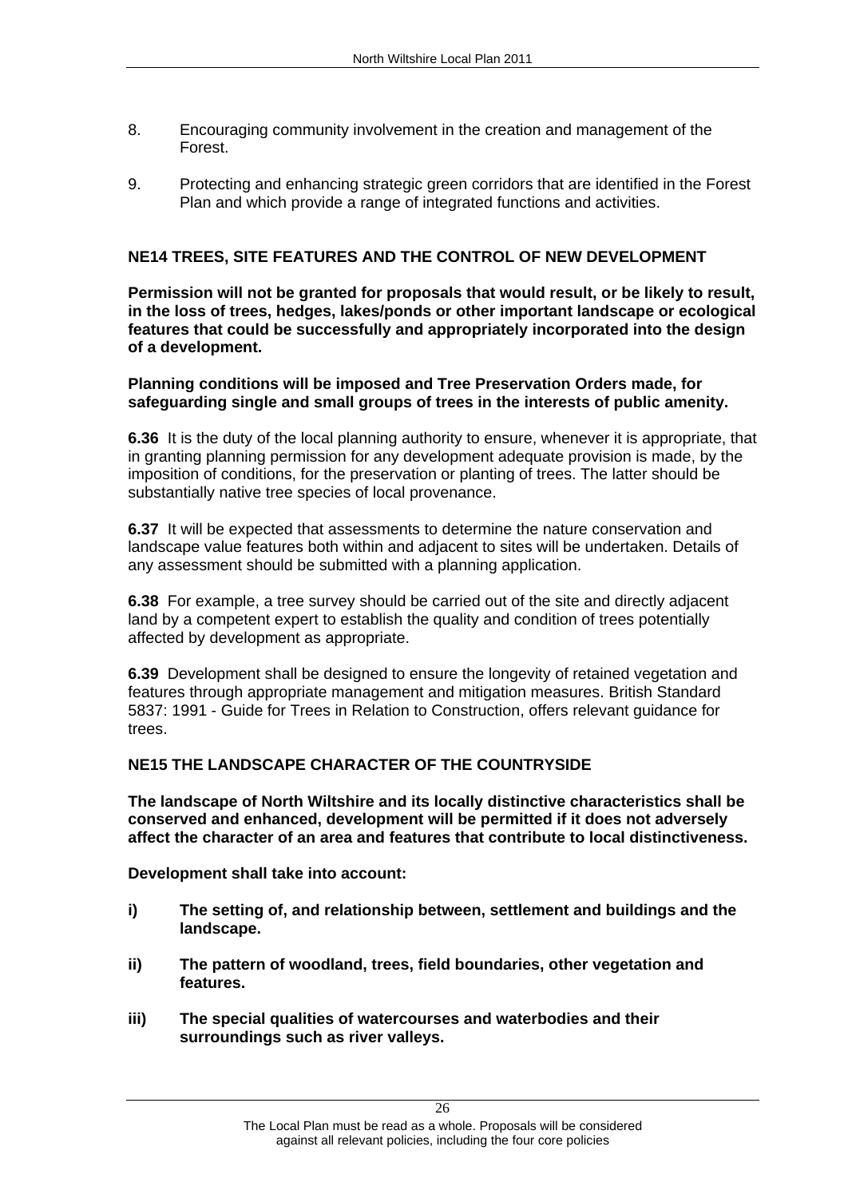8. Encouraging community involvement in the creation and management of the Forest.

9. Protecting and enhancing strategic green corridors that are identified in the Forest Plan and which provide a range of integrated functions and activities.

### NE14 TREES, SITE FEATURES AND THE CONTROL OF NEW DEVELOPMENT

**Permission will not be granted for proposals that would result, or be likely to result, in the loss of trees, hedges, lakes/ponds or other important landscape or ecological features that could be successfully and appropriately incorporated into the design of a development.**

**Planning conditions will be imposed and Tree Preservation Orders made, for safeguarding single and small groups of trees in the interests of public amenity.**

**6.36** It is the duty of the local planning authority to ensure, whenever it is appropriate, that in granting planning permission for any development adequate provision is made, by the imposition of conditions, for the preservation or planting of trees. The latter should be substantially native tree species of local provenance.

**6.37** It will be expected that assessments to determine the nature conservation and landscape value features both within and adjacent to sites will be undertaken. Details of any assessment should be submitted with a planning application.

**6.38** For example, a tree survey should be carried out of the site and directly adjacent land by a competent expert to establish the quality and condition of trees potentially affected by development as appropriate.

**6.39** Development shall be designed to ensure the longevity of retained vegetation and features through appropriate management and mitigation measures. British Standard 5837: 1991 - Guide for Trees in Relation to Construction, offers relevant guidance for trees.

### NE15 THE LANDSCAPE CHARACTER OF THE COUNTRYSIDE

**The landscape of North Wiltshire and its locally distinctive characteristics shall be conserved and enhanced, development will be permitted if it does not adversely affect the character of an area and features that contribute to local distinctiveness.**

**Development shall take into account:**

**i) The setting of, and relationship between, settlement and buildings and the landscape.**

**ii) The pattern of woodland, trees, field boundaries, other vegetation and features.**

**iii) The special qualities of watercourses and waterbodies and their surroundings such as river valleys.**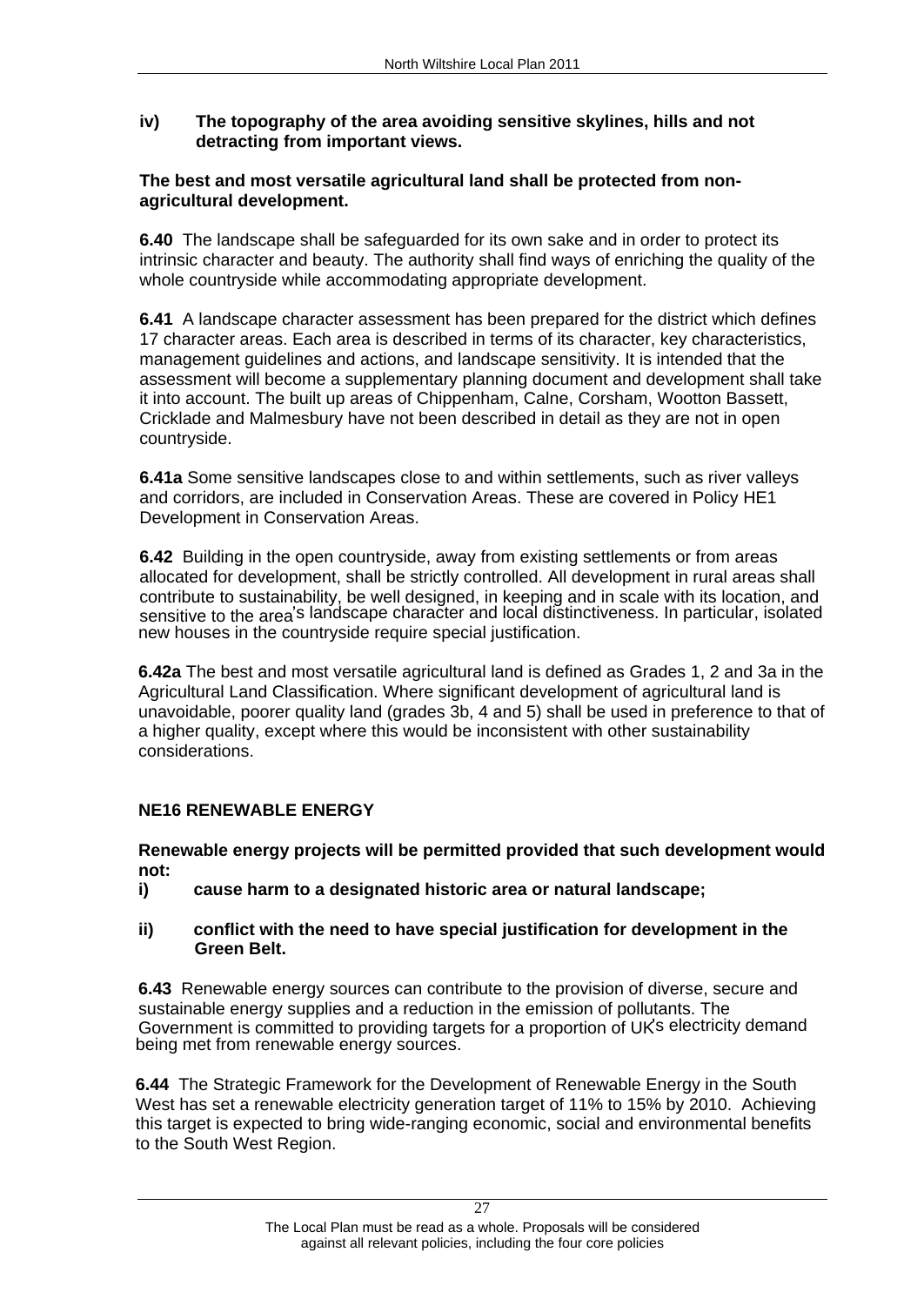**iv) The topography of the area avoiding sensitive skylines, hills and not detracting from important views.**

**The best and most versatile agricultural land shall be protected from non-agricultural development.**

**6.40** The landscape shall be safeguarded for its own sake and in order to protect its intrinsic character and beauty. The authority shall find ways of enriching the quality of the whole countryside while accommodating appropriate development.

**6.41** A landscape character assessment has been prepared for the district which defines 17 character areas. Each area is described in terms of its character, key characteristics, management guidelines and actions, and landscape sensitivity. It is intended that the assessment will become a supplementary planning document and development shall take it into account. The built up areas of Chippenham, Calne, Corsham, Wootton Bassett, Cricklade and Malmesbury have not been described in detail as they are not in open countryside.

**6.41a** Some sensitive landscapes close to and within settlements, such as river valleys and corridors, are included in Conservation Areas. These are covered in Policy HE1 Development in Conservation Areas.

**6.42** Building in the open countryside, away from existing settlements or from areas allocated for development, shall be strictly controlled. All development in rural areas shall contribute to sustainability, be well designed, in keeping and in scale with its location, and sensitive to the area's landscape character and local distinctiveness. In particular, isolated new houses in the countryside require special justification.

**6.42a** The best and most versatile agricultural land is defined as Grades 1, 2 and 3a in the Agricultural Land Classification. Where significant development of agricultural land is unavoidable, poorer quality land (grades 3b, 4 and 5) shall be used in preference to that of a higher quality, except where this would be inconsistent with other sustainability considerations.

## NE16 RENEWABLE ENERGY

**Renewable energy projects will be permitted provided that such development would not:**

**i) cause harm to a designated historic area or natural landscape;**

**ii) conflict with the need to have special justification for development in the Green Belt.**

**6.43** Renewable energy sources can contribute to the provision of diverse, secure and sustainable energy supplies and a reduction in the emission of pollutants. The Government is committed to providing targets for a proportion of UK's electricity demand being met from renewable energy sources.

**6.44** The Strategic Framework for the Development of Renewable Energy in the South West has set a renewable electricity generation target of 11% to 15% by 2010. Achieving this target is expected to bring wide-ranging economic, social and environmental benefits to the South West Region.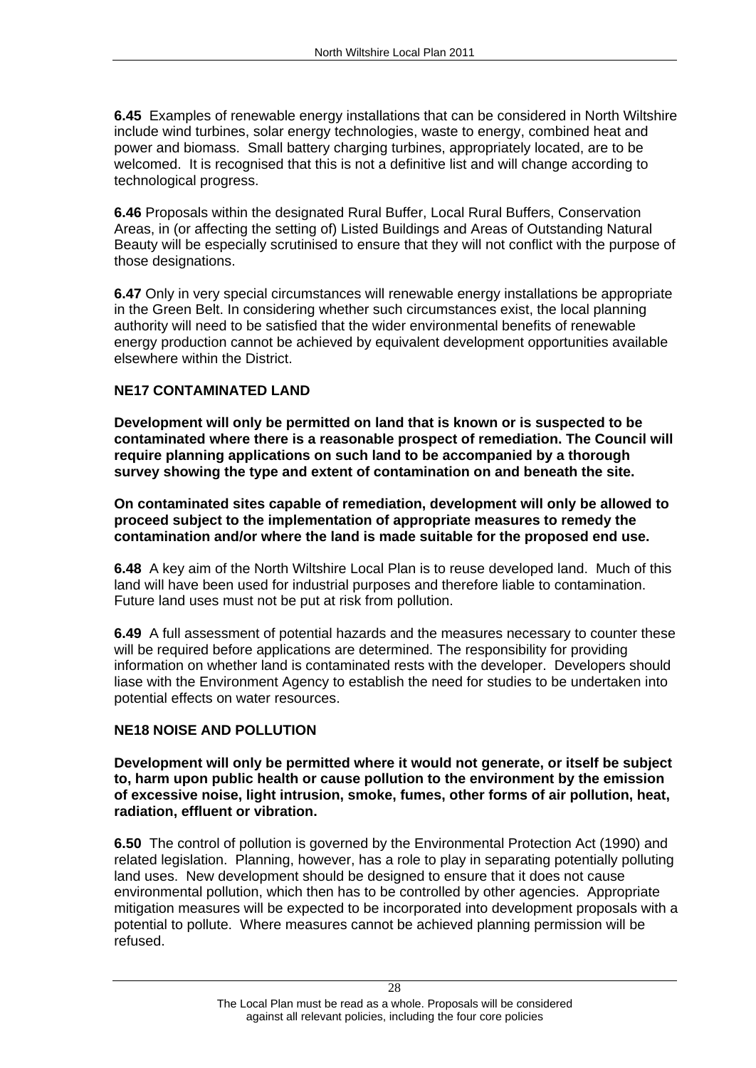**6.45** Examples of renewable energy installations that can be considered in North Wiltshire include wind turbines, solar energy technologies, waste to energy, combined heat and power and biomass. Small battery charging turbines, appropriately located, are to be welcomed. It is recognised that this is not a definitive list and will change according to technological progress.

**6.46** Proposals within the designated Rural Buffer, Local Rural Buffers, Conservation Areas, in (or affecting the setting of) Listed Buildings and Areas of Outstanding Natural Beauty will be especially scrutinised to ensure that they will not conflict with the purpose of those designations.

**6.47** Only in very special circumstances will renewable energy installations be appropriate in the Green Belt. In considering whether such circumstances exist, the local planning authority will need to be satisfied that the wider environmental benefits of renewable energy production cannot be achieved by equivalent development opportunities available elsewhere within the District.

### NE17 CONTAMINATED LAND

**Development will only be permitted on land that is known or is suspected to be contaminated where there is a reasonable prospect of remediation. The Council will require planning applications on such land to be accompanied by a thorough survey showing the type and extent of contamination on and beneath the site.**

**On contaminated sites capable of remediation, development will only be allowed to proceed subject to the implementation of appropriate measures to remedy the contamination and/or where the land is made suitable for the proposed end use.**

**6.48** A key aim of the North Wiltshire Local Plan is to reuse developed land. Much of this land will have been used for industrial purposes and therefore liable to contamination. Future land uses must not be put at risk from pollution.

**6.49** A full assessment of potential hazards and the measures necessary to counter these will be required before applications are determined. The responsibility for providing information on whether land is contaminated rests with the developer. Developers should liase with the Environment Agency to establish the need for studies to be undertaken into potential effects on water resources.

### NE18 NOISE AND POLLUTION

**Development will only be permitted where it would not generate, or itself be subject to, harm upon public health or cause pollution to the environment by the emission of excessive noise, light intrusion, smoke, fumes, other forms of air pollution, heat, radiation, effluent or vibration.**

**6.50** The control of pollution is governed by the Environmental Protection Act (1990) and related legislation. Planning, however, has a role to play in separating potentially polluting land uses. New development should be designed to ensure that it does not cause environmental pollution, which then has to be controlled by other agencies. Appropriate mitigation measures will be expected to be incorporated into development proposals with a potential to pollute. Where measures cannot be achieved planning permission will be refused.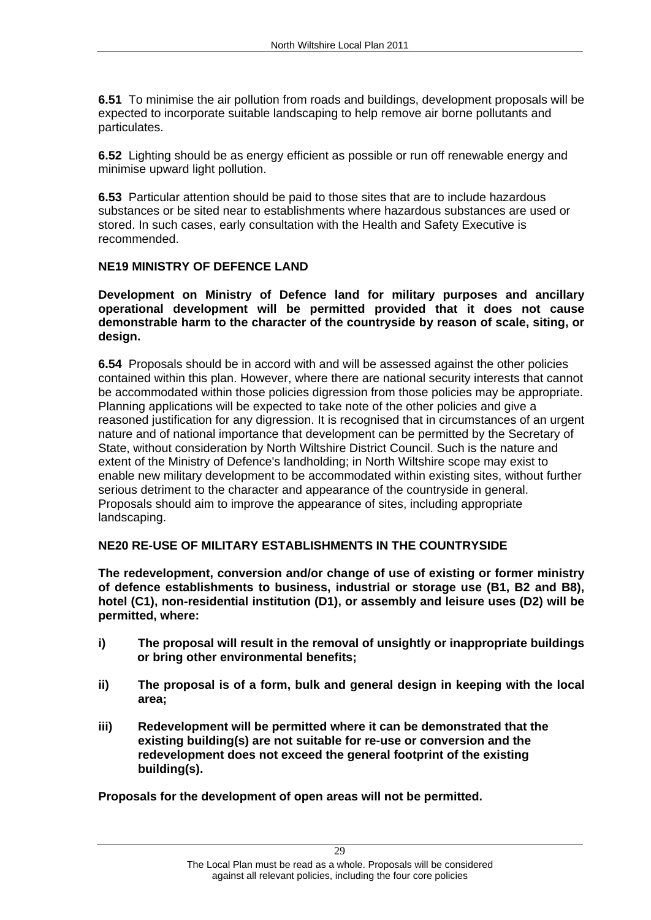**6.51** To minimise the air pollution from roads and buildings, development proposals will be expected to incorporate suitable landscaping to help remove air borne pollutants and particulates.

**6.52** Lighting should be as energy efficient as possible or run off renewable energy and minimise upward light pollution.

**6.53** Particular attention should be paid to those sites that are to include hazardous substances or be sited near to establishments where hazardous substances are used or stored. In such cases, early consultation with the Health and Safety Executive is recommended.

### NE19 MINISTRY OF DEFENCE LAND

**Development on Ministry of Defence land for military purposes and ancillary operational development will be permitted provided that it does not cause demonstrable harm to the character of the countryside by reason of scale, siting, or design.**

**6.54** Proposals should be in accord with and will be assessed against the other policies contained within this plan. However, where there are national security interests that cannot be accommodated within those policies digression from those policies may be appropriate. Planning applications will be expected to take note of the other policies and give a reasoned justification for any digression. It is recognised that in circumstances of an urgent nature and of national importance that development can be permitted by the Secretary of State, without consideration by North Wiltshire District Council. Such is the nature and extent of the Ministry of Defence's landholding; in North Wiltshire scope may exist to enable new military development to be accommodated within existing sites, without further serious detriment to the character and appearance of the countryside in general. Proposals should aim to improve the appearance of sites, including appropriate landscaping.

### NE20 RE-USE OF MILITARY ESTABLISHMENTS IN THE COUNTRYSIDE

**The redevelopment, conversion and/or change of use of existing or former ministry of defence establishments to business, industrial or storage use (B1, B2 and B8), hotel (C1), non-residential institution (D1), or assembly and leisure uses (D2) will be permitted, where:**

**i) The proposal will result in the removal of unsightly or inappropriate buildings or bring other environmental benefits;**

**ii) The proposal is of a form, bulk and general design in keeping with the local area;**

**iii) Redevelopment will be permitted where it can be demonstrated that the existing building(s) are not suitable for re-use or conversion and the redevelopment does not exceed the general footprint of the existing building(s).**

**Proposals for the development of open areas will not be permitted.**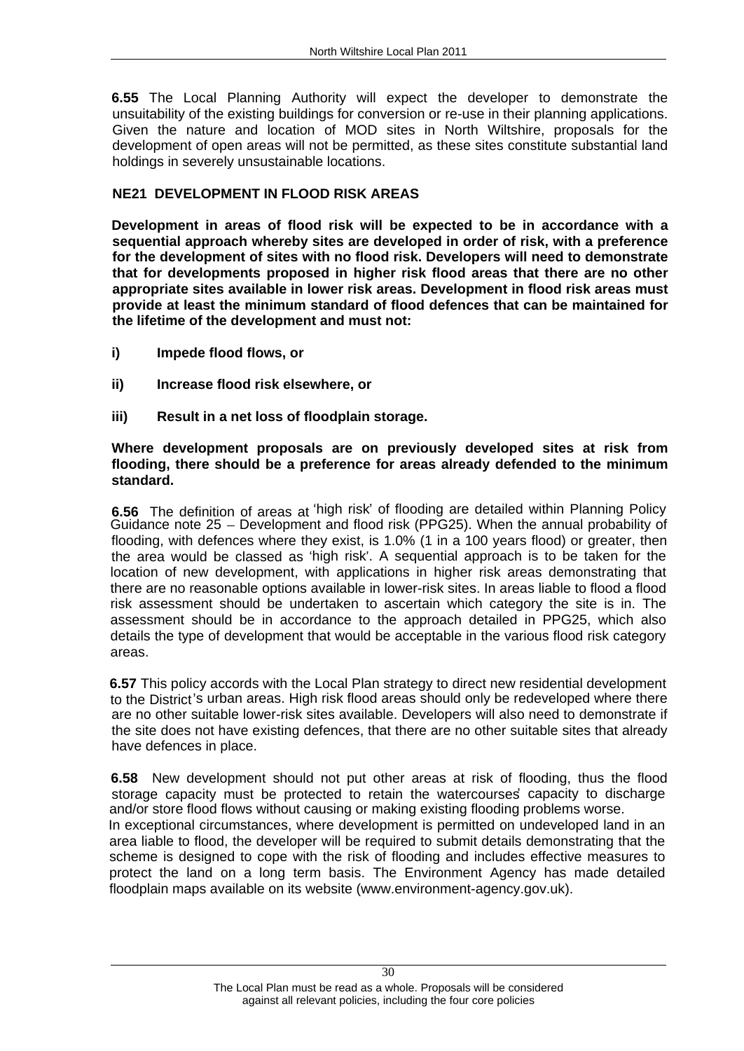**6.55** The Local Planning Authority will expect the developer to demonstrate the unsuitability of the existing buildings for conversion or re-use in their planning applications. Given the nature and location of MOD sites in North Wiltshire, proposals for the development of open areas will not be permitted, as these sites constitute substantial land holdings in severely unsustainable locations.

### NE21 DEVELOPMENT IN FLOOD RISK AREAS

**Development in areas of flood risk will be expected to be in accordance with a sequential approach whereby sites are developed in order of risk, with a preference for the development of sites with no flood risk. Developers will need to demonstrate that for developments proposed in higher risk flood areas that there are no other appropriate sites available in lower risk areas. Development in flood risk areas must provide at least the minimum standard of flood defences that can be maintained for the lifetime of the development and must not:**

**i) Impede flood flows, or**

**ii) Increase flood risk elsewhere, or**

**iii) Result in a net loss of floodplain storage.**

**Where development proposals are on previously developed sites at risk from flooding, there should be a preference for areas already defended to the minimum standard.**

**6.56** The definition of areas at 'high risk' of flooding are detailed within Planning Policy Guidance note 25 – Development and flood risk (PPG25). When the annual probability of flooding, with defences where they exist, is 1.0% (1 in a 100 years flood) or greater, then the area would be classed as 'high risk'. A sequential approach is to be taken for the location of new development, with applications in higher risk areas demonstrating that there are no reasonable options available in lower-risk sites. In areas liable to flood a flood risk assessment should be undertaken to ascertain which category the site is in. The assessment should be in accordance to the approach detailed in PPG25, which also details the type of development that would be acceptable in the various flood risk category areas.

**6.57** This policy accords with the Local Plan strategy to direct new residential development to the District's urban areas. High risk flood areas should only be redeveloped where there are no other suitable lower-risk sites available. Developers will also need to demonstrate if the site does not have existing defences, that there are no other suitable sites that already have defences in place.

**6.58** New development should not put other areas at risk of flooding, thus the flood storage capacity must be protected to retain the watercourses' capacity to discharge and/or store flood flows without causing or making existing flooding problems worse. In exceptional circumstances, where development is permitted on undeveloped land in an area liable to flood, the developer will be required to submit details demonstrating that the scheme is designed to cope with the risk of flooding and includes effective measures to protect the land on a long term basis. The Environment Agency has made detailed floodplain maps available on its website (www.environment-agency.gov.uk).

The Local Plan must be read as a whole. Proposals will be considered against all relevant policies, including the four core policies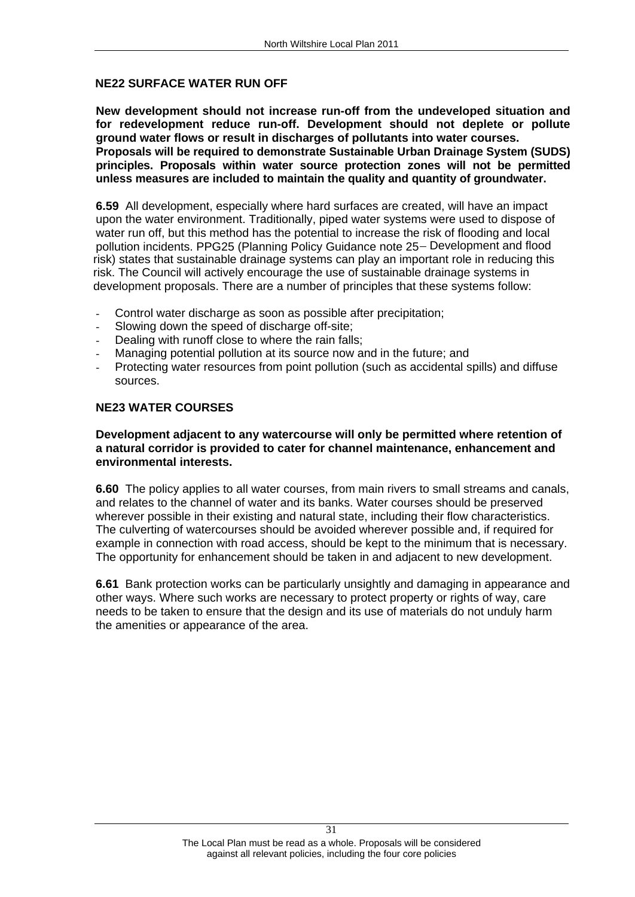### NE22 SURFACE WATER RUN OFF

**New development should not increase run-off from the undeveloped situation and for redevelopment reduce run-off. Development should not deplete or pollute ground water flows or result in discharges of pollutants into water courses. Proposals will be required to demonstrate Sustainable Urban Drainage System (SUDS) principles. Proposals within water source protection zones will not be permitted unless measures are included to maintain the quality and quantity of groundwater.**

**6.59** All development, especially where hard surfaces are created, will have an impact upon the water environment. Traditionally, piped water systems were used to dispose of water run off, but this method has the potential to increase the risk of flooding and local pollution incidents. PPG25 (Planning Policy Guidance note 25 – Development and flood risk) states that sustainable drainage systems can play an important role in reducing this risk. The Council will actively encourage the use of sustainable drainage systems in development proposals. There are a number of principles that these systems follow:

- Control water discharge as soon as possible after precipitation;
- Slowing down the speed of discharge off-site;
- Dealing with runoff close to where the rain falls;
- Managing potential pollution at its source now and in the future; and
- Protecting water resources from point pollution (such as accidental spills) and diffuse sources.

### NE23 WATER COURSES

**Development adjacent to any watercourse will only be permitted where retention of a natural corridor is provided to cater for channel maintenance, enhancement and environmental interests.**

**6.60** The policy applies to all water courses, from main rivers to small streams and canals, and relates to the channel of water and its banks. Water courses should be preserved wherever possible in their existing and natural state, including their flow characteristics. The culverting of watercourses should be avoided wherever possible and, if required for example in connection with road access, should be kept to the minimum that is necessary. The opportunity for enhancement should be taken in and adjacent to new development.

**6.61** Bank protection works can be particularly unsightly and damaging in appearance and other ways. Where such works are necessary to protect property or rights of way, care needs to be taken to ensure that the design and its use of materials do not unduly harm the amenities or appearance of the area.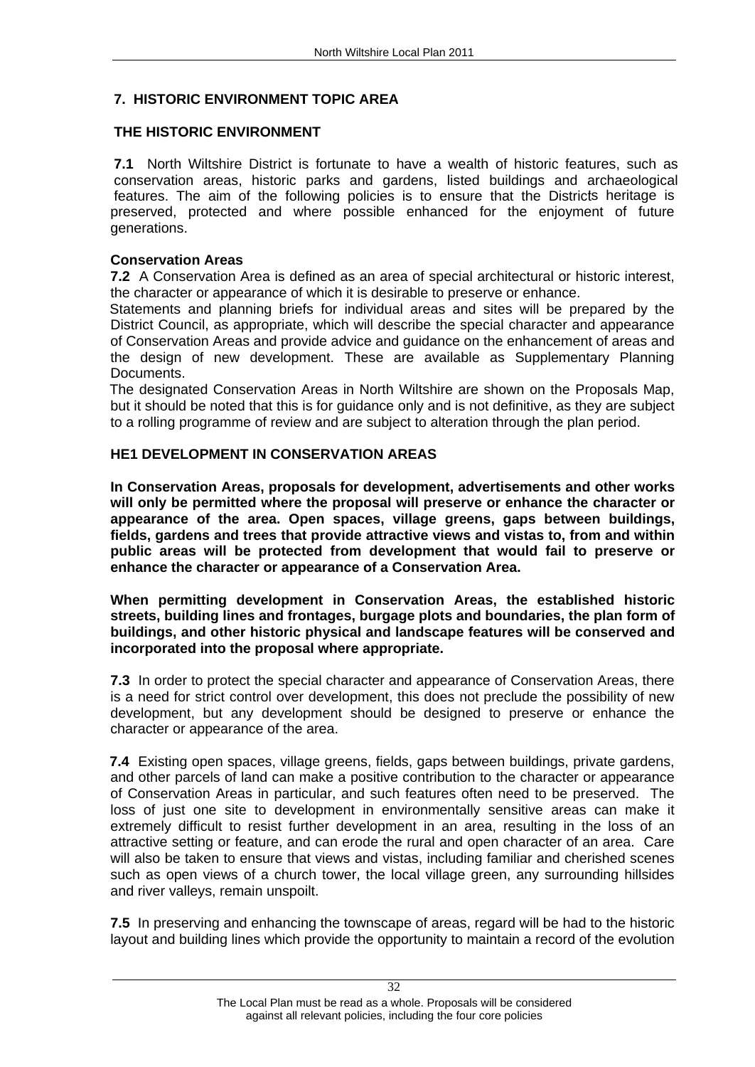## 7. HISTORIC ENVIRONMENT TOPIC AREA

### THE HISTORIC ENVIRONMENT

**7.1** North Wiltshire District is fortunate to have a wealth of historic features, such as conservation areas, historic parks and gardens, listed buildings and archaeological features. The aim of the following policies is to ensure that the Districts heritage is preserved, protected and where possible enhanced for the enjoyment of future generations.

**Conservation Areas**

**7.2** A Conservation Area is defined as an area of special architectural or historic interest, the character or appearance of which it is desirable to preserve or enhance.

Statements and planning briefs for individual areas and sites will be prepared by the District Council, as appropriate, which will describe the special character and appearance of Conservation Areas and provide advice and guidance on the enhancement of areas and the design of new development. These are available as Supplementary Planning Documents.

The designated Conservation Areas in North Wiltshire are shown on the Proposals Map, but it should be noted that this is for guidance only and is not definitive, as they are subject to a rolling programme of review and are subject to alteration through the plan period.

### HE1 DEVELOPMENT IN CONSERVATION AREAS

**In Conservation Areas, proposals for development, advertisements and other works will only be permitted where the proposal will preserve or enhance the character or appearance of the area. Open spaces, village greens, gaps between buildings, fields, gardens and trees that provide attractive views and vistas to, from and within public areas will be protected from development that would fail to preserve or enhance the character or appearance of a Conservation Area.**

**When permitting development in Conservation Areas, the established historic streets, building lines and frontages, burgage plots and boundaries, the plan form of buildings, and other historic physical and landscape features will be conserved and incorporated into the proposal where appropriate.**

**7.3** In order to protect the special character and appearance of Conservation Areas, there is a need for strict control over development, this does not preclude the possibility of new development, but any development should be designed to preserve or enhance the character or appearance of the area.

**7.4** Existing open spaces, village greens, fields, gaps between buildings, private gardens, and other parcels of land can make a positive contribution to the character or appearance of Conservation Areas in particular, and such features often need to be preserved. The loss of just one site to development in environmentally sensitive areas can make it extremely difficult to resist further development in an area, resulting in the loss of an attractive setting or feature, and can erode the rural and open character of an area. Care will also be taken to ensure that views and vistas, including familiar and cherished scenes such as open views of a church tower, the local village green, any surrounding hillsides and river valleys, remain unspoilt.

**7.5** In preserving and enhancing the townscape of areas, regard will be had to the historic layout and building lines which provide the opportunity to maintain a record of the evolution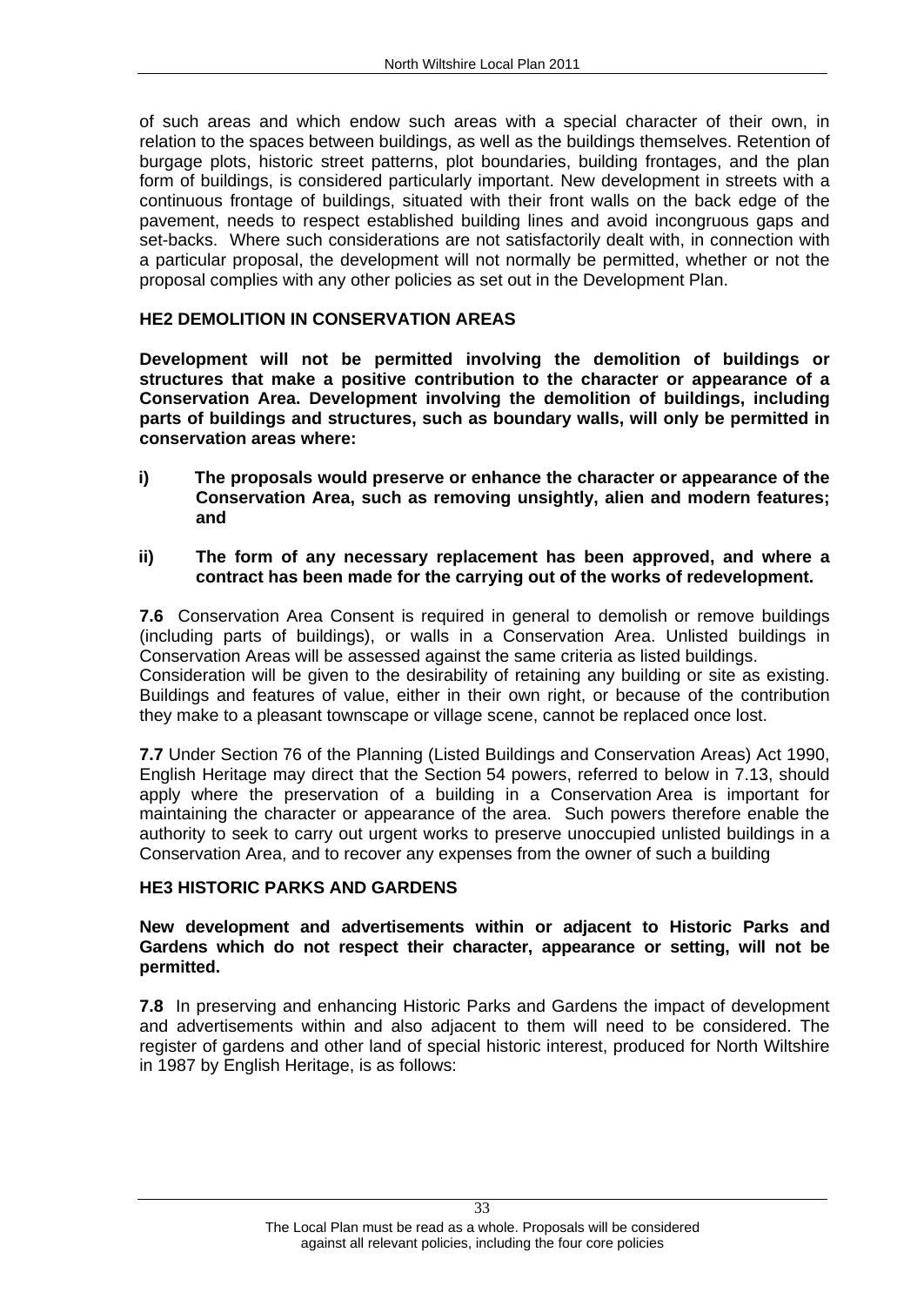of such areas and which endow such areas with a special character of their own, in relation to the spaces between buildings, as well as the buildings themselves. Retention of burgage plots, historic street patterns, plot boundaries, building frontages, and the plan form of buildings, is considered particularly important. New development in streets with a continuous frontage of buildings, situated with their front walls on the back edge of the pavement, needs to respect established building lines and avoid incongruous gaps and set-backs. Where such considerations are not satisfactorily dealt with, in connection with a particular proposal, the development will not normally be permitted, whether or not the proposal complies with any other policies as set out in the Development Plan.

### HE2 DEMOLITION IN CONSERVATION AREAS

**Development will not be permitted involving the demolition of buildings or structures that make a positive contribution to the character or appearance of a Conservation Area. Development involving the demolition of buildings, including parts of buildings and structures, such as boundary walls, will only be permitted in conservation areas where:**

**i) The proposals would preserve or enhance the character or appearance of the Conservation Area, such as removing unsightly, alien and modern features; and**

**ii) The form of any necessary replacement has been approved, and where a contract has been made for the carrying out of the works of redevelopment.**

**7.6** Conservation Area Consent is required in general to demolish or remove buildings (including parts of buildings), or walls in a Conservation Area. Unlisted buildings in Conservation Areas will be assessed against the same criteria as listed buildings.
Consideration will be given to the desirability of retaining any building or site as existing. Buildings and features of value, either in their own right, or because of the contribution they make to a pleasant townscape or village scene, cannot be replaced once lost.

**7.7** Under Section 76 of the Planning (Listed Buildings and Conservation Areas) Act 1990, English Heritage may direct that the Section 54 powers, referred to below in 7.13, should apply where the preservation of a building in a Conservation Area is important for maintaining the character or appearance of the area. Such powers therefore enable the authority to seek to carry out urgent works to preserve unoccupied unlisted buildings in a Conservation Area, and to recover any expenses from the owner of such a building

### HE3 HISTORIC PARKS AND GARDENS

**New development and advertisements within or adjacent to Historic Parks and Gardens which do not respect their character, appearance or setting, will not be permitted.**

**7.8** In preserving and enhancing Historic Parks and Gardens the impact of development and advertisements within and also adjacent to them will need to be considered. The register of gardens and other land of special historic interest, produced for North Wiltshire in 1987 by English Heritage, is as follows: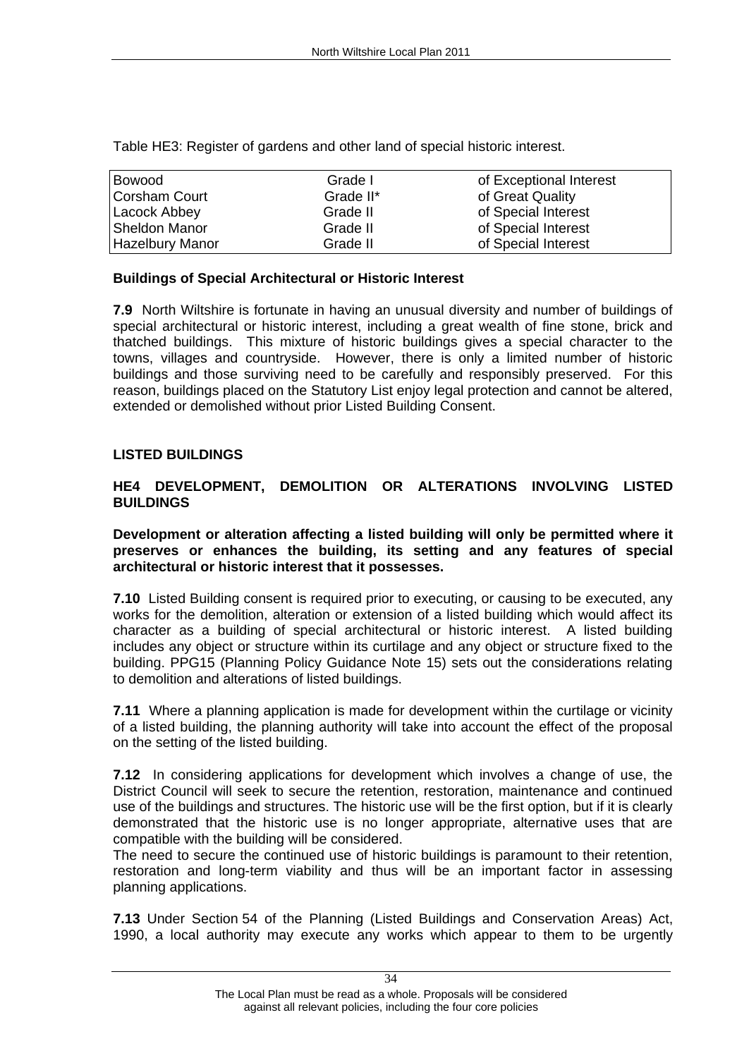Table HE3: Register of gardens and other land of special historic interest.

| | | |
|---|---|---|
| Bowood | Grade I | of Exceptional Interest |
| Corsham Court | Grade II* | of Great Quality |
| Lacock Abbey | Grade II | of Special Interest |
| Sheldon Manor | Grade II | of Special Interest |
| Hazelbury Manor | Grade II | of Special Interest |

**Buildings of Special Architectural or Historic Interest**

**7.9** North Wiltshire is fortunate in having an unusual diversity and number of buildings of special architectural or historic interest, including a great wealth of fine stone, brick and thatched buildings. This mixture of historic buildings gives a special character to the towns, villages and countryside. However, there is only a limited number of historic buildings and those surviving need to be carefully and responsibly preserved. For this reason, buildings placed on the Statutory List enjoy legal protection and cannot be altered, extended or demolished without prior Listed Building Consent.

**LISTED BUILDINGS**

**HE4 DEVELOPMENT, DEMOLITION OR ALTERATIONS INVOLVING LISTED BUILDINGS**

**Development or alteration affecting a listed building will only be permitted where it preserves or enhances the building, its setting and any features of special architectural or historic interest that it possesses.**

**7.10** Listed Building consent is required prior to executing, or causing to be executed, any works for the demolition, alteration or extension of a listed building which would affect its character as a building of special architectural or historic interest. A listed building includes any object or structure within its curtilage and any object or structure fixed to the building. PPG15 (Planning Policy Guidance Note 15) sets out the considerations relating to demolition and alterations of listed buildings.

**7.11** Where a planning application is made for development within the curtilage or vicinity of a listed building, the planning authority will take into account the effect of the proposal on the setting of the listed building.

**7.12** In considering applications for development which involves a change of use, the District Council will seek to secure the retention, restoration, maintenance and continued use of the buildings and structures. The historic use will be the first option, but if it is clearly demonstrated that the historic use is no longer appropriate, alternative uses that are compatible with the building will be considered.
The need to secure the continued use of historic buildings is paramount to their retention, restoration and long-term viability and thus will be an important factor in assessing planning applications.

**7.13** Under Section 54 of the Planning (Listed Buildings and Conservation Areas) Act, 1990, a local authority may execute any works which appear to them to be urgently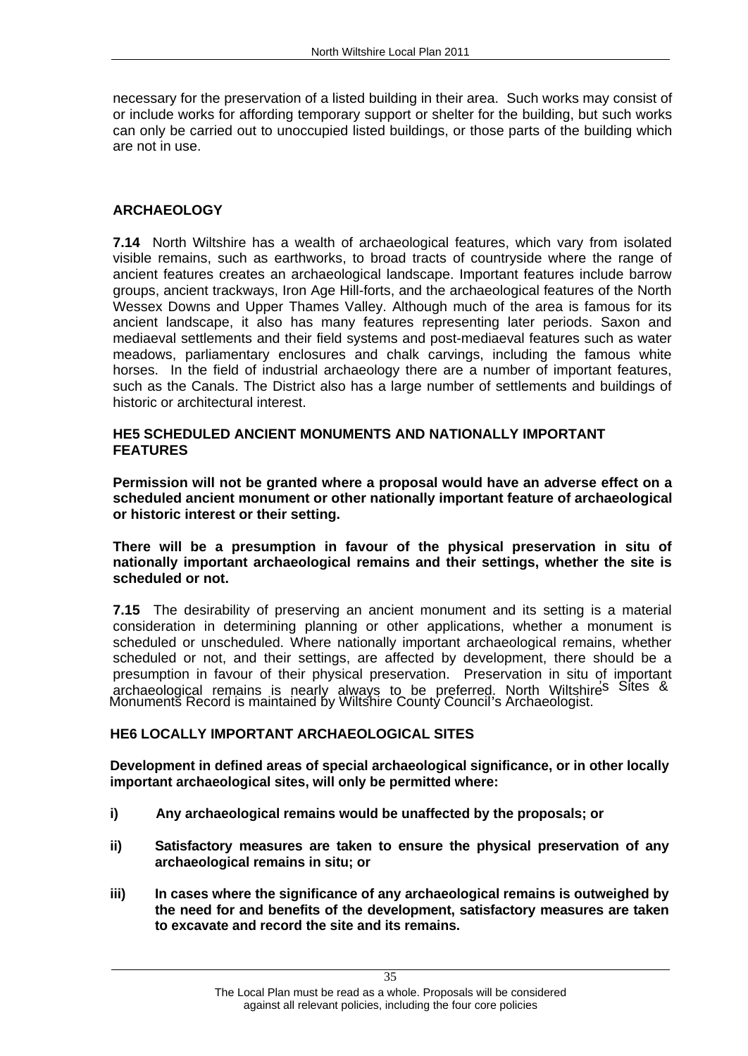necessary for the preservation of a listed building in their area. Such works may consist of or include works for affording temporary support or shelter for the building, but such works can only be carried out to unoccupied listed buildings, or those parts of the building which are not in use.

## ARCHAEOLOGY

**7.14** North Wiltshire has a wealth of archaeological features, which vary from isolated visible remains, such as earthworks, to broad tracts of countryside where the range of ancient features creates an archaeological landscape. Important features include barrow groups, ancient trackways, Iron Age Hill-forts, and the archaeological features of the North Wessex Downs and Upper Thames Valley. Although much of the area is famous for its ancient landscape, it also has many features representing later periods. Saxon and mediaeval settlements and their field systems and post-mediaeval features such as water meadows, parliamentary enclosures and chalk carvings, including the famous white horses. In the field of industrial archaeology there are a number of important features, such as the Canals. The District also has a large number of settlements and buildings of historic or architectural interest.

### HE5 SCHEDULED ANCIENT MONUMENTS AND NATIONALLY IMPORTANT FEATURES

**Permission will not be granted where a proposal would have an adverse effect on a scheduled ancient monument or other nationally important feature of archaeological or historic interest or their setting.**

**There will be a presumption in favour of the physical preservation in situ of nationally important archaeological remains and their settings, whether the site is scheduled or not.**

**7.15** The desirability of preserving an ancient monument and its setting is a material consideration in determining planning or other applications, whether a monument is scheduled or unscheduled. Where nationally important archaeological remains, whether scheduled or not, and their settings, are affected by development, there should be a presumption in favour of their physical preservation. Preservation in situ of important archaeological remains is nearly always to be preferred. North Wiltshire's Sites & Monuments Record is maintained by Wiltshire County Council's Archaeologist.

### HE6 LOCALLY IMPORTANT ARCHAEOLOGICAL SITES

**Development in defined areas of special archaeological significance, or in other locally important archaeological sites, will only be permitted where:**

**i) Any archaeological remains would be unaffected by the proposals; or**

**ii) Satisfactory measures are taken to ensure the physical preservation of any archaeological remains in situ; or**

**iii) In cases where the significance of any archaeological remains is outweighed by the need for and benefits of the development, satisfactory measures are taken to excavate and record the site and its remains.**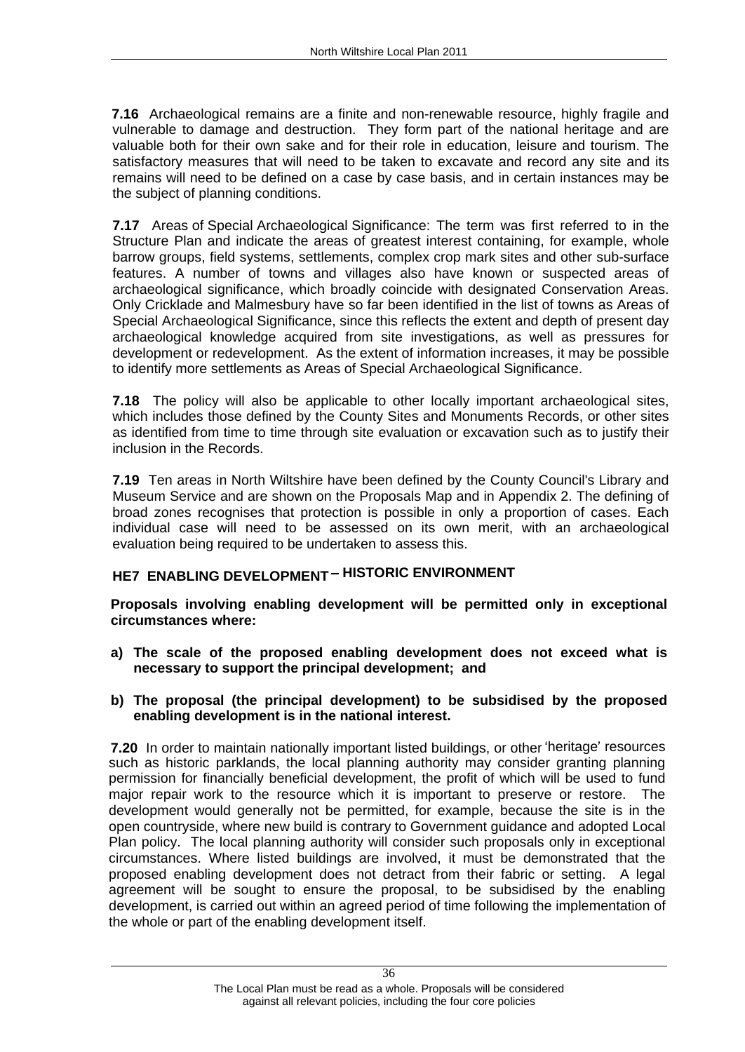**7.16** Archaeological remains are a finite and non-renewable resource, highly fragile and vulnerable to damage and destruction. They form part of the national heritage and are valuable both for their own sake and for their role in education, leisure and tourism. The satisfactory measures that will need to be taken to excavate and record any site and its remains will need to be defined on a case by case basis, and in certain instances may be the subject of planning conditions.

**7.17** Areas of Special Archaeological Significance: The term was first referred to in the Structure Plan and indicate the areas of greatest interest containing, for example, whole barrow groups, field systems, settlements, complex crop mark sites and other sub-surface features. A number of towns and villages also have known or suspected areas of archaeological significance, which broadly coincide with designated Conservation Areas. Only Cricklade and Malmesbury have so far been identified in the list of towns as Areas of Special Archaeological Significance, since this reflects the extent and depth of present day archaeological knowledge acquired from site investigations, as well as pressures for development or redevelopment. As the extent of information increases, it may be possible to identify more settlements as Areas of Special Archaeological Significance.

**7.18** The policy will also be applicable to other locally important archaeological sites, which includes those defined by the County Sites and Monuments Records, or other sites as identified from time to time through site evaluation or excavation such as to justify their inclusion in the Records.

**7.19** Ten areas in North Wiltshire have been defined by the County Council's Library and Museum Service and are shown on the Proposals Map and in Appendix 2. The defining of broad zones recognises that protection is possible in only a proportion of cases. Each individual case will need to be assessed on its own merit, with an archaeological evaluation being required to be undertaken to assess this.

### HE7 ENABLING DEVELOPMENT – HISTORIC ENVIRONMENT

**Proposals involving enabling development will be permitted only in exceptional circumstances where:**

**a) The scale of the proposed enabling development does not exceed what is necessary to support the principal development; and**

**b) The proposal (the principal development) to be subsidised by the proposed enabling development is in the national interest.**

**7.20** In order to maintain nationally important listed buildings, or other 'heritage' resources such as historic parklands, the local planning authority may consider granting planning permission for financially beneficial development, the profit of which will be used to fund major repair work to the resource which it is important to preserve or restore. The development would generally not be permitted, for example, because the site is in the open countryside, where new build is contrary to Government guidance and adopted Local Plan policy. The local planning authority will consider such proposals only in exceptional circumstances. Where listed buildings are involved, it must be demonstrated that the proposed enabling development does not detract from their fabric or setting. A legal agreement will be sought to ensure the proposal, to be subsidised by the enabling development, is carried out within an agreed period of time following the implementation of the whole or part of the enabling development itself.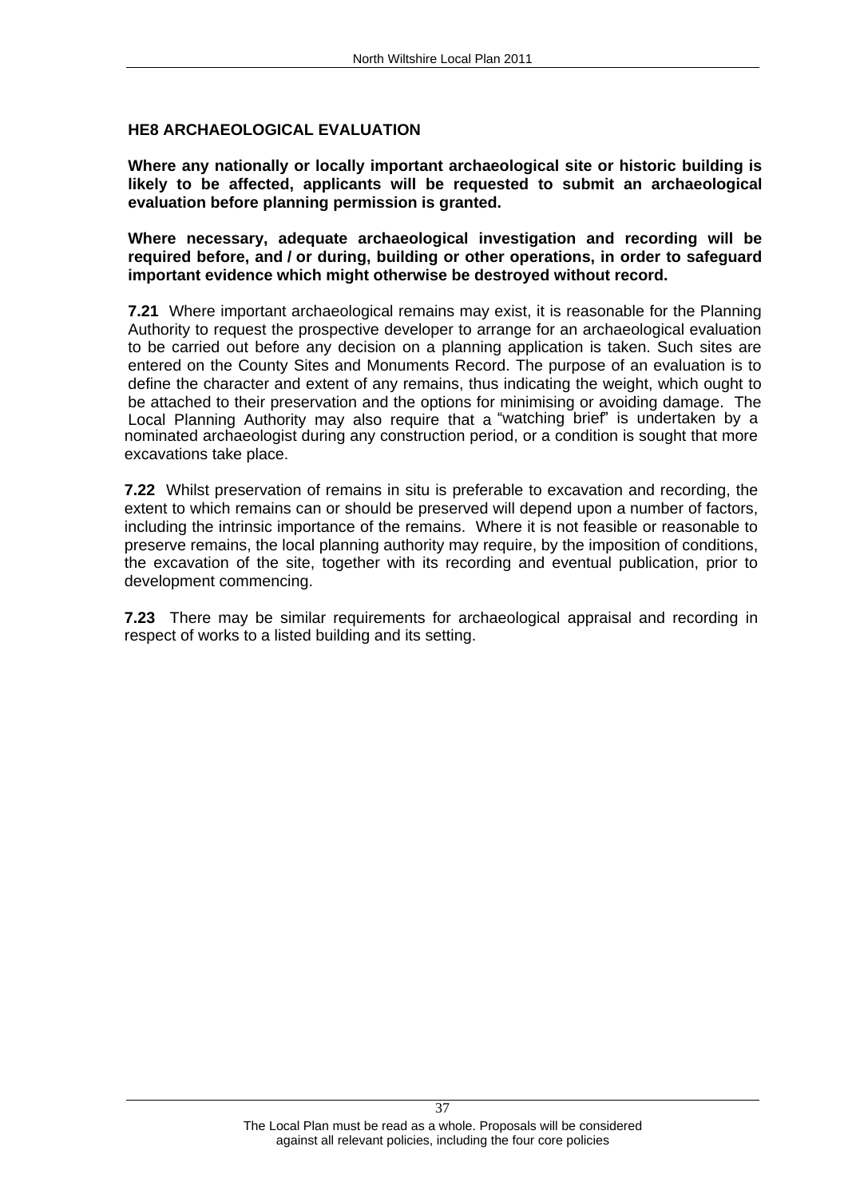## HE8 ARCHAEOLOGICAL EVALUATION

**Where any nationally or locally important archaeological site or historic building is likely to be affected, applicants will be requested to submit an archaeological evaluation before planning permission is granted.**

**Where necessary, adequate archaeological investigation and recording will be required before, and / or during, building or other operations, in order to safeguard important evidence which might otherwise be destroyed without record.**

**7.21** Where important archaeological remains may exist, it is reasonable for the Planning Authority to request the prospective developer to arrange for an archaeological evaluation to be carried out before any decision on a planning application is taken. Such sites are entered on the County Sites and Monuments Record. The purpose of an evaluation is to define the character and extent of any remains, thus indicating the weight, which ought to be attached to their preservation and the options for minimising or avoiding damage. The Local Planning Authority may also require that a "watching brief" is undertaken by a nominated archaeologist during any construction period, or a condition is sought that more excavations take place.

**7.22** Whilst preservation of remains in situ is preferable to excavation and recording, the extent to which remains can or should be preserved will depend upon a number of factors, including the intrinsic importance of the remains. Where it is not feasible or reasonable to preserve remains, the local planning authority may require, by the imposition of conditions, the excavation of the site, together with its recording and eventual publication, prior to development commencing.

**7.23** There may be similar requirements for archaeological appraisal and recording in respect of works to a listed building and its setting.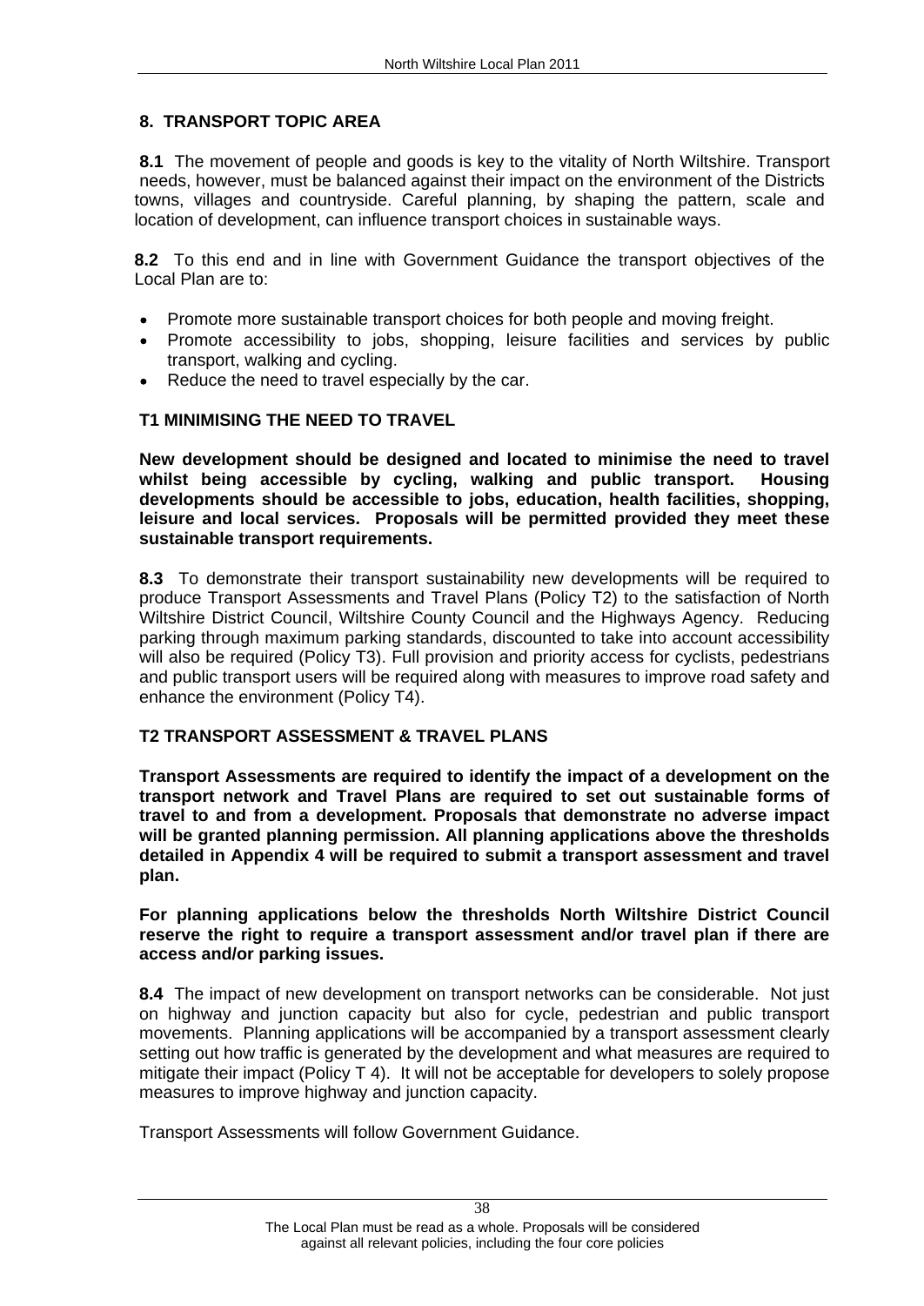## 8. TRANSPORT TOPIC AREA

**8.1** The movement of people and goods is key to the vitality of North Wiltshire. Transport needs, however, must be balanced against their impact on the environment of the Districts towns, villages and countryside. Careful planning, by shaping the pattern, scale and location of development, can influence transport choices in sustainable ways.

**8.2** To this end and in line with Government Guidance the transport objectives of the Local Plan are to:

- Promote more sustainable transport choices for both people and moving freight.
- Promote accessibility to jobs, shopping, leisure facilities and services by public transport, walking and cycling.
- Reduce the need to travel especially by the car.

### T1 MINIMISING THE NEED TO TRAVEL

**New development should be designed and located to minimise the need to travel whilst being accessible by cycling, walking and public transport. Housing developments should be accessible to jobs, education, health facilities, shopping, leisure and local services. Proposals will be permitted provided they meet these sustainable transport requirements.**

**8.3** To demonstrate their transport sustainability new developments will be required to produce Transport Assessments and Travel Plans (Policy T2) to the satisfaction of North Wiltshire District Council, Wiltshire County Council and the Highways Agency. Reducing parking through maximum parking standards, discounted to take into account accessibility will also be required (Policy T3). Full provision and priority access for cyclists, pedestrians and public transport users will be required along with measures to improve road safety and enhance the environment (Policy T4).

### T2 TRANSPORT ASSESSMENT & TRAVEL PLANS

**Transport Assessments are required to identify the impact of a development on the transport network and Travel Plans are required to set out sustainable forms of travel to and from a development. Proposals that demonstrate no adverse impact will be granted planning permission. All planning applications above the thresholds detailed in Appendix 4 will be required to submit a transport assessment and travel plan.**

**For planning applications below the thresholds North Wiltshire District Council reserve the right to require a transport assessment and/or travel plan if there are access and/or parking issues.**

**8.4** The impact of new development on transport networks can be considerable. Not just on highway and junction capacity but also for cycle, pedestrian and public transport movements. Planning applications will be accompanied by a transport assessment clearly setting out how traffic is generated by the development and what measures are required to mitigate their impact (Policy T 4). It will not be acceptable for developers to solely propose measures to improve highway and junction capacity.

Transport Assessments will follow Government Guidance.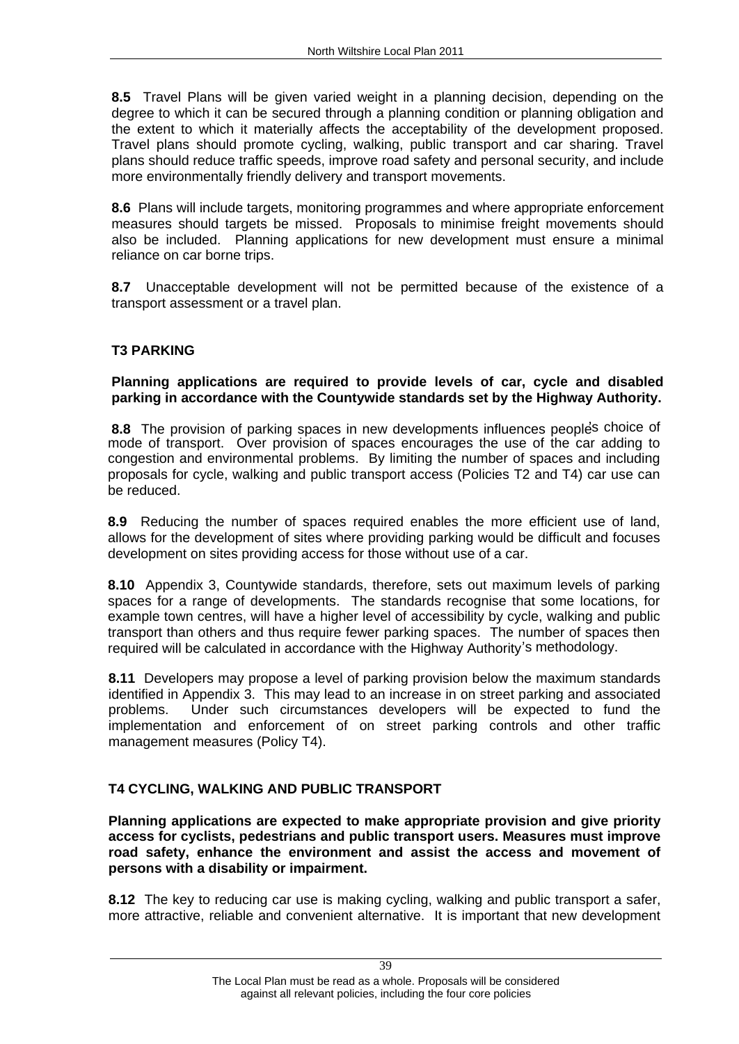**8.5** Travel Plans will be given varied weight in a planning decision, depending on the degree to which it can be secured through a planning condition or planning obligation and the extent to which it materially affects the acceptability of the development proposed. Travel plans should promote cycling, walking, public transport and car sharing. Travel plans should reduce traffic speeds, improve road safety and personal security, and include more environmentally friendly delivery and transport movements.

**8.6** Plans will include targets, monitoring programmes and where appropriate enforcement measures should targets be missed. Proposals to minimise freight movements should also be included. Planning applications for new development must ensure a minimal reliance on car borne trips.

**8.7** Unacceptable development will not be permitted because of the existence of a transport assessment or a travel plan.

## T3 PARKING

**Planning applications are required to provide levels of car, cycle and disabled parking in accordance with the Countywide standards set by the Highway Authority.**

**8.8** The provision of parking spaces in new developments influences people's choice of mode of transport. Over provision of spaces encourages the use of the car adding to congestion and environmental problems. By limiting the number of spaces and including proposals for cycle, walking and public transport access (Policies T2 and T4) car use can be reduced.

**8.9** Reducing the number of spaces required enables the more efficient use of land, allows for the development of sites where providing parking would be difficult and focuses development on sites providing access for those without use of a car.

**8.10** Appendix 3, Countywide standards, therefore, sets out maximum levels of parking spaces for a range of developments. The standards recognise that some locations, for example town centres, will have a higher level of accessibility by cycle, walking and public transport than others and thus require fewer parking spaces. The number of spaces then required will be calculated in accordance with the Highway Authority's methodology.

**8.11** Developers may propose a level of parking provision below the maximum standards identified in Appendix 3. This may lead to an increase in on street parking and associated problems. Under such circumstances developers will be expected to fund the implementation and enforcement of on street parking controls and other traffic management measures (Policy T4).

## T4 CYCLING, WALKING AND PUBLIC TRANSPORT

**Planning applications are expected to make appropriate provision and give priority access for cyclists, pedestrians and public transport users. Measures must improve road safety, enhance the environment and assist the access and movement of persons with a disability or impairment.**

**8.12** The key to reducing car use is making cycling, walking and public transport a safer, more attractive, reliable and convenient alternative. It is important that new development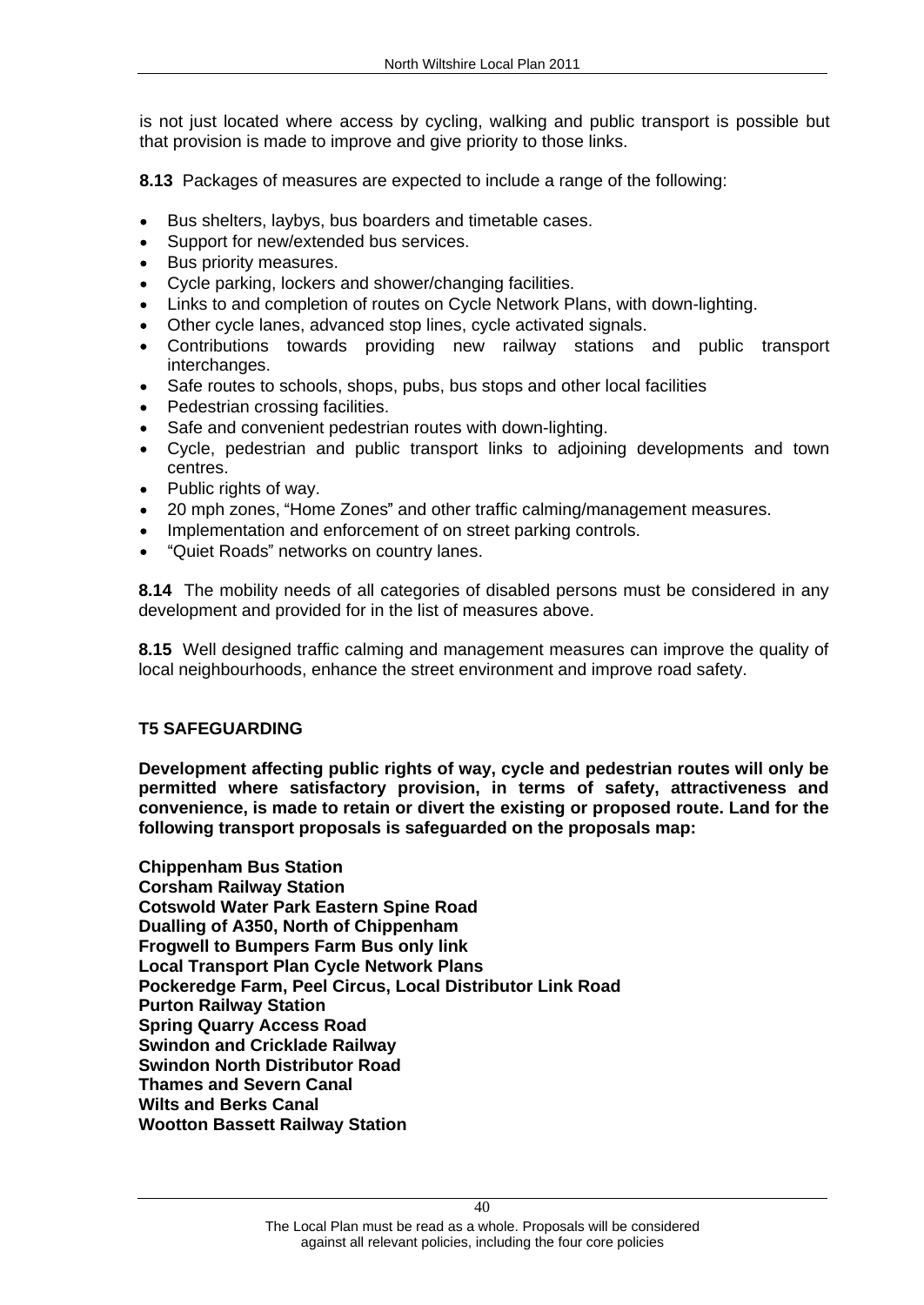is not just located where access by cycling, walking and public transport is possible but that provision is made to improve and give priority to those links.

**8.13** Packages of measures are expected to include a range of the following:

- Bus shelters, laybys, bus boarders and timetable cases.
- Support for new/extended bus services.
- Bus priority measures.
- Cycle parking, lockers and shower/changing facilities.
- Links to and completion of routes on Cycle Network Plans, with down-lighting.
- Other cycle lanes, advanced stop lines, cycle activated signals.
- Contributions towards providing new railway stations and public transport interchanges.
- Safe routes to schools, shops, pubs, bus stops and other local facilities
- Pedestrian crossing facilities.
- Safe and convenient pedestrian routes with down-lighting.
- Cycle, pedestrian and public transport links to adjoining developments and town centres.
- Public rights of way.
- 20 mph zones, "Home Zones" and other traffic calming/management measures.
- Implementation and enforcement of on street parking controls.
- "Quiet Roads" networks on country lanes.

**8.14** The mobility needs of all categories of disabled persons must be considered in any development and provided for in the list of measures above.

**8.15** Well designed traffic calming and management measures can improve the quality of local neighbourhoods, enhance the street environment and improve road safety.

### T5 SAFEGUARDING

**Development affecting public rights of way, cycle and pedestrian routes will only be permitted where satisfactory provision, in terms of safety, attractiveness and convenience, is made to retain or divert the existing or proposed route. Land for the following transport proposals is safeguarded on the proposals map:**

**Chippenham Bus Station**
**Corsham Railway Station**
**Cotswold Water Park Eastern Spine Road**
**Dualling of A350, North of Chippenham**
**Frogwell to Bumpers Farm Bus only link**
**Local Transport Plan Cycle Network Plans**
**Pockeredge Farm, Peel Circus, Local Distributor Link Road**
**Purton Railway Station**
**Spring Quarry Access Road**
**Swindon and Cricklade Railway**
**Swindon North Distributor Road**
**Thames and Severn Canal**
**Wilts and Berks Canal**
**Wootton Bassett Railway Station**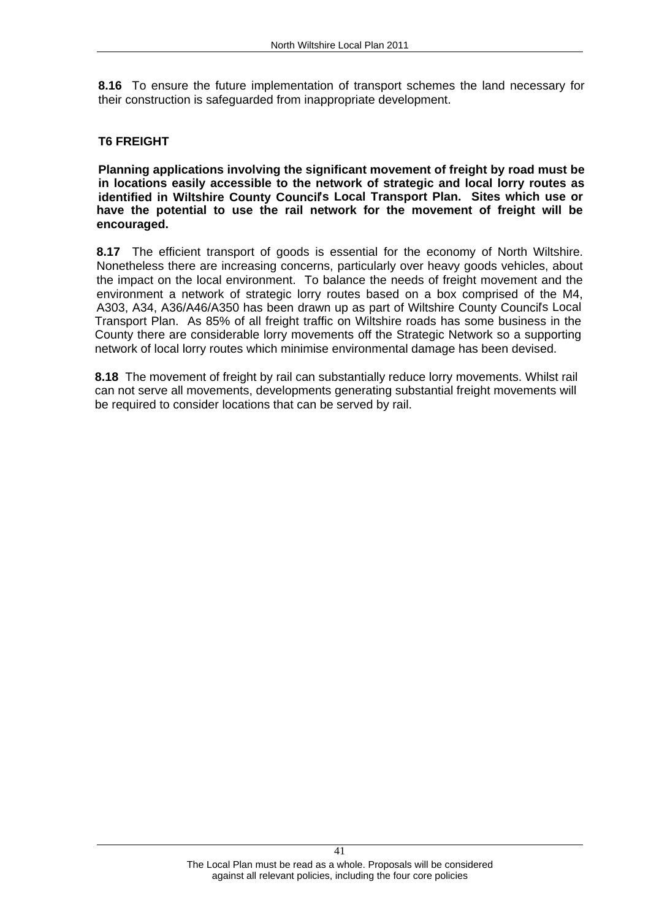**8.16** To ensure the future implementation of transport schemes the land necessary for their construction is safeguarded from inappropriate development.

### T6 FREIGHT

**Planning applications involving the significant movement of freight by road must be in locations easily accessible to the network of strategic and local lorry routes as identified in Wiltshire County Council's Local Transport Plan. Sites which use or have the potential to use the rail network for the movement of freight will be encouraged.**

**8.17** The efficient transport of goods is essential for the economy of North Wiltshire. Nonetheless there are increasing concerns, particularly over heavy goods vehicles, about the impact on the local environment. To balance the needs of freight movement and the environment a network of strategic lorry routes based on a box comprised of the M4, A303, A34, A36/A46/A350 has been drawn up as part of Wiltshire County Council's Local Transport Plan. As 85% of all freight traffic on Wiltshire roads has some business in the County there are considerable lorry movements off the Strategic Network so a supporting network of local lorry routes which minimise environmental damage has been devised.

**8.18** The movement of freight by rail can substantially reduce lorry movements. Whilst rail can not serve all movements, developments generating substantial freight movements will be required to consider locations that can be served by rail.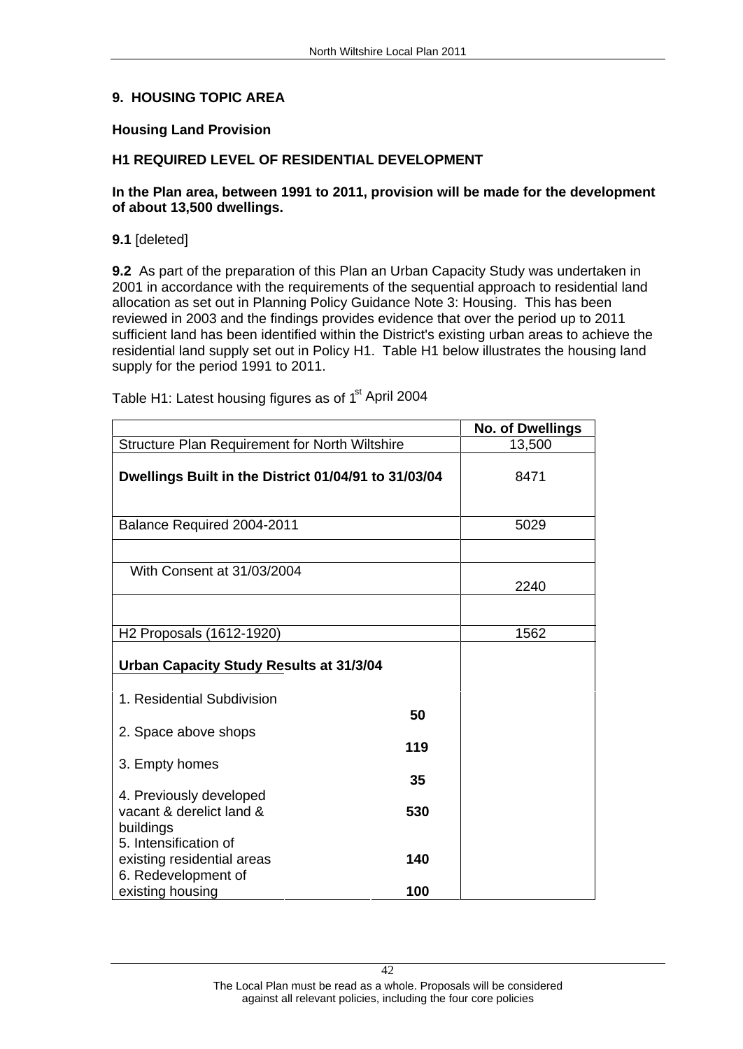## 9. HOUSING TOPIC AREA

### Housing Land Provision

### H1 REQUIRED LEVEL OF RESIDENTIAL DEVELOPMENT

**In the Plan area, between 1991 to 2011, provision will be made for the development of about 13,500 dwellings.**

**9.1** [deleted]

**9.2** As part of the preparation of this Plan an Urban Capacity Study was undertaken in 2001 in accordance with the requirements of the sequential approach to residential land allocation as set out in Planning Policy Guidance Note 3: Housing. This has been reviewed in 2003 and the findings provides evidence that over the period up to 2011 sufficient land has been identified within the District's existing urban areas to achieve the residential land supply set out in Policy H1. Table H1 below illustrates the housing land supply for the period 1991 to 2011.

Table H1: Latest housing figures as of 1st April 2004

| | | No. of Dwellings |
|---|---|---|
| Structure Plan Requirement for North Wiltshire | | 13,500 |
| **Dwellings Built in the District 01/04/91 to 31/03/04** | | 8471 |
| Balance Required 2004-2011 | | 5029 |
| | | |
| With Consent at 31/03/2004 | | 2240 |
| | | |
| H2 Proposals (1612-1920) | | 1562 |
| **Urban Capacity Study Results at 31/3/04** | | |
| 1. Residential Subdivision | **50** | |
| 2. Space above shops | **119** | |
| 3. Empty homes | **35** | |
| 4. Previously developed vacant & derelict land & buildings | **530** | |
| 5. Intensification of existing residential areas | **140** | |
| 6. Redevelopment of existing housing | **100** | |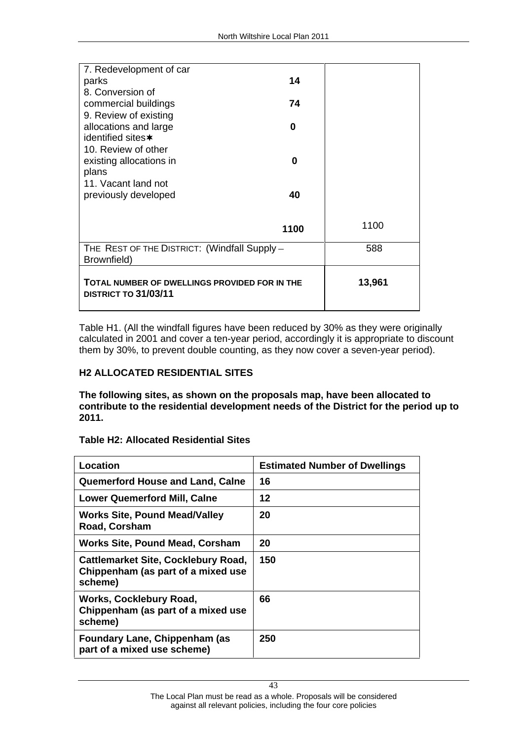| | | |
|---|---|---|
| 7. Redevelopment of car parks | **14** | |
| 8. Conversion of commercial buildings | **74** | |
| 9. Review of existing allocations and large identified sites✶ | **0** | |
| 10. Review of other existing allocations in plans | **0** | |
| 11. Vacant land not previously developed | **40** | |
| | **1100** | 1100 |
| THE REST OF THE DISTRICT: (Windfall Supply – Brownfield) | | 588 |
| **TOTAL NUMBER OF DWELLINGS PROVIDED FOR IN THE DISTRICT TO 31/03/11** | | **13,961** |

Table H1. (All the windfall figures have been reduced by 30% as they were originally calculated in 2001 and cover a ten-year period, accordingly it is appropriate to discount them by 30%, to prevent double counting, as they now cover a seven-year period).

### H2 ALLOCATED RESIDENTIAL SITES

**The following sites, as shown on the proposals map, have been allocated to contribute to the residential development needs of the District for the period up to 2011.**

**Table H2: Allocated Residential Sites**

| Location | Estimated Number of Dwellings |
|---|---|
| **Quemerford House and Land, Calne** | **16** |
| **Lower Quemerford Mill, Calne** | **12** |
| **Works Site, Pound Mead/Valley Road, Corsham** | **20** |
| **Works Site, Pound Mead, Corsham** | **20** |
| **Cattlemarket Site, Cocklebury Road, Chippenham (as part of a mixed use scheme)** | **150** |
| **Works, Cocklebury Road, Chippenham (as part of a mixed use scheme)** | **66** |
| **Foundary Lane, Chippenham (as part of a mixed use scheme)** | **250** |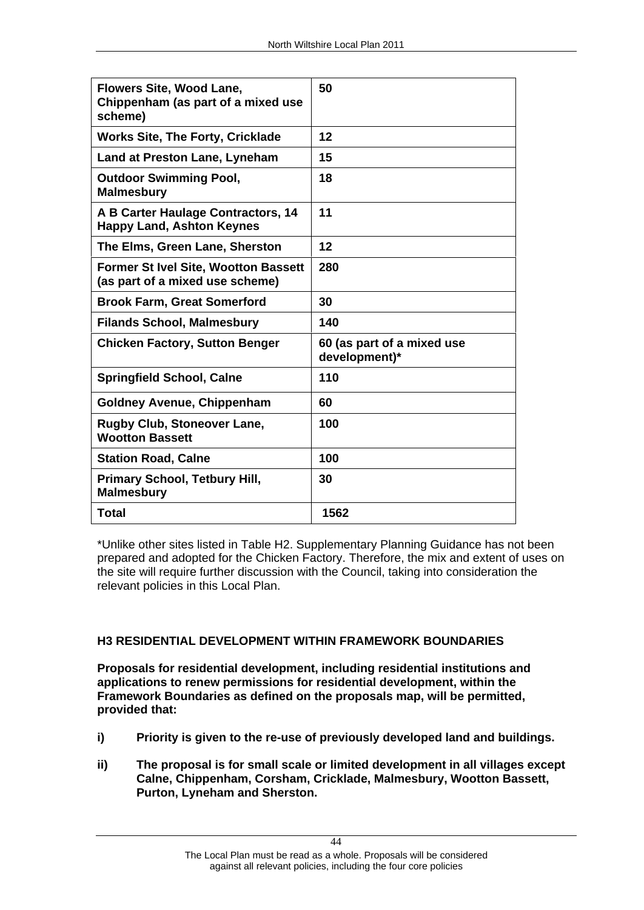| **Flowers Site, Wood Lane, Chippenham (as part of a mixed use scheme)** | **50** |
|---|---|
| **Works Site, The Forty, Cricklade** | **12** |
| **Land at Preston Lane, Lyneham** | **15** |
| **Outdoor Swimming Pool, Malmesbury** | **18** |
| **A B Carter Haulage Contractors, 14 Happy Land, Ashton Keynes** | **11** |
| **The Elms, Green Lane, Sherston** | **12** |
| **Former St Ivel Site, Wootton Bassett (as part of a mixed use scheme)** | **280** |
| **Brook Farm, Great Somerford** | **30** |
| **Filands School, Malmesbury** | **140** |
| **Chicken Factory, Sutton Benger** | **60 (as part of a mixed use development)*** |
| **Springfield School, Calne** | **110** |
| **Goldney Avenue, Chippenham** | **60** |
| **Rugby Club, Stoneover Lane, Wootton Bassett** | **100** |
| **Station Road, Calne** | **100** |
| **Primary School, Tetbury Hill, Malmesbury** | **30** |
| **Total** | **1562** |

*Unlike other sites listed in Table H2. Supplementary Planning Guidance has not been prepared and adopted for the Chicken Factory. Therefore, the mix and extent of uses on the site will require further discussion with the Council, taking into consideration the relevant policies in this Local Plan.

### H3 RESIDENTIAL DEVELOPMENT WITHIN FRAMEWORK BOUNDARIES

**Proposals for residential development, including residential institutions and applications to renew permissions for residential development, within the Framework Boundaries as defined on the proposals map, will be permitted, provided that:**

**i) Priority is given to the re-use of previously developed land and buildings.**

**ii) The proposal is for small scale or limited development in all villages except Calne, Chippenham, Corsham, Cricklade, Malmesbury, Wootton Bassett, Purton, Lyneham and Sherston.**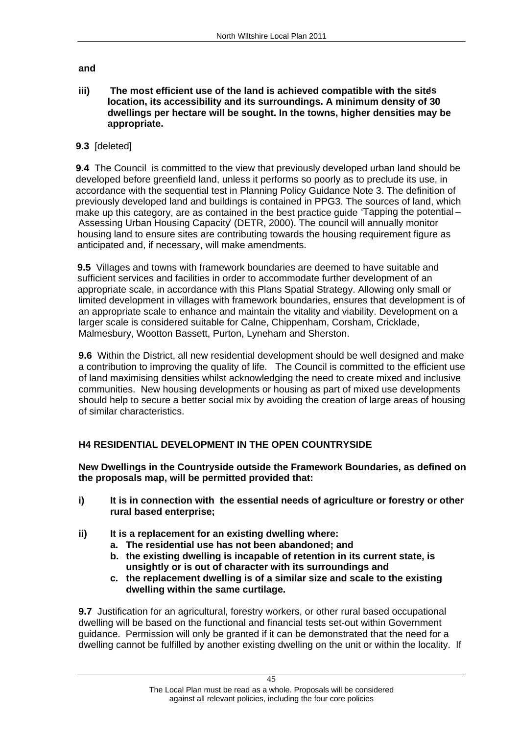**and**

**iii) The most efficient use of the land is achieved compatible with the site's location, its accessibility and its surroundings. A minimum density of 30 dwellings per hectare will be sought. In the towns, higher densities may be appropriate.**

**9.3** [deleted]

**9.4** The Council is committed to the view that previously developed urban land should be developed before greenfield land, unless it performs so poorly as to preclude its use, in accordance with the sequential test in Planning Policy Guidance Note 3. The definition of previously developed land and buildings is contained in PPG3. The sources of land, which make up this category, are as contained in the best practice guide 'Tapping the potential – Assessing Urban Housing Capacity' (DETR, 2000). The council will annually monitor housing land to ensure sites are contributing towards the housing requirement figure as anticipated and, if necessary, will make amendments.

**9.5** Villages and towns with framework boundaries are deemed to have suitable and sufficient services and facilities in order to accommodate further development of an appropriate scale, in accordance with this Plans Spatial Strategy. Allowing only small or limited development in villages with framework boundaries, ensures that development is of an appropriate scale to enhance and maintain the vitality and viability. Development on a larger scale is considered suitable for Calne, Chippenham, Corsham, Cricklade, Malmesbury, Wootton Bassett, Purton, Lyneham and Sherston.

**9.6** Within the District, all new residential development should be well designed and make a contribution to improving the quality of life. The Council is committed to the efficient use of land maximising densities whilst acknowledging the need to create mixed and inclusive communities. New housing developments or housing as part of mixed use developments should help to secure a better social mix by avoiding the creation of large areas of housing of similar characteristics.

## H4 RESIDENTIAL DEVELOPMENT IN THE OPEN COUNTRYSIDE

**New Dwellings in the Countryside outside the Framework Boundaries, as defined on the proposals map, will be permitted provided that:**

**i) It is in connection with the essential needs of agriculture or forestry or other rural based enterprise;**

**ii) It is a replacement for an existing dwelling where:**

**a. The residential use has not been abandoned; and**

**b. the existing dwelling is incapable of retention in its current state, is unsightly or is out of character with its surroundings and**

**c. the replacement dwelling is of a similar size and scale to the existing dwelling within the same curtilage.**

**9.7** Justification for an agricultural, forestry workers, or other rural based occupational dwelling will be based on the functional and financial tests set-out within Government guidance. Permission will only be granted if it can be demonstrated that the need for a dwelling cannot be fulfilled by another existing dwelling on the unit or within the locality. If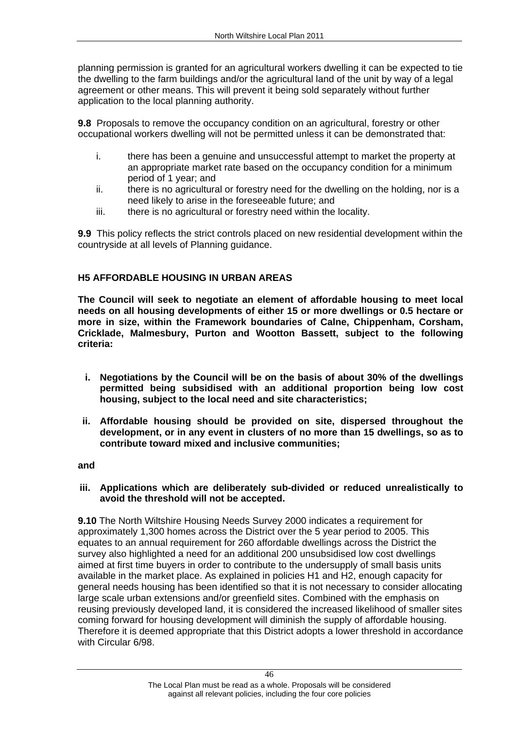planning permission is granted for an agricultural workers dwelling it can be expected to tie the dwelling to the farm buildings and/or the agricultural land of the unit by way of a legal agreement or other means. This will prevent it being sold separately without further application to the local planning authority.

**9.8** Proposals to remove the occupancy condition on an agricultural, forestry or other occupational workers dwelling will not be permitted unless it can be demonstrated that:

i. there has been a genuine and unsuccessful attempt to market the property at an appropriate market rate based on the occupancy condition for a minimum period of 1 year; and
ii. there is no agricultural or forestry need for the dwelling on the holding, nor is a need likely to arise in the foreseeable future; and
iii. there is no agricultural or forestry need within the locality.

**9.9** This policy reflects the strict controls placed on new residential development within the countryside at all levels of Planning guidance.

### H5 AFFORDABLE HOUSING IN URBAN AREAS

**The Council will seek to negotiate an element of affordable housing to meet local needs on all housing developments of either 15 or more dwellings or 0.5 hectare or more in size, within the Framework boundaries of Calne, Chippenham, Corsham, Cricklade, Malmesbury, Purton and Wootton Bassett, subject to the following criteria:**

**i. Negotiations by the Council will be on the basis of about 30% of the dwellings permitted being subsidised with an additional proportion being low cost housing, subject to the local need and site characteristics;**

**ii. Affordable housing should be provided on site, dispersed throughout the development, or in any event in clusters of no more than 15 dwellings, so as to contribute toward mixed and inclusive communities;**

**and**

**iii. Applications which are deliberately sub-divided or reduced unrealistically to avoid the threshold will not be accepted.**

**9.10** The North Wiltshire Housing Needs Survey 2000 indicates a requirement for approximately 1,300 homes across the District over the 5 year period to 2005. This equates to an annual requirement for 260 affordable dwellings across the District the survey also highlighted a need for an additional 200 unsubsidised low cost dwellings aimed at first time buyers in order to contribute to the undersupply of small basis units available in the market place. As explained in policies H1 and H2, enough capacity for general needs housing has been identified so that it is not necessary to consider allocating large scale urban extensions and/or greenfield sites. Combined with the emphasis on reusing previously developed land, it is considered the increased likelihood of smaller sites coming forward for housing development will diminish the supply of affordable housing. Therefore it is deemed appropriate that this District adopts a lower threshold in accordance with Circular 6/98.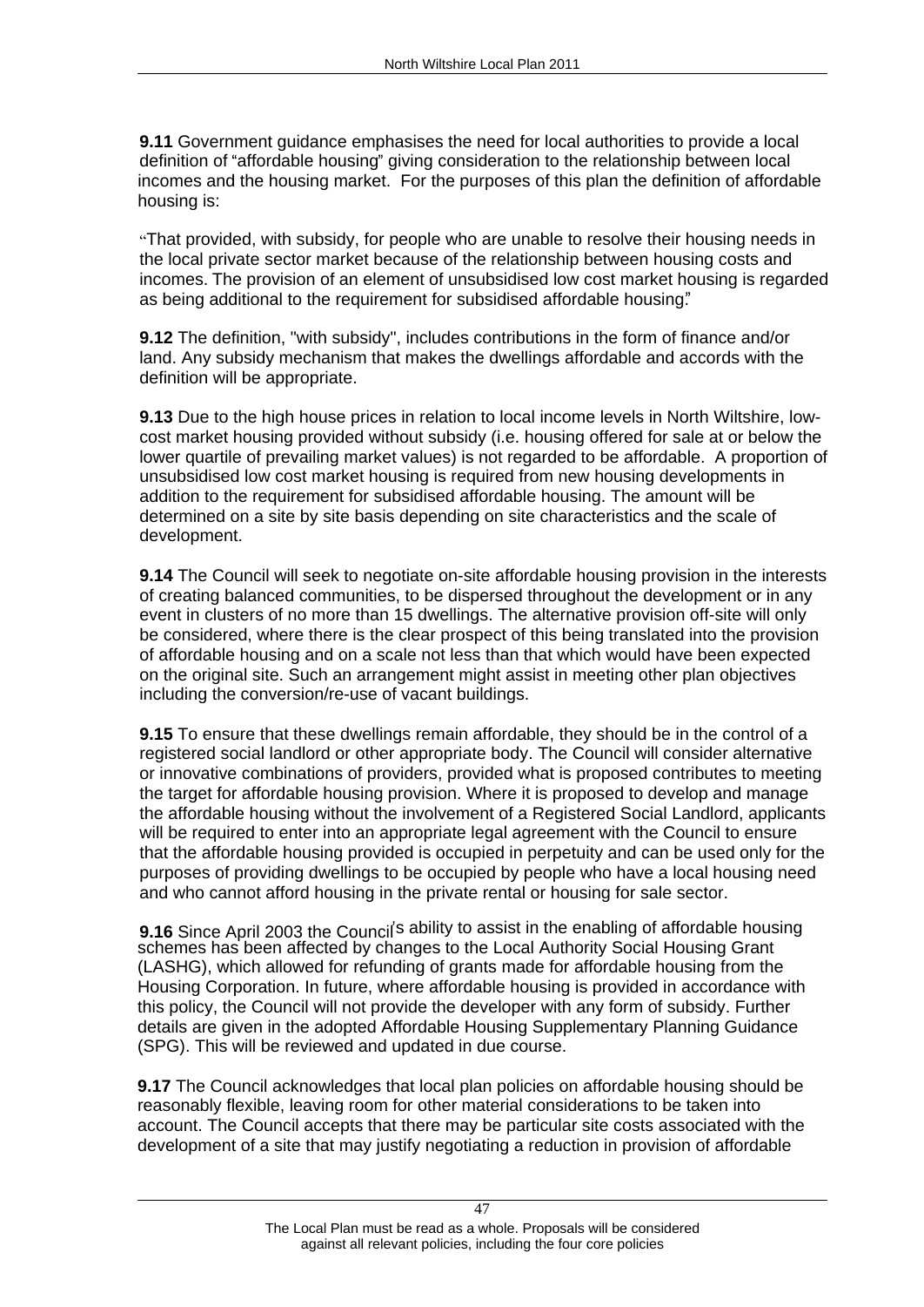**9.11** Government guidance emphasises the need for local authorities to provide a local definition of "affordable housing" giving consideration to the relationship between local incomes and the housing market. For the purposes of this plan the definition of affordable housing is:

"That provided, with subsidy, for people who are unable to resolve their housing needs in the local private sector market because of the relationship between housing costs and incomes. The provision of an element of unsubsidised low cost market housing is regarded as being additional to the requirement for subsidised affordable housing."

**9.12** The definition, "with subsidy", includes contributions in the form of finance and/or land. Any subsidy mechanism that makes the dwellings affordable and accords with the definition will be appropriate.

**9.13** Due to the high house prices in relation to local income levels in North Wiltshire, low-cost market housing provided without subsidy (i.e. housing offered for sale at or below the lower quartile of prevailing market values) is not regarded to be affordable. A proportion of unsubsidised low cost market housing is required from new housing developments in addition to the requirement for subsidised affordable housing. The amount will be determined on a site by site basis depending on site characteristics and the scale of development.

**9.14** The Council will seek to negotiate on-site affordable housing provision in the interests of creating balanced communities, to be dispersed throughout the development or in any event in clusters of no more than 15 dwellings. The alternative provision off-site will only be considered, where there is the clear prospect of this being translated into the provision of affordable housing and on a scale not less than that which would have been expected on the original site. Such an arrangement might assist in meeting other plan objectives including the conversion/re-use of vacant buildings.

**9.15** To ensure that these dwellings remain affordable, they should be in the control of a registered social landlord or other appropriate body. The Council will consider alternative or innovative combinations of providers, provided what is proposed contributes to meeting the target for affordable housing provision. Where it is proposed to develop and manage the affordable housing without the involvement of a Registered Social Landlord, applicants will be required to enter into an appropriate legal agreement with the Council to ensure that the affordable housing provided is occupied in perpetuity and can be used only for the purposes of providing dwellings to be occupied by people who have a local housing need and who cannot afford housing in the private rental or housing for sale sector.

**9.16** Since April 2003 the Council's ability to assist in the enabling of affordable housing schemes has been affected by changes to the Local Authority Social Housing Grant (LASHG), which allowed for refunding of grants made for affordable housing from the Housing Corporation. In future, where affordable housing is provided in accordance with this policy, the Council will not provide the developer with any form of subsidy. Further details are given in the adopted Affordable Housing Supplementary Planning Guidance (SPG). This will be reviewed and updated in due course.

**9.17** The Council acknowledges that local plan policies on affordable housing should be reasonably flexible, leaving room for other material considerations to be taken into account. The Council accepts that there may be particular site costs associated with the development of a site that may justify negotiating a reduction in provision of affordable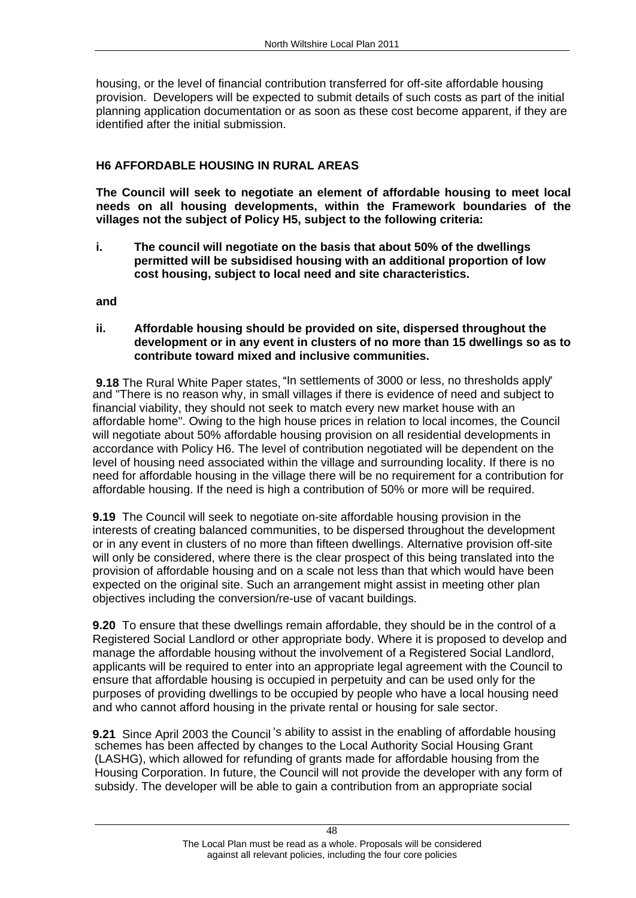housing, or the level of financial contribution transferred for off-site affordable housing provision. Developers will be expected to submit details of such costs as part of the initial planning application documentation or as soon as these cost become apparent, if they are identified after the initial submission.

### H6 AFFORDABLE HOUSING IN RURAL AREAS

**The Council will seek to negotiate an element of affordable housing to meet local needs on all housing developments, within the Framework boundaries of the villages not the subject of Policy H5, subject to the following criteria:**

**i. The council will negotiate on the basis that about 50% of the dwellings permitted will be subsidised housing with an additional proportion of low cost housing, subject to local need and site characteristics.**

**and**

**ii. Affordable housing should be provided on site, dispersed throughout the development or in any event in clusters of no more than 15 dwellings so as to contribute toward mixed and inclusive communities.**

**9.18** The Rural White Paper states, "In settlements of 3000 or less, no thresholds apply" and "There is no reason why, in small villages if there is evidence of need and subject to financial viability, they should not seek to match every new market house with an affordable home". Owing to the high house prices in relation to local incomes, the Council will negotiate about 50% affordable housing provision on all residential developments in accordance with Policy H6. The level of contribution negotiated will be dependent on the level of housing need associated within the village and surrounding locality. If there is no need for affordable housing in the village there will be no requirement for a contribution for affordable housing. If the need is high a contribution of 50% or more will be required.

**9.19** The Council will seek to negotiate on-site affordable housing provision in the interests of creating balanced communities, to be dispersed throughout the development or in any event in clusters of no more than fifteen dwellings. Alternative provision off-site will only be considered, where there is the clear prospect of this being translated into the provision of affordable housing and on a scale not less than that which would have been expected on the original site. Such an arrangement might assist in meeting other plan objectives including the conversion/re-use of vacant buildings.

**9.20** To ensure that these dwellings remain affordable, they should be in the control of a Registered Social Landlord or other appropriate body. Where it is proposed to develop and manage the affordable housing without the involvement of a Registered Social Landlord, applicants will be required to enter into an appropriate legal agreement with the Council to ensure that affordable housing is occupied in perpetuity and can be used only for the purposes of providing dwellings to be occupied by people who have a local housing need and who cannot afford housing in the private rental or housing for sale sector.

**9.21** Since April 2003 the Council's ability to assist in the enabling of affordable housing schemes has been affected by changes to the Local Authority Social Housing Grant (LASHG), which allowed for refunding of grants made for affordable housing from the Housing Corporation. In future, the Council will not provide the developer with any form of subsidy. The developer will be able to gain a contribution from an appropriate social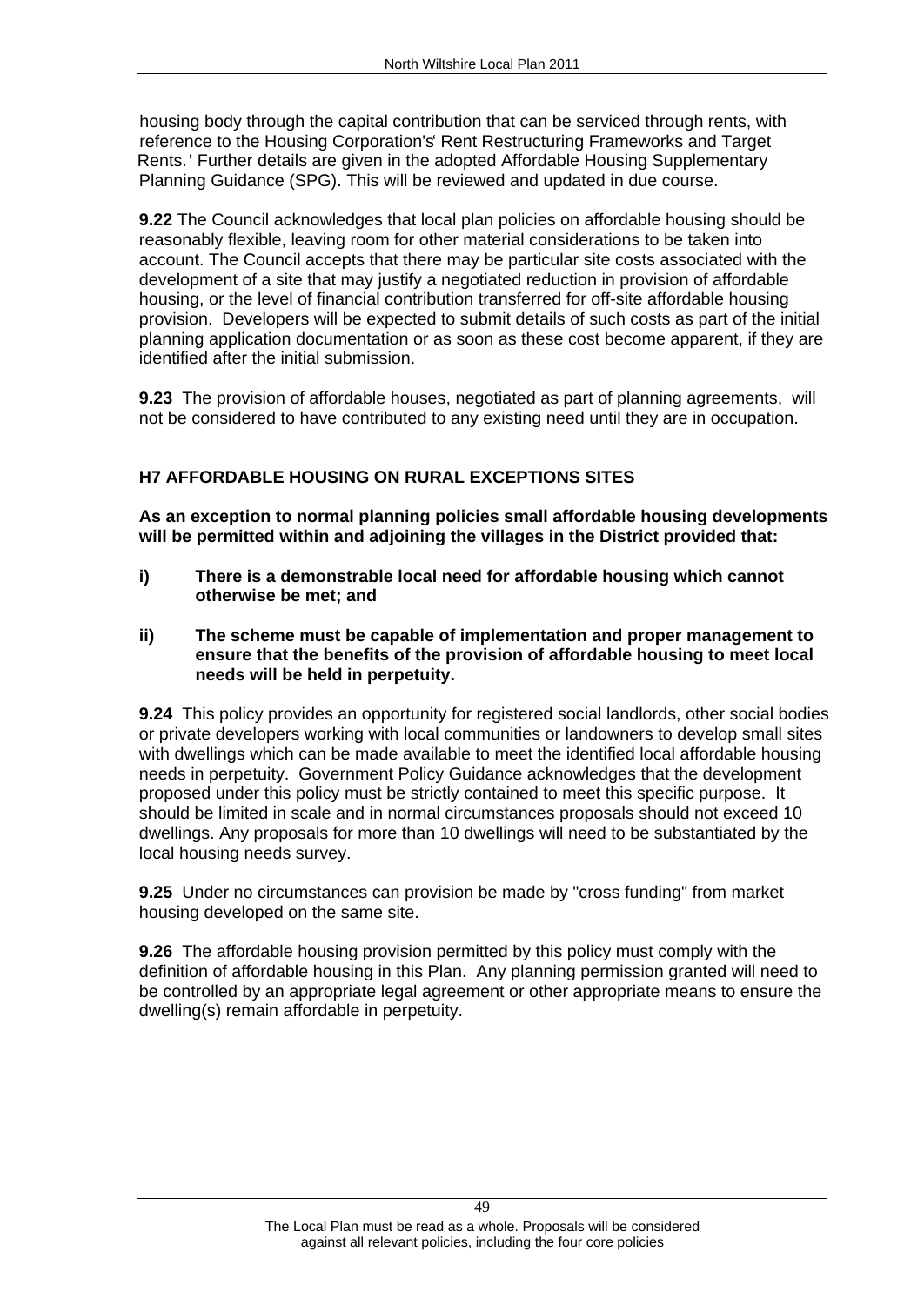housing body through the capital contribution that can be serviced through rents, with reference to the Housing Corporation's' Rent Restructuring Frameworks and Target Rents.' Further details are given in the adopted Affordable Housing Supplementary Planning Guidance (SPG). This will be reviewed and updated in due course.

**9.22** The Council acknowledges that local plan policies on affordable housing should be reasonably flexible, leaving room for other material considerations to be taken into account. The Council accepts that there may be particular site costs associated with the development of a site that may justify a negotiated reduction in provision of affordable housing, or the level of financial contribution transferred for off-site affordable housing provision. Developers will be expected to submit details of such costs as part of the initial planning application documentation or as soon as these cost become apparent, if they are identified after the initial submission.

**9.23** The provision of affordable houses, negotiated as part of planning agreements, will not be considered to have contributed to any existing need until they are in occupation.

### H7 AFFORDABLE HOUSING ON RURAL EXCEPTIONS SITES

**As an exception to normal planning policies small affordable housing developments will be permitted within and adjoining the villages in the District provided that:**

**i)** **There is a demonstrable local need for affordable housing which cannot otherwise be met; and**

**ii)** **The scheme must be capable of implementation and proper management to ensure that the benefits of the provision of affordable housing to meet local needs will be held in perpetuity.**

**9.24** This policy provides an opportunity for registered social landlords, other social bodies or private developers working with local communities or landowners to develop small sites with dwellings which can be made available to meet the identified local affordable housing needs in perpetuity. Government Policy Guidance acknowledges that the development proposed under this policy must be strictly contained to meet this specific purpose. It should be limited in scale and in normal circumstances proposals should not exceed 10 dwellings. Any proposals for more than 10 dwellings will need to be substantiated by the local housing needs survey.

**9.25** Under no circumstances can provision be made by "cross funding" from market housing developed on the same site.

**9.26** The affordable housing provision permitted by this policy must comply with the definition of affordable housing in this Plan. Any planning permission granted will need to be controlled by an appropriate legal agreement or other appropriate means to ensure the dwelling(s) remain affordable in perpetuity.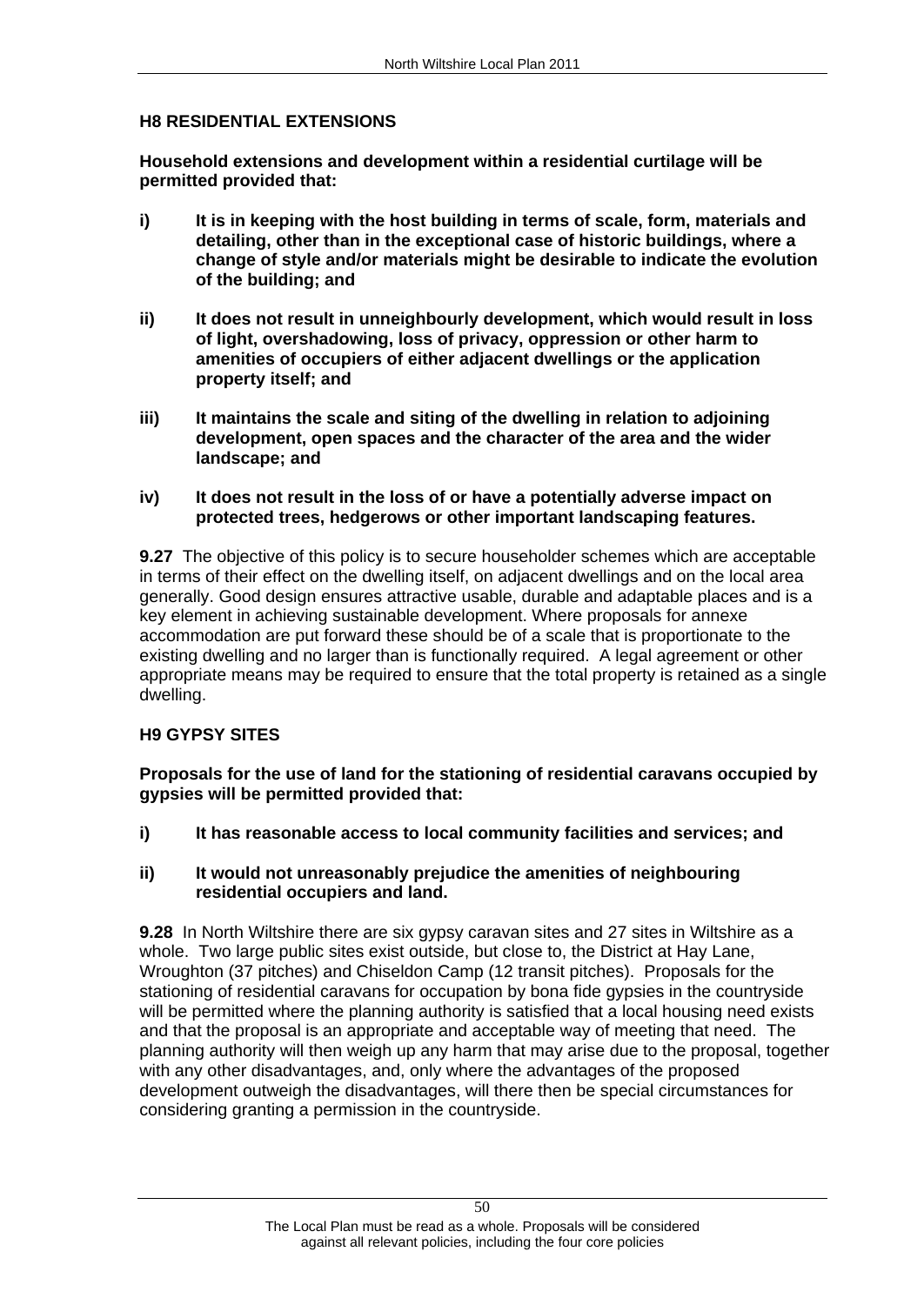## H8 RESIDENTIAL EXTENSIONS

**Household extensions and development within a residential curtilage will be permitted provided that:**

**i) It is in keeping with the host building in terms of scale, form, materials and detailing, other than in the exceptional case of historic buildings, where a change of style and/or materials might be desirable to indicate the evolution of the building; and**

**ii) It does not result in unneighbourly development, which would result in loss of light, overshadowing, loss of privacy, oppression or other harm to amenities of occupiers of either adjacent dwellings or the application property itself; and**

**iii) It maintains the scale and siting of the dwelling in relation to adjoining development, open spaces and the character of the area and the wider landscape; and**

**iv) It does not result in the loss of or have a potentially adverse impact on protected trees, hedgerows or other important landscaping features.**

**9.27** The objective of this policy is to secure householder schemes which are acceptable in terms of their effect on the dwelling itself, on adjacent dwellings and on the local area generally. Good design ensures attractive usable, durable and adaptable places and is a key element in achieving sustainable development. Where proposals for annexe accommodation are put forward these should be of a scale that is proportionate to the existing dwelling and no larger than is functionally required. A legal agreement or other appropriate means may be required to ensure that the total property is retained as a single dwelling.

## H9 GYPSY SITES

**Proposals for the use of land for the stationing of residential caravans occupied by gypsies will be permitted provided that:**

**i) It has reasonable access to local community facilities and services; and**

**ii) It would not unreasonably prejudice the amenities of neighbouring residential occupiers and land.**

**9.28** In North Wiltshire there are six gypsy caravan sites and 27 sites in Wiltshire as a whole. Two large public sites exist outside, but close to, the District at Hay Lane, Wroughton (37 pitches) and Chiseldon Camp (12 transit pitches). Proposals for the stationing of residential caravans for occupation by bona fide gypsies in the countryside will be permitted where the planning authority is satisfied that a local housing need exists and that the proposal is an appropriate and acceptable way of meeting that need. The planning authority will then weigh up any harm that may arise due to the proposal, together with any other disadvantages, and, only where the advantages of the proposed development outweigh the disadvantages, will there then be special circumstances for considering granting a permission in the countryside.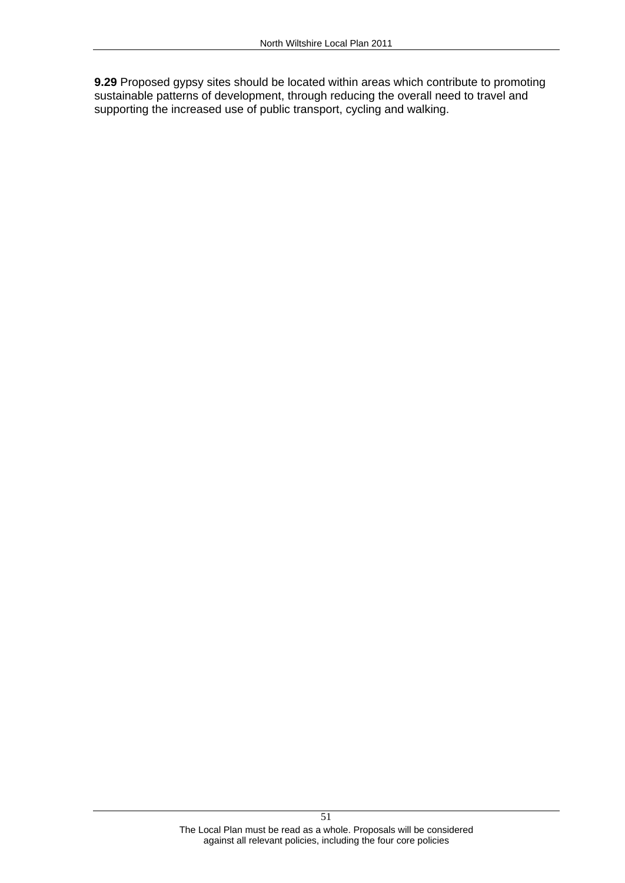**9.29** Proposed gypsy sites should be located within areas which contribute to promoting sustainable patterns of development, through reducing the overall need to travel and supporting the increased use of public transport, cycling and walking.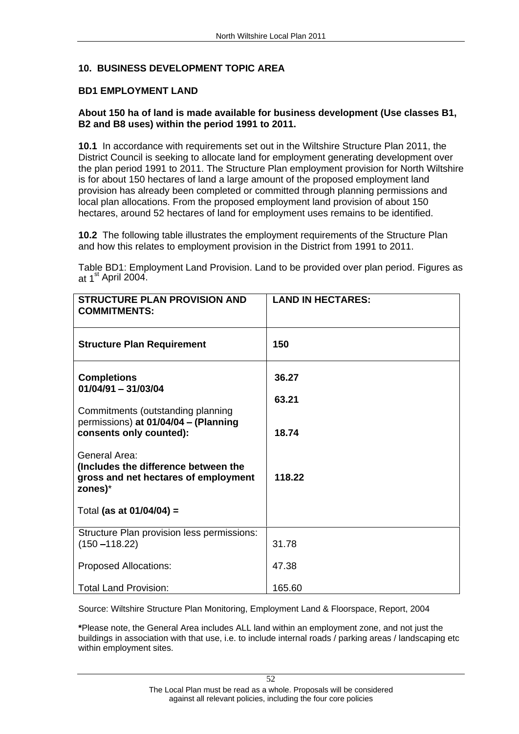## 10. BUSINESS DEVELOPMENT TOPIC AREA

### BD1 EMPLOYMENT LAND

**About 150 ha of land is made available for business development (Use classes B1, B2 and B8 uses) within the period 1991 to 2011.**

**10.1** In accordance with requirements set out in the Wiltshire Structure Plan 2011, the District Council is seeking to allocate land for employment generating development over the plan period 1991 to 2011. The Structure Plan employment provision for North Wiltshire is for about 150 hectares of land a large amount of the proposed employment land provision has already been completed or committed through planning permissions and local plan allocations. From the proposed employment land provision of about 150 hectares, around 52 hectares of land for employment uses remains to be identified.

**10.2** The following table illustrates the employment requirements of the Structure Plan and how this relates to employment provision in the District from 1991 to 2011.

Table BD1: Employment Land Provision. Land to be provided over plan period. Figures as at 1st April 2004.

| STRUCTURE PLAN PROVISION AND COMMITMENTS: | LAND IN HECTARES: |
|---|---|
| **Structure Plan Requirement** | **150** |
| **Completions 01/04/91 – 31/03/04** | **36.27** |
| Commitments (outstanding planning permissions) **at 01/04/04 – (Planning consents only counted):** | **63.21** |
| General Area: **(Includes the difference between the gross and net hectares of employment zones)*** | **18.74** |
| Total **(as at 01/04/04) =** | **118.22** |
| Structure Plan provision less permissions: (150 –118.22) | 31.78 |
| Proposed Allocations: | 47.38 |
| Total Land Provision: | 165.60 |

Source: Wiltshire Structure Plan Monitoring, Employment Land & Floorspace, Report, 2004

**\***Please note, the General Area includes ALL land within an employment zone, and not just the buildings in association with that use, i.e. to include internal roads / parking areas / landscaping etc within employment sites.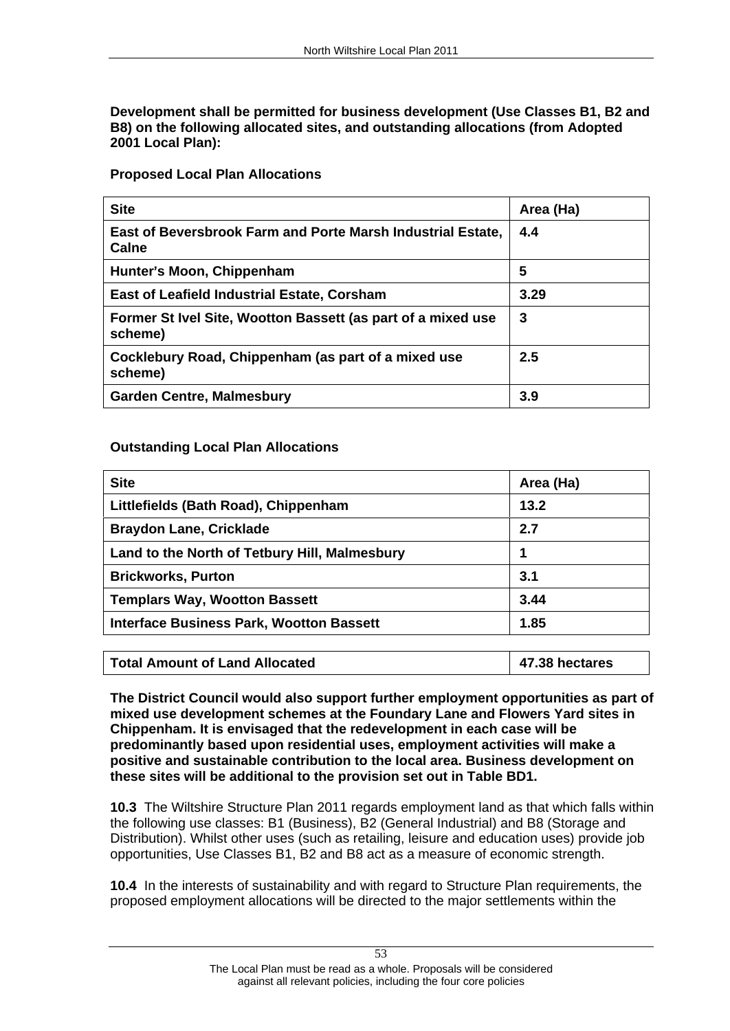**Development shall be permitted for business development (Use Classes B1, B2 and B8) on the following allocated sites, and outstanding allocations (from Adopted 2001 Local Plan):**

**Proposed Local Plan Allocations**

| Site | Area (Ha) |
|---|---|
| East of Beversbrook Farm and Porte Marsh Industrial Estate, Calne | 4.4 |
| Hunter's Moon, Chippenham | 5 |
| East of Leafield Industrial Estate, Corsham | 3.29 |
| Former St Ivel Site, Wootton Bassett (as part of a mixed use scheme) | 3 |
| Cocklebury Road, Chippenham (as part of a mixed use scheme) | 2.5 |
| Garden Centre, Malmesbury | 3.9 |

**Outstanding Local Plan Allocations**

| Site | Area (Ha) |
|---|---|
| Littlefields (Bath Road), Chippenham | 13.2 |
| Braydon Lane, Cricklade | 2.7 |
| Land to the North of Tetbury Hill, Malmesbury | 1 |
| Brickworks, Purton | 3.1 |
| Templars Way, Wootton Bassett | 3.44 |
| Interface Business Park, Wootton Bassett | 1.85 |
| **Total Amount of Land Allocated** | **47.38 hectares** |

**The District Council would also support further employment opportunities as part of mixed use development schemes at the Foundary Lane and Flowers Yard sites in Chippenham. It is envisaged that the redevelopment in each case will be predominantly based upon residential uses, employment activities will make a positive and sustainable contribution to the local area. Business development on these sites will be additional to the provision set out in Table BD1.**

**10.3** The Wiltshire Structure Plan 2011 regards employment land as that which falls within the following use classes: B1 (Business), B2 (General Industrial) and B8 (Storage and Distribution). Whilst other uses (such as retailing, leisure and education uses) provide job opportunities, Use Classes B1, B2 and B8 act as a measure of economic strength.

**10.4** In the interests of sustainability and with regard to Structure Plan requirements, the proposed employment allocations will be directed to the major settlements within the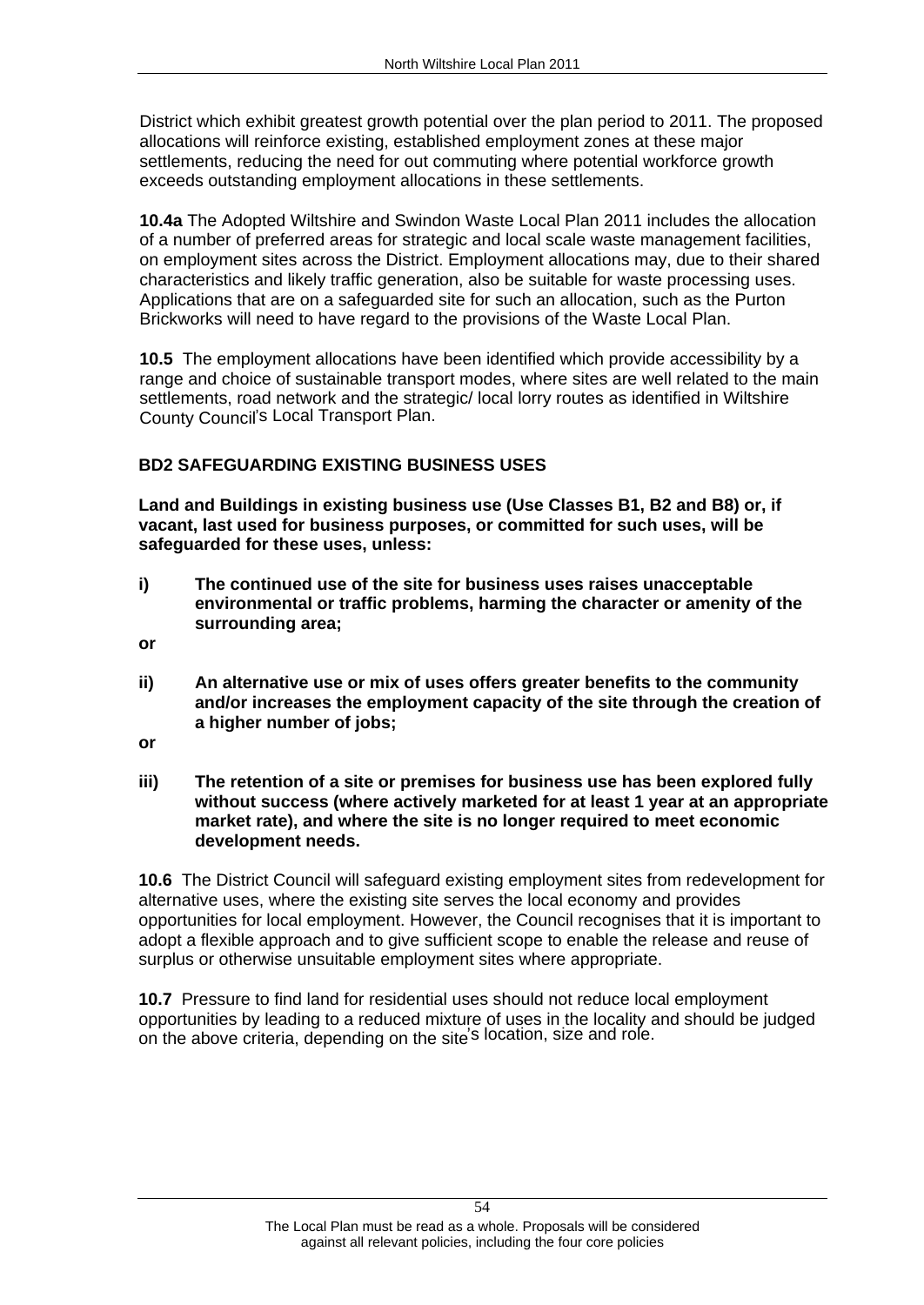District which exhibit greatest growth potential over the plan period to 2011. The proposed allocations will reinforce existing, established employment zones at these major settlements, reducing the need for out commuting where potential workforce growth exceeds outstanding employment allocations in these settlements.

**10.4a** The Adopted Wiltshire and Swindon Waste Local Plan 2011 includes the allocation of a number of preferred areas for strategic and local scale waste management facilities, on employment sites across the District. Employment allocations may, due to their shared characteristics and likely traffic generation, also be suitable for waste processing uses. Applications that are on a safeguarded site for such an allocation, such as the Purton Brickworks will need to have regard to the provisions of the Waste Local Plan.

**10.5** The employment allocations have been identified which provide accessibility by a range and choice of sustainable transport modes, where sites are well related to the main settlements, road network and the strategic/ local lorry routes as identified in Wiltshire County Council's Local Transport Plan.

### BD2 SAFEGUARDING EXISTING BUSINESS USES

**Land and Buildings in existing business use (Use Classes B1, B2 and B8) or, if vacant, last used for business purposes, or committed for such uses, will be safeguarded for these uses, unless:**

**i) The continued use of the site for business uses raises unacceptable environmental or traffic problems, harming the character or amenity of the surrounding area;**

**or**

**ii) An alternative use or mix of uses offers greater benefits to the community and/or increases the employment capacity of the site through the creation of a higher number of jobs;**

**or**

**iii) The retention of a site or premises for business use has been explored fully without success (where actively marketed for at least 1 year at an appropriate market rate), and where the site is no longer required to meet economic development needs.**

**10.6** The District Council will safeguard existing employment sites from redevelopment for alternative uses, where the existing site serves the local economy and provides opportunities for local employment. However, the Council recognises that it is important to adopt a flexible approach and to give sufficient scope to enable the release and reuse of surplus or otherwise unsuitable employment sites where appropriate.

**10.7** Pressure to find land for residential uses should not reduce local employment opportunities by leading to a reduced mixture of uses in the locality and should be judged on the above criteria, depending on the site's location, size and role.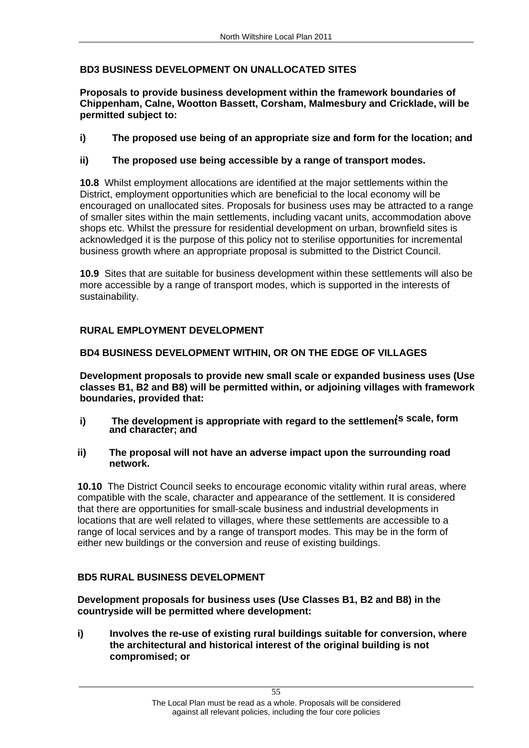## BD3 BUSINESS DEVELOPMENT ON UNALLOCATED SITES

**Proposals to provide business development within the framework boundaries of Chippenham, Calne, Wootton Bassett, Corsham, Malmesbury and Cricklade, will be permitted subject to:**

**i) The proposed use being of an appropriate size and form for the location; and**

**ii) The proposed use being accessible by a range of transport modes.**

**10.8** Whilst employment allocations are identified at the major settlements within the District, employment opportunities which are beneficial to the local economy will be encouraged on unallocated sites. Proposals for business uses may be attracted to a range of smaller sites within the main settlements, including vacant units, accommodation above shops etc. Whilst the pressure for residential development on urban, brownfield sites is acknowledged it is the purpose of this policy not to sterilise opportunities for incremental business growth where an appropriate proposal is submitted to the District Council.

**10.9** Sites that are suitable for business development within these settlements will also be more accessible by a range of transport modes, which is supported in the interests of sustainability.

## RURAL EMPLOYMENT DEVELOPMENT

## BD4 BUSINESS DEVELOPMENT WITHIN, OR ON THE EDGE OF VILLAGES

**Development proposals to provide new small scale or expanded business uses (Use classes B1, B2 and B8) will be permitted within, or adjoining villages with framework boundaries, provided that:**

**i) The development is appropriate with regard to the settlement's scale, form and character; and**

**ii) The proposal will not have an adverse impact upon the surrounding road network.**

**10.10** The District Council seeks to encourage economic vitality within rural areas, where compatible with the scale, character and appearance of the settlement. It is considered that there are opportunities for small-scale business and industrial developments in locations that are well related to villages, where these settlements are accessible to a range of local services and by a range of transport modes. This may be in the form of either new buildings or the conversion and reuse of existing buildings.

## BD5 RURAL BUSINESS DEVELOPMENT

**Development proposals for business uses (Use Classes B1, B2 and B8) in the countryside will be permitted where development:**

**i) Involves the re-use of existing rural buildings suitable for conversion, where the architectural and historical interest of the original building is not compromised; or**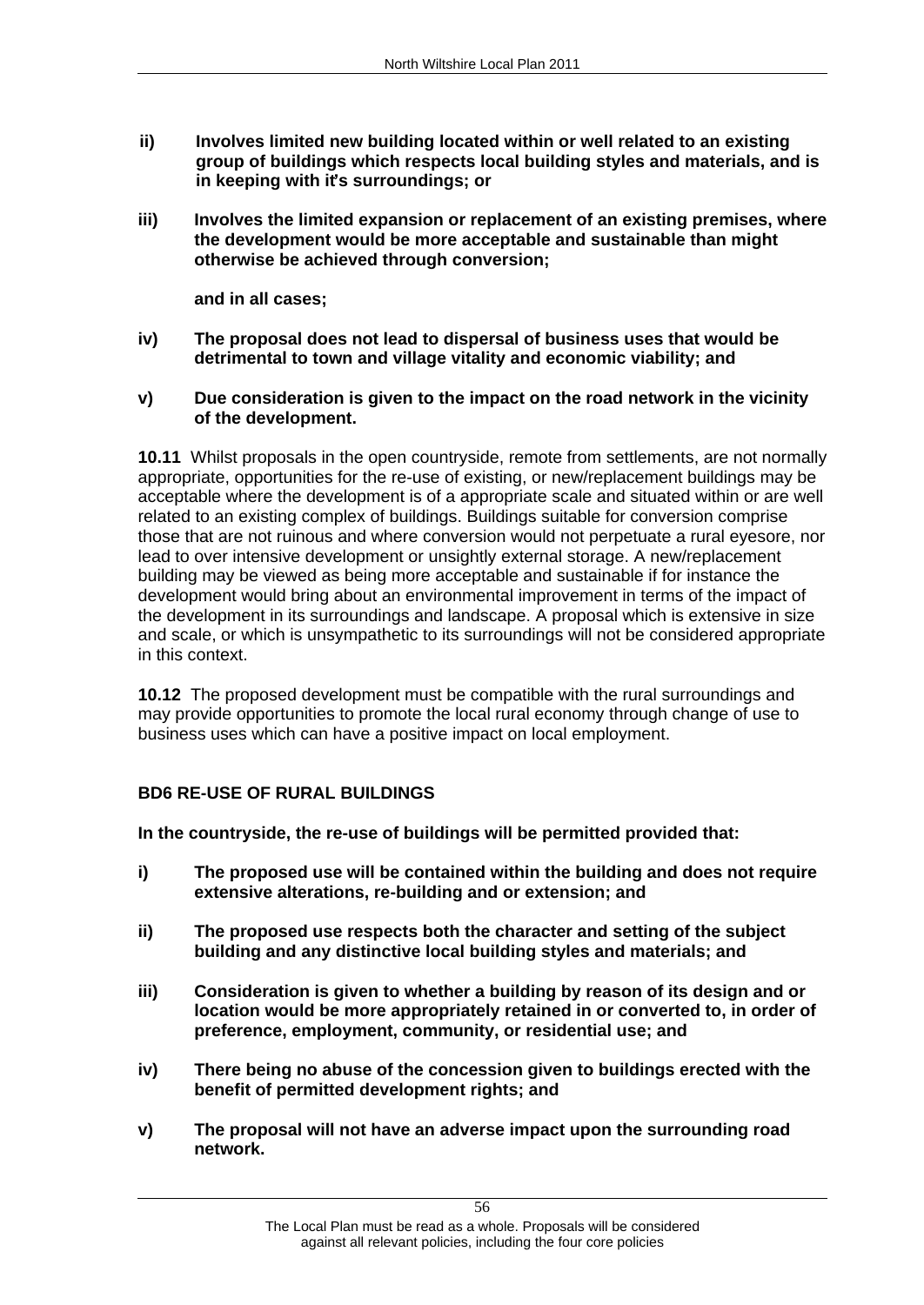**ii) Involves limited new building located within or well related to an existing group of buildings which respects local building styles and materials, and is in keeping with it's surroundings; or**

**iii) Involves the limited expansion or replacement of an existing premises, where the development would be more acceptable and sustainable than might otherwise be achieved through conversion;**

**and in all cases;**

**iv) The proposal does not lead to dispersal of business uses that would be detrimental to town and village vitality and economic viability; and**

**v) Due consideration is given to the impact on the road network in the vicinity of the development.**

**10.11** Whilst proposals in the open countryside, remote from settlements, are not normally appropriate, opportunities for the re-use of existing, or new/replacement buildings may be acceptable where the development is of a appropriate scale and situated within or are well related to an existing complex of buildings. Buildings suitable for conversion comprise those that are not ruinous and where conversion would not perpetuate a rural eyesore, nor lead to over intensive development or unsightly external storage. A new/replacement building may be viewed as being more acceptable and sustainable if for instance the development would bring about an environmental improvement in terms of the impact of the development in its surroundings and landscape. A proposal which is extensive in size and scale, or which is unsympathetic to its surroundings will not be considered appropriate in this context.

**10.12** The proposed development must be compatible with the rural surroundings and may provide opportunities to promote the local rural economy through change of use to business uses which can have a positive impact on local employment.

**BD6 RE-USE OF RURAL BUILDINGS**

**In the countryside, the re-use of buildings will be permitted provided that:**

**i) The proposed use will be contained within the building and does not require extensive alterations, re-building and or extension; and**

**ii) The proposed use respects both the character and setting of the subject building and any distinctive local building styles and materials; and**

**iii) Consideration is given to whether a building by reason of its design and or location would be more appropriately retained in or converted to, in order of preference, employment, community, or residential use; and**

**iv) There being no abuse of the concession given to buildings erected with the benefit of permitted development rights; and**

**v) The proposal will not have an adverse impact upon the surrounding road network.**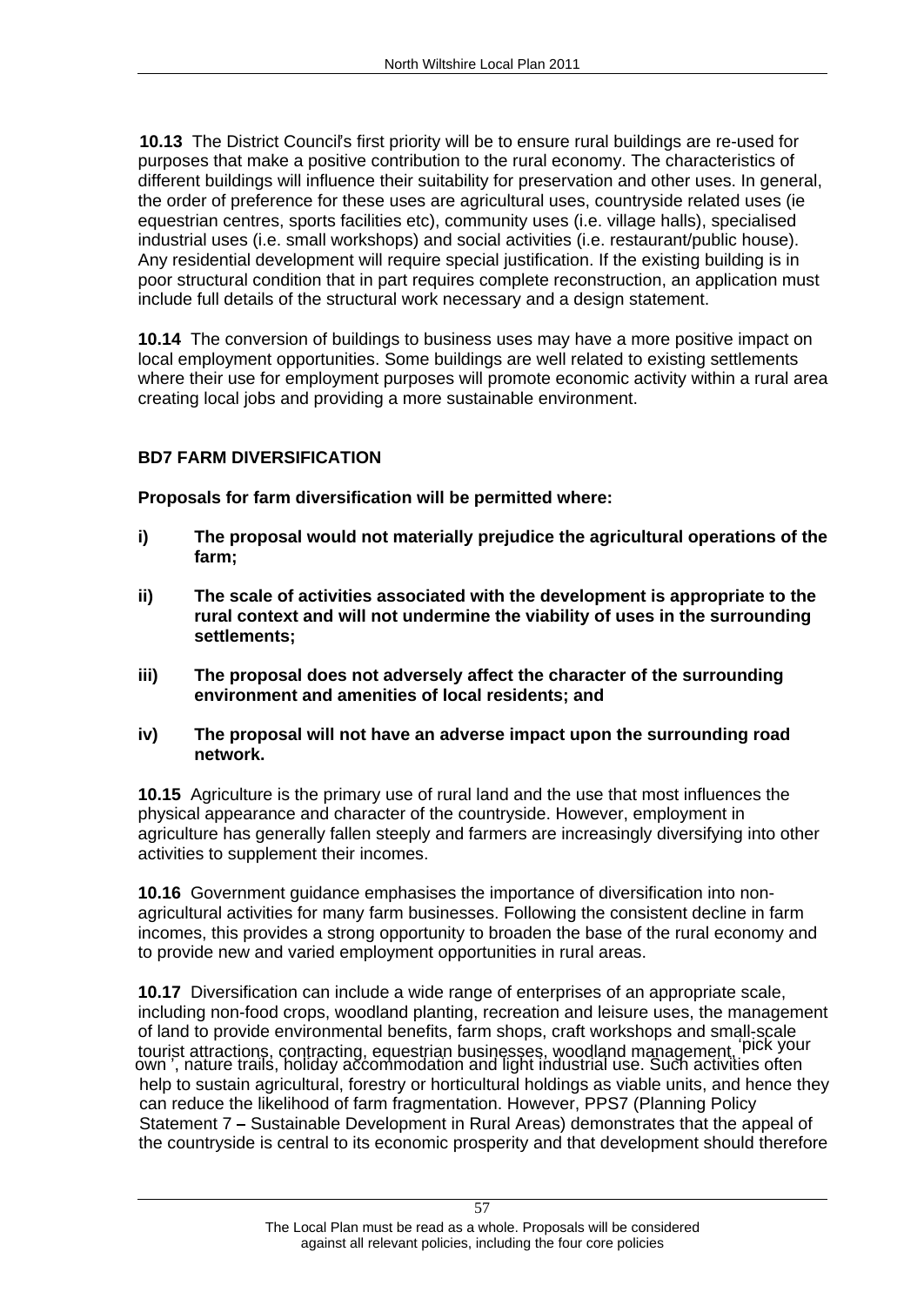**10.13** The District Council's first priority will be to ensure rural buildings are re-used for purposes that make a positive contribution to the rural economy. The characteristics of different buildings will influence their suitability for preservation and other uses. In general, the order of preference for these uses are agricultural uses, countryside related uses (ie equestrian centres, sports facilities etc), community uses (i.e. village halls), specialised industrial uses (i.e. small workshops) and social activities (i.e. restaurant/public house). Any residential development will require special justification. If the existing building is in poor structural condition that in part requires complete reconstruction, an application must include full details of the structural work necessary and a design statement.

**10.14** The conversion of buildings to business uses may have a more positive impact on local employment opportunities. Some buildings are well related to existing settlements where their use for employment purposes will promote economic activity within a rural area creating local jobs and providing a more sustainable environment.

**BD7 FARM DIVERSIFICATION**

**Proposals for farm diversification will be permitted where:**

**i) The proposal would not materially prejudice the agricultural operations of the farm;**

**ii) The scale of activities associated with the development is appropriate to the rural context and will not undermine the viability of uses in the surrounding settlements;**

**iii) The proposal does not adversely affect the character of the surrounding environment and amenities of local residents; and**

**iv) The proposal will not have an adverse impact upon the surrounding road network.**

**10.15** Agriculture is the primary use of rural land and the use that most influences the physical appearance and character of the countryside. However, employment in agriculture has generally fallen steeply and farmers are increasingly diversifying into other activities to supplement their incomes.

**10.16** Government guidance emphasises the importance of diversification into non-agricultural activities for many farm businesses. Following the consistent decline in farm incomes, this provides a strong opportunity to broaden the base of the rural economy and to provide new and varied employment opportunities in rural areas.

**10.17** Diversification can include a wide range of enterprises of an appropriate scale, including non-food crops, woodland planting, recreation and leisure uses, the management of land to provide environmental benefits, farm shops, craft workshops and small-scale tourist attractions, contracting, equestrian businesses, woodland management, 'pick your own', nature trails, holiday accommodation and light industrial use. Such activities often help to sustain agricultural, forestry or horticultural holdings as viable units, and hence they can reduce the likelihood of farm fragmentation. However, PPS7 (Planning Policy Statement 7 – Sustainable Development in Rural Areas) demonstrates that the appeal of the countryside is central to its economic prosperity and that development should therefore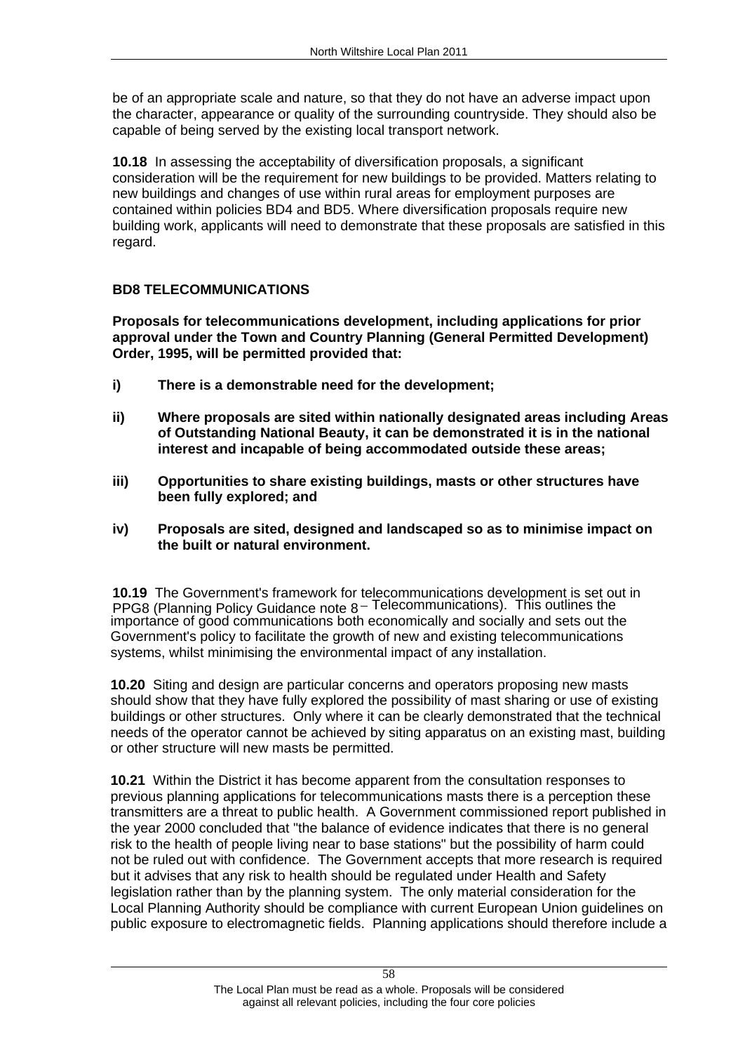be of an appropriate scale and nature, so that they do not have an adverse impact upon the character, appearance or quality of the surrounding countryside. They should also be capable of being served by the existing local transport network.

**10.18** In assessing the acceptability of diversification proposals, a significant consideration will be the requirement for new buildings to be provided. Matters relating to new buildings and changes of use within rural areas for employment purposes are contained within policies BD4 and BD5. Where diversification proposals require new building work, applicants will need to demonstrate that these proposals are satisfied in this regard.

### BD8 TELECOMMUNICATIONS

**Proposals for telecommunications development, including applications for prior approval under the Town and Country Planning (General Permitted Development) Order, 1995, will be permitted provided that:**

**i) There is a demonstrable need for the development;**

**ii) Where proposals are sited within nationally designated areas including Areas of Outstanding National Beauty, it can be demonstrated it is in the national interest and incapable of being accommodated outside these areas;**

**iii) Opportunities to share existing buildings, masts or other structures have been fully explored; and**

**iv) Proposals are sited, designed and landscaped so as to minimise impact on the built or natural environment.**

**10.19** The Government's framework for telecommunications development is set out in PPG8 (Planning Policy Guidance note 8 – Telecommunications). This outlines the importance of good communications both economically and socially and sets out the Government's policy to facilitate the growth of new and existing telecommunications systems, whilst minimising the environmental impact of any installation.

**10.20** Siting and design are particular concerns and operators proposing new masts should show that they have fully explored the possibility of mast sharing or use of existing buildings or other structures. Only where it can be clearly demonstrated that the technical needs of the operator cannot be achieved by siting apparatus on an existing mast, building or other structure will new masts be permitted.

**10.21** Within the District it has become apparent from the consultation responses to previous planning applications for telecommunications masts there is a perception these transmitters are a threat to public health. A Government commissioned report published in the year 2000 concluded that "the balance of evidence indicates that there is no general risk to the health of people living near to base stations" but the possibility of harm could not be ruled out with confidence. The Government accepts that more research is required but it advises that any risk to health should be regulated under Health and Safety legislation rather than by the planning system. The only material consideration for the Local Planning Authority should be compliance with current European Union guidelines on public exposure to electromagnetic fields. Planning applications should therefore include a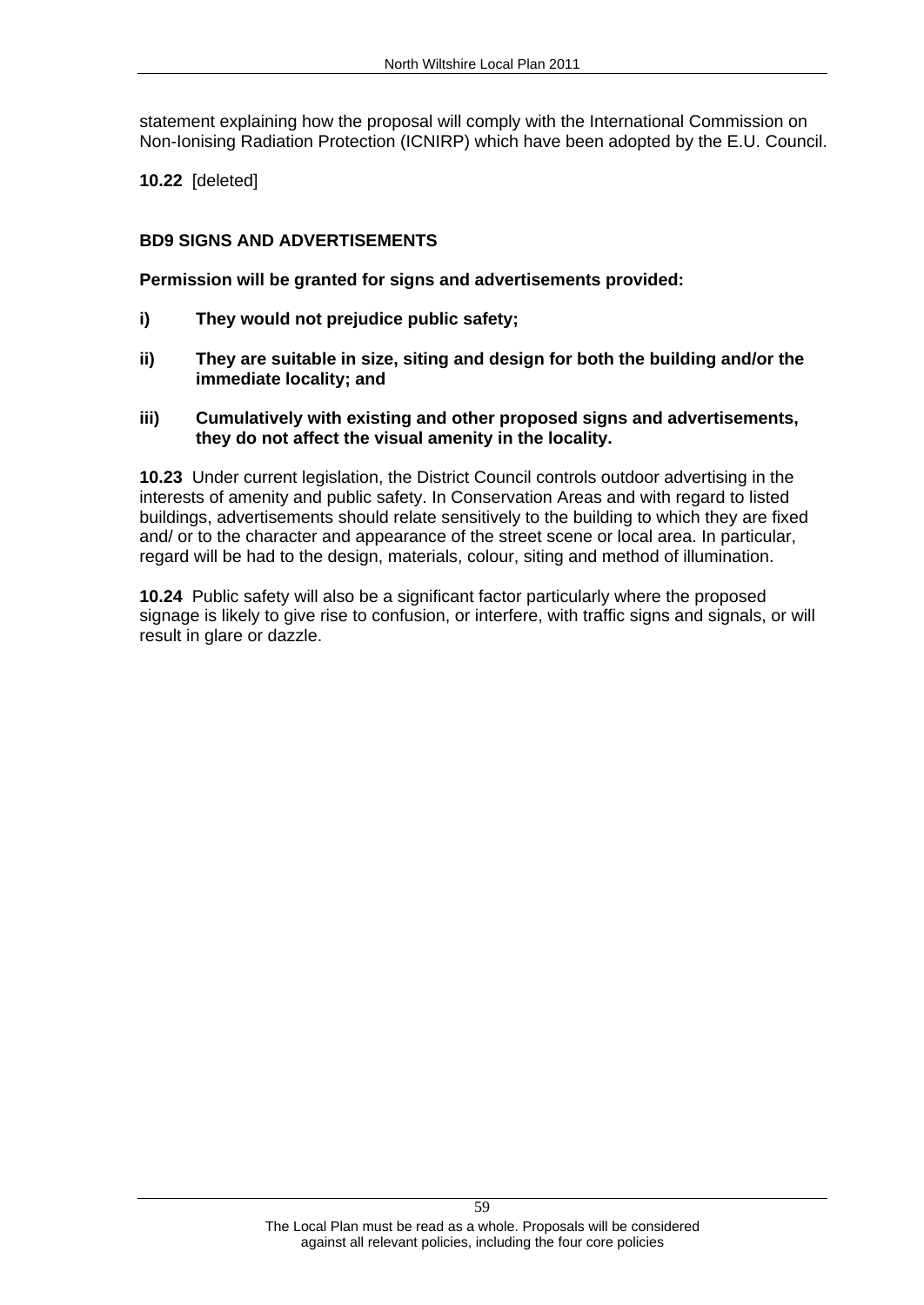statement explaining how the proposal will comply with the International Commission on Non-Ionising Radiation Protection (ICNIRP) which have been adopted by the E.U. Council.

**10.22** [deleted]

### BD9 SIGNS AND ADVERTISEMENTS

**Permission will be granted for signs and advertisements provided:**

**i) They would not prejudice public safety;**

**ii) They are suitable in size, siting and design for both the building and/or the immediate locality; and**

**iii) Cumulatively with existing and other proposed signs and advertisements, they do not affect the visual amenity in the locality.**

**10.23** Under current legislation, the District Council controls outdoor advertising in the interests of amenity and public safety. In Conservation Areas and with regard to listed buildings, advertisements should relate sensitively to the building to which they are fixed and/ or to the character and appearance of the street scene or local area. In particular, regard will be had to the design, materials, colour, siting and method of illumination.

**10.24** Public safety will also be a significant factor particularly where the proposed signage is likely to give rise to confusion, or interfere, with traffic signs and signals, or will result in glare or dazzle.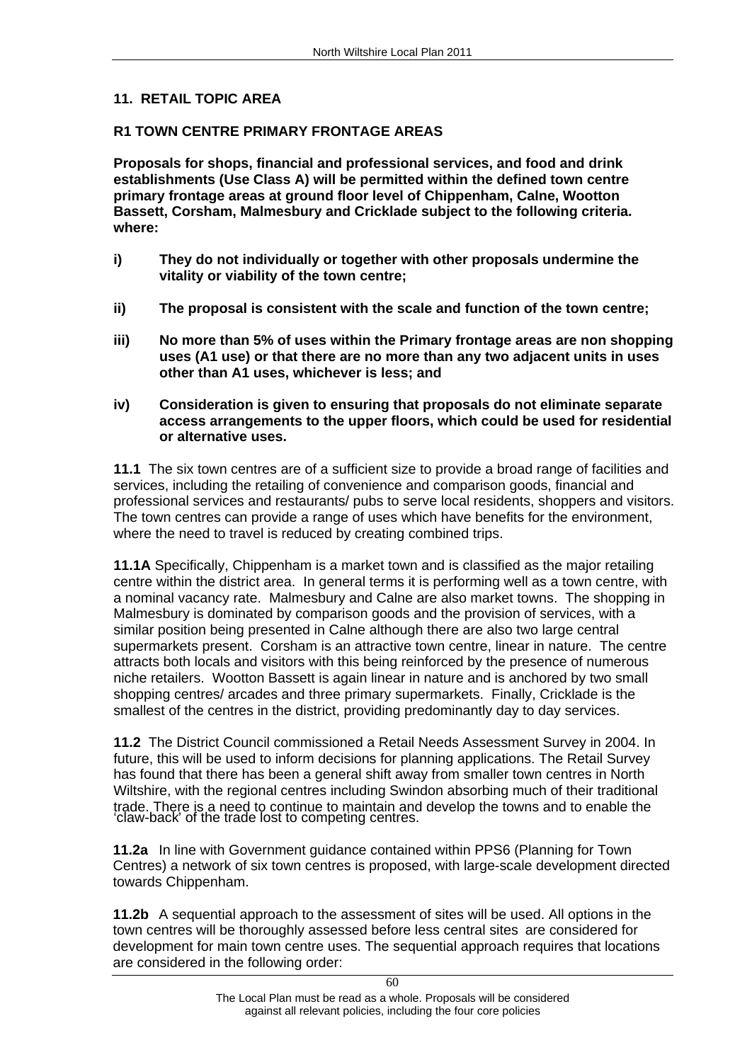## 11. RETAIL TOPIC AREA

### R1 TOWN CENTRE PRIMARY FRONTAGE AREAS

**Proposals for shops, financial and professional services, and food and drink establishments (Use Class A) will be permitted within the defined town centre primary frontage areas at ground floor level of Chippenham, Calne, Wootton Bassett, Corsham, Malmesbury and Cricklade subject to the following criteria. where:**

- **i)** **They do not individually or together with other proposals undermine the vitality or viability of the town centre;**
- **ii)** **The proposal is consistent with the scale and function of the town centre;**
- **iii)** **No more than 5% of uses within the Primary frontage areas are non shopping uses (A1 use) or that there are no more than any two adjacent units in uses other than A1 uses, whichever is less; and**
- **iv)** **Consideration is given to ensuring that proposals do not eliminate separate access arrangements to the upper floors, which could be used for residential or alternative uses.**

**11.1** The six town centres are of a sufficient size to provide a broad range of facilities and services, including the retailing of convenience and comparison goods, financial and professional services and restaurants/ pubs to serve local residents, shoppers and visitors. The town centres can provide a range of uses which have benefits for the environment, where the need to travel is reduced by creating combined trips.

**11.1A** Specifically, Chippenham is a market town and is classified as the major retailing centre within the district area. In general terms it is performing well as a town centre, with a nominal vacancy rate. Malmesbury and Calne are also market towns. The shopping in Malmesbury is dominated by comparison goods and the provision of services, with a similar position being presented in Calne although there are also two large central supermarkets present. Corsham is an attractive town centre, linear in nature. The centre attracts both locals and visitors with this being reinforced by the presence of numerous niche retailers. Wootton Bassett is again linear in nature and is anchored by two small shopping centres/ arcades and three primary supermarkets. Finally, Cricklade is the smallest of the centres in the district, providing predominantly day to day services.

**11.2** The District Council commissioned a Retail Needs Assessment Survey in 2004. In future, this will be used to inform decisions for planning applications. The Retail Survey has found that there has been a general shift away from smaller town centres in North Wiltshire, with the regional centres including Swindon absorbing much of their traditional trade. There is a need to continue to maintain and develop the towns and to enable the 'claw-back' of the trade lost to competing centres.

**11.2a** In line with Government guidance contained within PPS6 (Planning for Town Centres) a network of six town centres is proposed, with large-scale development directed towards Chippenham.

**11.2b** A sequential approach to the assessment of sites will be used. All options in the town centres will be thoroughly assessed before less central sites are considered for development for main town centre uses. The sequential approach requires that locations are considered in the following order: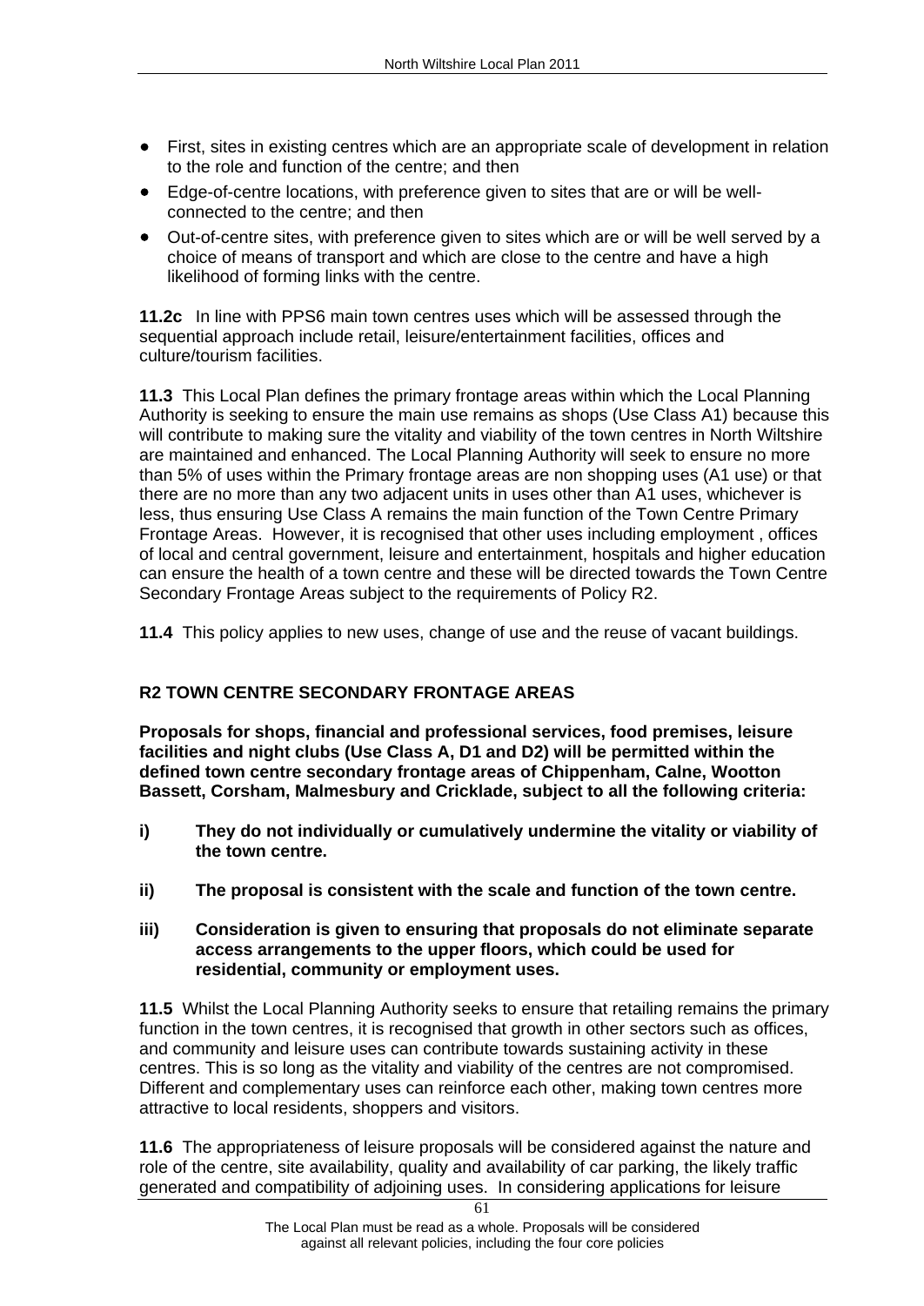- First, sites in existing centres which are an appropriate scale of development in relation to the role and function of the centre; and then
- Edge-of-centre locations, with preference given to sites that are or will be well-connected to the centre; and then
- Out-of-centre sites, with preference given to sites which are or will be well served by a choice of means of transport and which are close to the centre and have a high likelihood of forming links with the centre.

**11.2c** In line with PPS6 main town centres uses which will be assessed through the sequential approach include retail, leisure/entertainment facilities, offices and culture/tourism facilities.

**11.3** This Local Plan defines the primary frontage areas within which the Local Planning Authority is seeking to ensure the main use remains as shops (Use Class A1) because this will contribute to making sure the vitality and viability of the town centres in North Wiltshire are maintained and enhanced. The Local Planning Authority will seek to ensure no more than 5% of uses within the Primary frontage areas are non shopping uses (A1 use) or that there are no more than any two adjacent units in uses other than A1 uses, whichever is less, thus ensuring Use Class A remains the main function of the Town Centre Primary Frontage Areas. However, it is recognised that other uses including employment , offices of local and central government, leisure and entertainment, hospitals and higher education can ensure the health of a town centre and these will be directed towards the Town Centre Secondary Frontage Areas subject to the requirements of Policy R2.

**11.4** This policy applies to new uses, change of use and the reuse of vacant buildings.

## R2 TOWN CENTRE SECONDARY FRONTAGE AREAS

**Proposals for shops, financial and professional services, food premises, leisure facilities and night clubs (Use Class A, D1 and D2) will be permitted within the defined town centre secondary frontage areas of Chippenham, Calne, Wootton Bassett, Corsham, Malmesbury and Cricklade, subject to all the following criteria:**

**i) They do not individually or cumulatively undermine the vitality or viability of the town centre.**

**ii) The proposal is consistent with the scale and function of the town centre.**

**iii) Consideration is given to ensuring that proposals do not eliminate separate access arrangements to the upper floors, which could be used for residential, community or employment uses.**

**11.5** Whilst the Local Planning Authority seeks to ensure that retailing remains the primary function in the town centres, it is recognised that growth in other sectors such as offices, and community and leisure uses can contribute towards sustaining activity in these centres. This is so long as the vitality and viability of the centres are not compromised. Different and complementary uses can reinforce each other, making town centres more attractive to local residents, shoppers and visitors.

**11.6** The appropriateness of leisure proposals will be considered against the nature and role of the centre, site availability, quality and availability of car parking, the likely traffic generated and compatibility of adjoining uses. In considering applications for leisure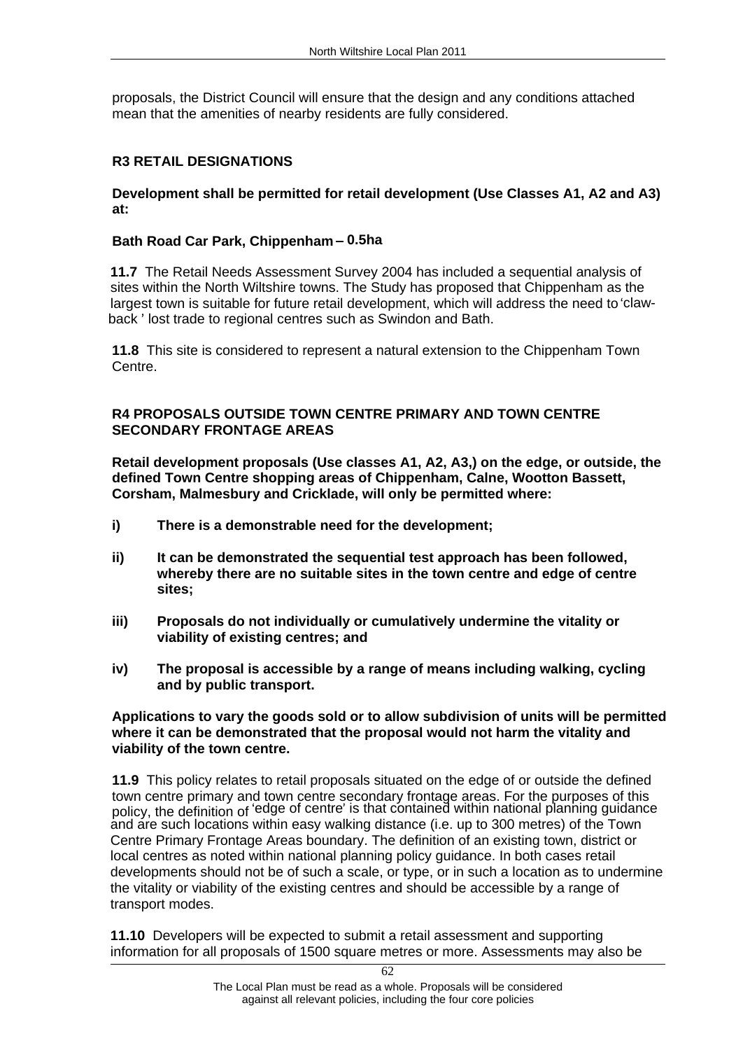proposals, the District Council will ensure that the design and any conditions attached mean that the amenities of nearby residents are fully considered.

### R3 RETAIL DESIGNATIONS

**Development shall be permitted for retail development (Use Classes A1, A2 and A3) at:**

**Bath Road Car Park, Chippenham – 0.5ha**

**11.7** The Retail Needs Assessment Survey 2004 has included a sequential analysis of sites within the North Wiltshire towns. The Study has proposed that Chippenham as the largest town is suitable for future retail development, which will address the need to 'claw-back ' lost trade to regional centres such as Swindon and Bath.

**11.8** This site is considered to represent a natural extension to the Chippenham Town Centre.

### R4 PROPOSALS OUTSIDE TOWN CENTRE PRIMARY AND TOWN CENTRE SECONDARY FRONTAGE AREAS

**Retail development proposals (Use classes A1, A2, A3,) on the edge, or outside, the defined Town Centre shopping areas of Chippenham, Calne, Wootton Bassett, Corsham, Malmesbury and Cricklade, will only be permitted where:**

**i) There is a demonstrable need for the development;**

**ii) It can be demonstrated the sequential test approach has been followed, whereby there are no suitable sites in the town centre and edge of centre sites;**

**iii) Proposals do not individually or cumulatively undermine the vitality or viability of existing centres; and**

**iv) The proposal is accessible by a range of means including walking, cycling and by public transport.**

**Applications to vary the goods sold or to allow subdivision of units will be permitted where it can be demonstrated that the proposal would not harm the vitality and viability of the town centre.**

**11.9** This policy relates to retail proposals situated on the edge of or outside the defined town centre primary and town centre secondary frontage areas. For the purposes of this policy, the definition of 'edge of centre' is that contained within national planning guidance and are such locations within easy walking distance (i.e. up to 300 metres) of the Town Centre Primary Frontage Areas boundary. The definition of an existing town, district or local centres as noted within national planning policy guidance. In both cases retail developments should not be of such a scale, or type, or in such a location as to undermine the vitality or viability of the existing centres and should be accessible by a range of transport modes.

**11.10** Developers will be expected to submit a retail assessment and supporting information for all proposals of 1500 square metres or more. Assessments may also be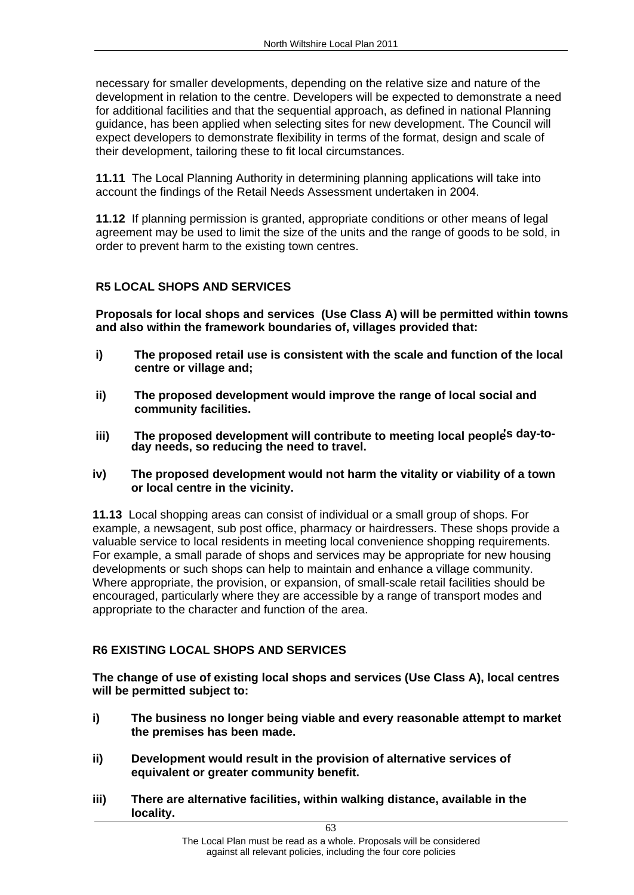necessary for smaller developments, depending on the relative size and nature of the development in relation to the centre. Developers will be expected to demonstrate a need for additional facilities and that the sequential approach, as defined in national Planning guidance, has been applied when selecting sites for new development. The Council will expect developers to demonstrate flexibility in terms of the format, design and scale of their development, tailoring these to fit local circumstances.

**11.11** The Local Planning Authority in determining planning applications will take into account the findings of the Retail Needs Assessment undertaken in 2004.

**11.12** If planning permission is granted, appropriate conditions or other means of legal agreement may be used to limit the size of the units and the range of goods to be sold, in order to prevent harm to the existing town centres.

### R5 LOCAL SHOPS AND SERVICES

**Proposals for local shops and services (Use Class A) will be permitted within towns and also within the framework boundaries of, villages provided that:**

**i) The proposed retail use is consistent with the scale and function of the local centre or village and;**

**ii) The proposed development would improve the range of local social and community facilities.**

**iii) The proposed development will contribute to meeting local people's day-to-day needs, so reducing the need to travel.**

**iv) The proposed development would not harm the vitality or viability of a town or local centre in the vicinity.**

**11.13** Local shopping areas can consist of individual or a small group of shops. For example, a newsagent, sub post office, pharmacy or hairdressers. These shops provide a valuable service to local residents in meeting local convenience shopping requirements. For example, a small parade of shops and services may be appropriate for new housing developments or such shops can help to maintain and enhance a village community. Where appropriate, the provision, or expansion, of small-scale retail facilities should be encouraged, particularly where they are accessible by a range of transport modes and appropriate to the character and function of the area.

### R6 EXISTING LOCAL SHOPS AND SERVICES

**The change of use of existing local shops and services (Use Class A), local centres will be permitted subject to:**

**i) The business no longer being viable and every reasonable attempt to market the premises has been made.**

**ii) Development would result in the provision of alternative services of equivalent or greater community benefit.**

**iii) There are alternative facilities, within walking distance, available in the locality.**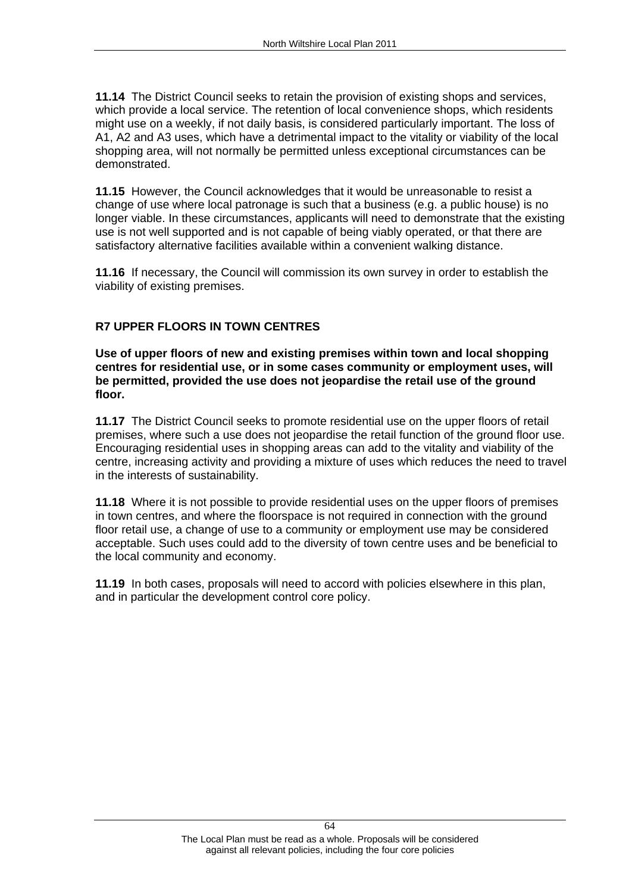**11.14** The District Council seeks to retain the provision of existing shops and services, which provide a local service. The retention of local convenience shops, which residents might use on a weekly, if not daily basis, is considered particularly important. The loss of A1, A2 and A3 uses, which have a detrimental impact to the vitality or viability of the local shopping area, will not normally be permitted unless exceptional circumstances can be demonstrated.

**11.15** However, the Council acknowledges that it would be unreasonable to resist a change of use where local patronage is such that a business (e.g. a public house) is no longer viable. In these circumstances, applicants will need to demonstrate that the existing use is not well supported and is not capable of being viably operated, or that there are satisfactory alternative facilities available within a convenient walking distance.

**11.16** If necessary, the Council will commission its own survey in order to establish the viability of existing premises.

### R7 UPPER FLOORS IN TOWN CENTRES

**Use of upper floors of new and existing premises within town and local shopping centres for residential use, or in some cases community or employment uses, will be permitted, provided the use does not jeopardise the retail use of the ground floor.**

**11.17** The District Council seeks to promote residential use on the upper floors of retail premises, where such a use does not jeopardise the retail function of the ground floor use. Encouraging residential uses in shopping areas can add to the vitality and viability of the centre, increasing activity and providing a mixture of uses which reduces the need to travel in the interests of sustainability.

**11.18** Where it is not possible to provide residential uses on the upper floors of premises in town centres, and where the floorspace is not required in connection with the ground floor retail use, a change of use to a community or employment use may be considered acceptable. Such uses could add to the diversity of town centre uses and be beneficial to the local community and economy.

**11.19** In both cases, proposals will need to accord with policies elsewhere in this plan, and in particular the development control core policy.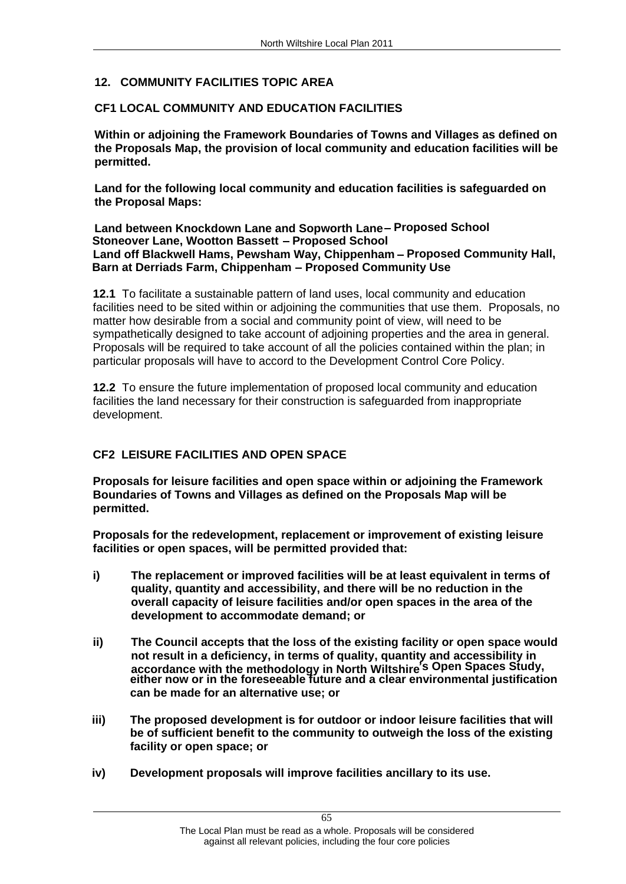## 12. COMMUNITY FACILITIES TOPIC AREA

### CF1 LOCAL COMMUNITY AND EDUCATION FACILITIES

**Within or adjoining the Framework Boundaries of Towns and Villages as defined on the Proposals Map, the provision of local community and education facilities will be permitted.**

**Land for the following local community and education facilities is safeguarded on the Proposal Maps:**

**Land between Knockdown Lane and Sopworth Lane – Proposed School**
**Stoneover Lane, Wootton Bassett – Proposed School**
**Land off Blackwell Hams, Pewsham Way, Chippenham – Proposed Community Hall,**
**Barn at Derriads Farm, Chippenham – Proposed Community Use**

**12.1** To facilitate a sustainable pattern of land uses, local community and education facilities need to be sited within or adjoining the communities that use them. Proposals, no matter how desirable from a social and community point of view, will need to be sympathetically designed to take account of adjoining properties and the area in general. Proposals will be required to take account of all the policies contained within the plan; in particular proposals will have to accord to the Development Control Core Policy.

**12.2** To ensure the future implementation of proposed local community and education facilities the land necessary for their construction is safeguarded from inappropriate development.

### CF2 LEISURE FACILITIES AND OPEN SPACE

**Proposals for leisure facilities and open space within or adjoining the Framework Boundaries of Towns and Villages as defined on the Proposals Map will be permitted.**

**Proposals for the redevelopment, replacement or improvement of existing leisure facilities or open spaces, will be permitted provided that:**

**i)** **The replacement or improved facilities will be at least equivalent in terms of quality, quantity and accessibility, and there will be no reduction in the overall capacity of leisure facilities and/or open spaces in the area of the development to accommodate demand; or**

**ii)** **The Council accepts that the loss of the existing facility or open space would not result in a deficiency, in terms of quality, quantity and accessibility in accordance with the methodology in North Wiltshire's Open Spaces Study, either now or in the foreseeable future and a clear environmental justification can be made for an alternative use; or**

**iii)** **The proposed development is for outdoor or indoor leisure facilities that will be of sufficient benefit to the community to outweigh the loss of the existing facility or open space; or**

**iv)** **Development proposals will improve facilities ancillary to its use.**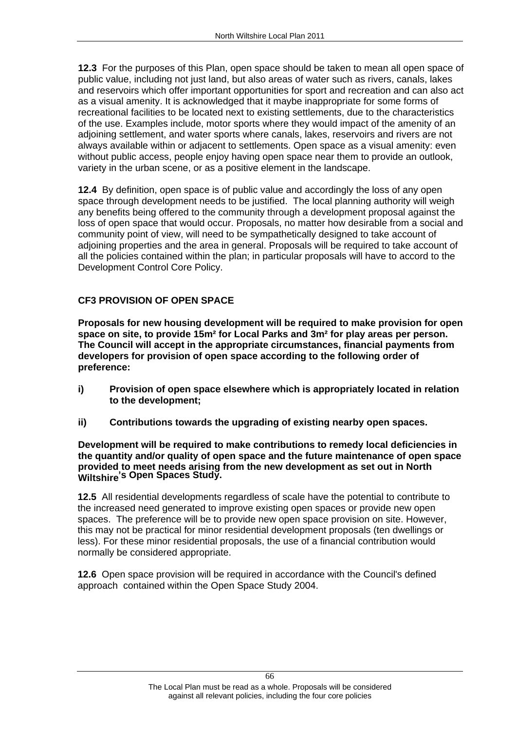**12.3** For the purposes of this Plan, open space should be taken to mean all open space of public value, including not just land, but also areas of water such as rivers, canals, lakes and reservoirs which offer important opportunities for sport and recreation and can also act as a visual amenity. It is acknowledged that it maybe inappropriate for some forms of recreational facilities to be located next to existing settlements, due to the characteristics of the use. Examples include, motor sports where they would impact of the amenity of an adjoining settlement, and water sports where canals, lakes, reservoirs and rivers are not always available within or adjacent to settlements. Open space as a visual amenity: even without public access, people enjoy having open space near them to provide an outlook, variety in the urban scene, or as a positive element in the landscape.

**12.4** By definition, open space is of public value and accordingly the loss of any open space through development needs to be justified. The local planning authority will weigh any benefits being offered to the community through a development proposal against the loss of open space that would occur. Proposals, no matter how desirable from a social and community point of view, will need to be sympathetically designed to take account of adjoining properties and the area in general. Proposals will be required to take account of all the policies contained within the plan; in particular proposals will have to accord to the Development Control Core Policy.

### CF3 PROVISION OF OPEN SPACE

**Proposals for new housing development will be required to make provision for open space on site, to provide 15m² for Local Parks and 3m² for play areas per person. The Council will accept in the appropriate circumstances, financial payments from developers for provision of open space according to the following order of preference:**

**i) Provision of open space elsewhere which is appropriately located in relation to the development;**

**ii) Contributions towards the upgrading of existing nearby open spaces.**

**Development will be required to make contributions to remedy local deficiencies in the quantity and/or quality of open space and the future maintenance of open space provided to meet needs arising from the new development as set out in North Wiltshire's Open Spaces Study.**

**12.5** All residential developments regardless of scale have the potential to contribute to the increased need generated to improve existing open spaces or provide new open spaces. The preference will be to provide new open space provision on site. However, this may not be practical for minor residential development proposals (ten dwellings or less). For these minor residential proposals, the use of a financial contribution would normally be considered appropriate.

**12.6** Open space provision will be required in accordance with the Council's defined approach contained within the Open Space Study 2004.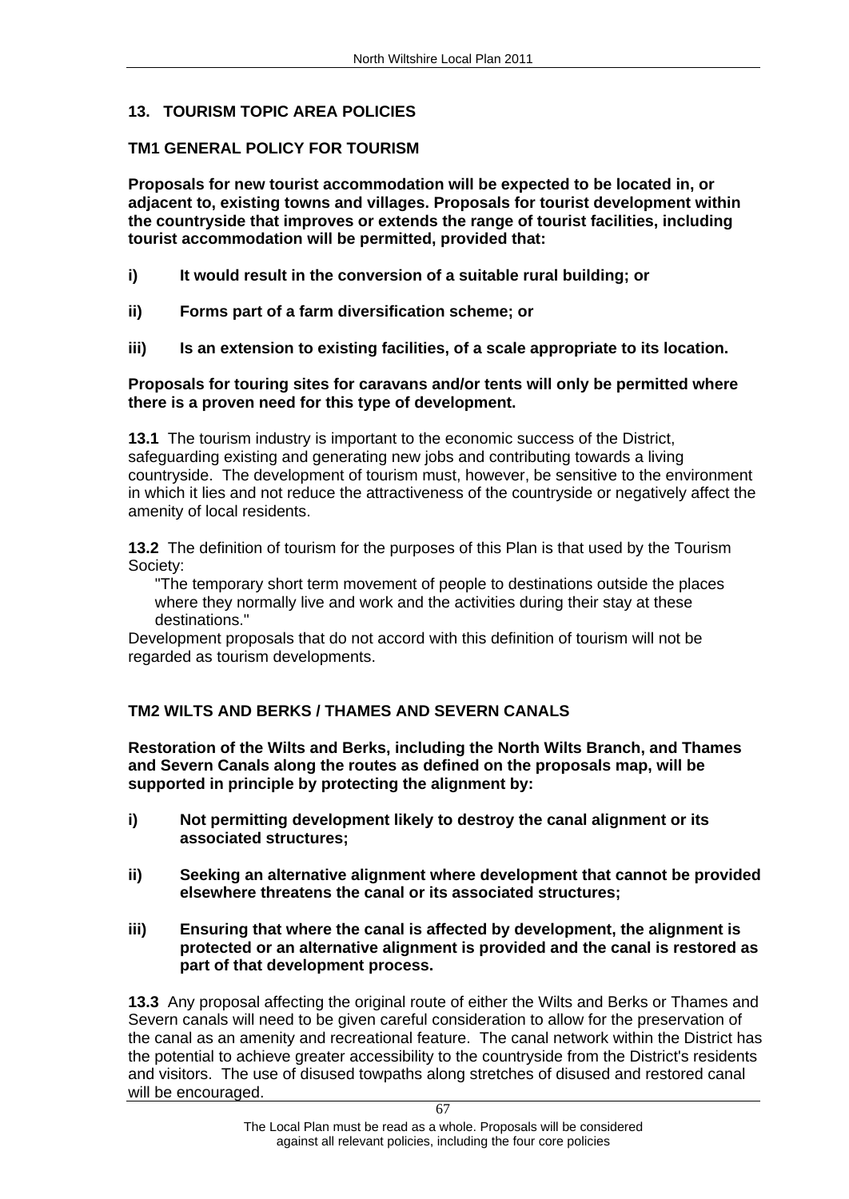## 13. TOURISM TOPIC AREA POLICIES

### TM1 GENERAL POLICY FOR TOURISM

**Proposals for new tourist accommodation will be expected to be located in, or adjacent to, existing towns and villages. Proposals for tourist development within the countryside that improves or extends the range of tourist facilities, including tourist accommodation will be permitted, provided that:**

**i) It would result in the conversion of a suitable rural building; or**

**ii) Forms part of a farm diversification scheme; or**

**iii) Is an extension to existing facilities, of a scale appropriate to its location.**

**Proposals for touring sites for caravans and/or tents will only be permitted where there is a proven need for this type of development.**

**13.1** The tourism industry is important to the economic success of the District, safeguarding existing and generating new jobs and contributing towards a living countryside. The development of tourism must, however, be sensitive to the environment in which it lies and not reduce the attractiveness of the countryside or negatively affect the amenity of local residents.

**13.2** The definition of tourism for the purposes of this Plan is that used by the Tourism Society:

> "The temporary short term movement of people to destinations outside the places where they normally live and work and the activities during their stay at these destinations."

Development proposals that do not accord with this definition of tourism will not be regarded as tourism developments.

### TM2 WILTS AND BERKS / THAMES AND SEVERN CANALS

**Restoration of the Wilts and Berks, including the North Wilts Branch, and Thames and Severn Canals along the routes as defined on the proposals map, will be supported in principle by protecting the alignment by:**

**i) Not permitting development likely to destroy the canal alignment or its associated structures;**

**ii) Seeking an alternative alignment where development that cannot be provided elsewhere threatens the canal or its associated structures;**

**iii) Ensuring that where the canal is affected by development, the alignment is protected or an alternative alignment is provided and the canal is restored as part of that development process.**

**13.3** Any proposal affecting the original route of either the Wilts and Berks or Thames and Severn canals will need to be given careful consideration to allow for the preservation of the canal as an amenity and recreational feature. The canal network within the District has the potential to achieve greater accessibility to the countryside from the District's residents and visitors. The use of disused towpaths along stretches of disused and restored canal will be encouraged.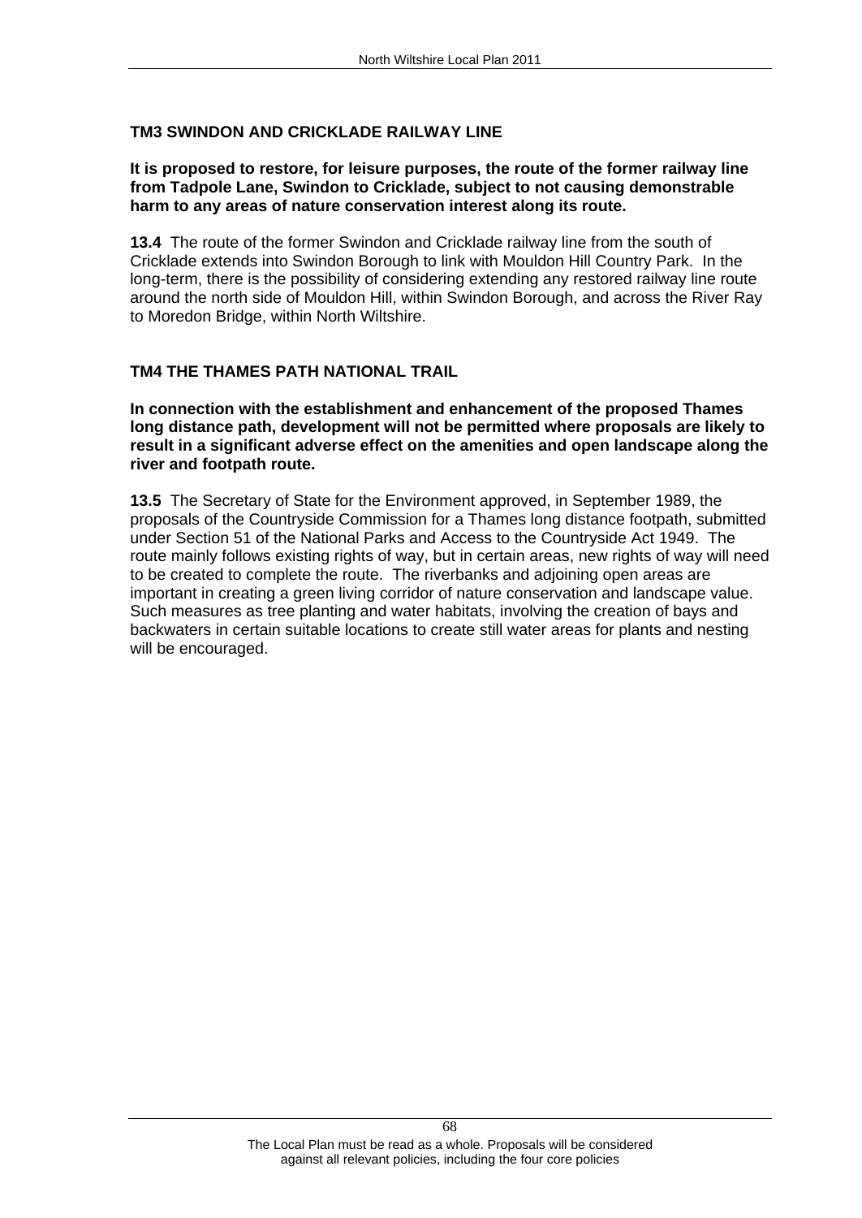### TM3 SWINDON AND CRICKLADE RAILWAY LINE

**It is proposed to restore, for leisure purposes, the route of the former railway line from Tadpole Lane, Swindon to Cricklade, subject to not causing demonstrable harm to any areas of nature conservation interest along its route.**

**13.4** The route of the former Swindon and Cricklade railway line from the south of Cricklade extends into Swindon Borough to link with Mouldon Hill Country Park. In the long-term, there is the possibility of considering extending any restored railway line route around the north side of Mouldon Hill, within Swindon Borough, and across the River Ray to Moredon Bridge, within North Wiltshire.

### TM4 THE THAMES PATH NATIONAL TRAIL

**In connection with the establishment and enhancement of the proposed Thames long distance path, development will not be permitted where proposals are likely to result in a significant adverse effect on the amenities and open landscape along the river and footpath route.**

**13.5** The Secretary of State for the Environment approved, in September 1989, the proposals of the Countryside Commission for a Thames long distance footpath, submitted under Section 51 of the National Parks and Access to the Countryside Act 1949. The route mainly follows existing rights of way, but in certain areas, new rights of way will need to be created to complete the route. The riverbanks and adjoining open areas are important in creating a green living corridor of nature conservation and landscape value. Such measures as tree planting and water habitats, involving the creation of bays and backwaters in certain suitable locations to create still water areas for plants and nesting will be encouraged.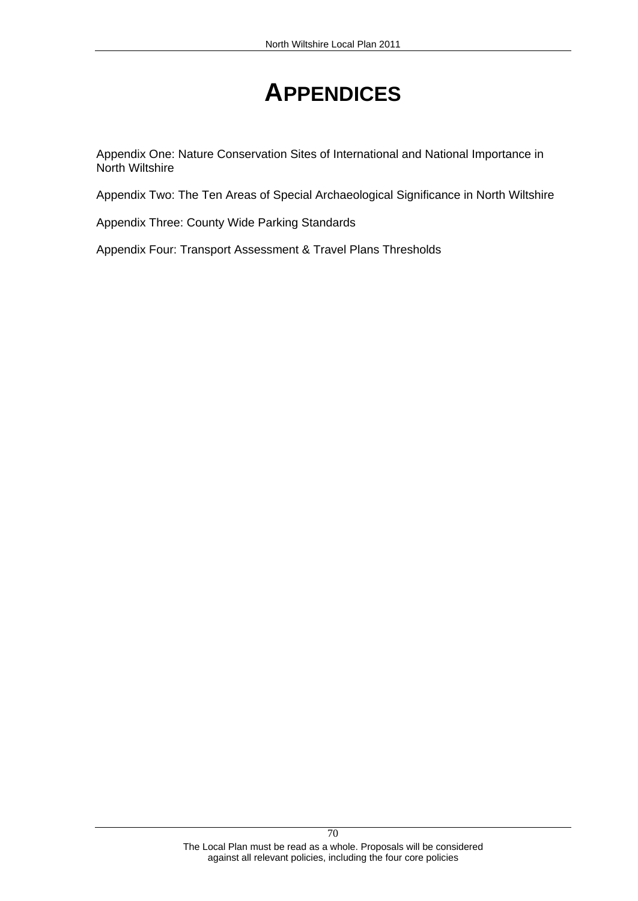# APPENDICES

Appendix One: Nature Conservation Sites of International and National Importance in North Wiltshire

Appendix Two: The Ten Areas of Special Archaeological Significance in North Wiltshire

Appendix Three: County Wide Parking Standards

Appendix Four: Transport Assessment & Travel Plans Thresholds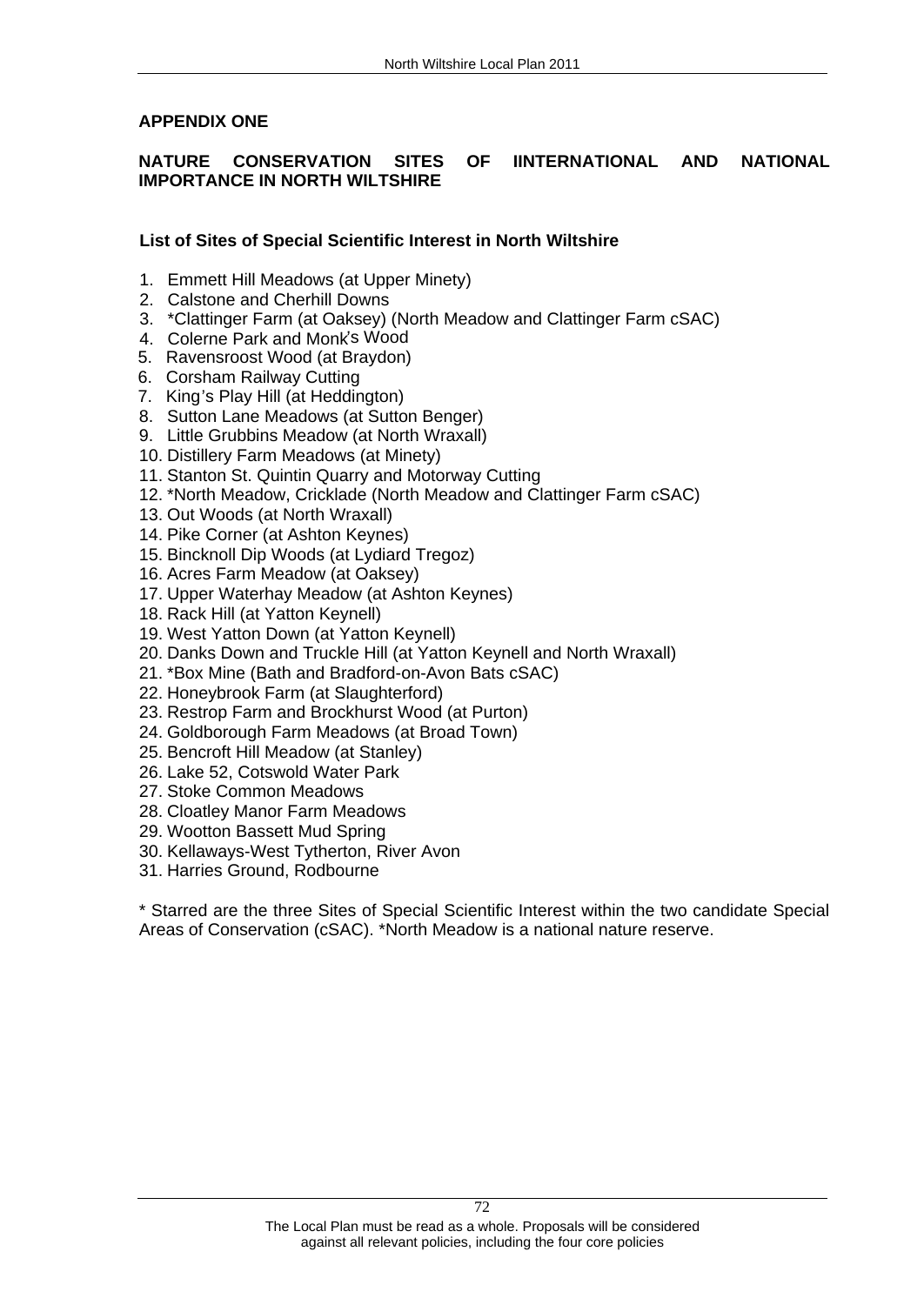## APPENDIX ONE

## NATURE CONSERVATION SITES OF IINTERNATIONAL AND NATIONAL IMPORTANCE IN NORTH WILTSHIRE

### List of Sites of Special Scientific Interest in North Wiltshire

1. Emmett Hill Meadows (at Upper Minety)
2. Calstone and Cherhill Downs
3. *Clattinger Farm (at Oaksey) (North Meadow and Clattinger Farm cSAC)
4. Colerne Park and Monk's Wood
5. Ravensroost Wood (at Braydon)
6. Corsham Railway Cutting
7. King's Play Hill (at Heddington)
8. Sutton Lane Meadows (at Sutton Benger)
9. Little Grubbins Meadow (at North Wraxall)
10. Distillery Farm Meadows (at Minety)
11. Stanton St. Quintin Quarry and Motorway Cutting
12. *North Meadow, Cricklade (North Meadow and Clattinger Farm cSAC)
13. Out Woods (at North Wraxall)
14. Pike Corner (at Ashton Keynes)
15. Bincknoll Dip Woods (at Lydiard Tregoz)
16. Acres Farm Meadow (at Oaksey)
17. Upper Waterhay Meadow (at Ashton Keynes)
18. Rack Hill (at Yatton Keynell)
19. West Yatton Down (at Yatton Keynell)
20. Danks Down and Truckle Hill (at Yatton Keynell and North Wraxall)
21. *Box Mine (Bath and Bradford-on-Avon Bats cSAC)
22. Honeybrook Farm (at Slaughterford)
23. Restrop Farm and Brockhurst Wood (at Purton)
24. Goldborough Farm Meadows (at Broad Town)
25. Bencroft Hill Meadow (at Stanley)
26. Lake 52, Cotswold Water Park
27. Stoke Common Meadows
28. Cloatley Manor Farm Meadows
29. Wootton Bassett Mud Spring
30. Kellaways-West Tytherton, River Avon
31. Harries Ground, Rodbourne

* Starred are the three Sites of Special Scientific Interest within the two candidate Special Areas of Conservation (cSAC). *North Meadow is a national nature reserve.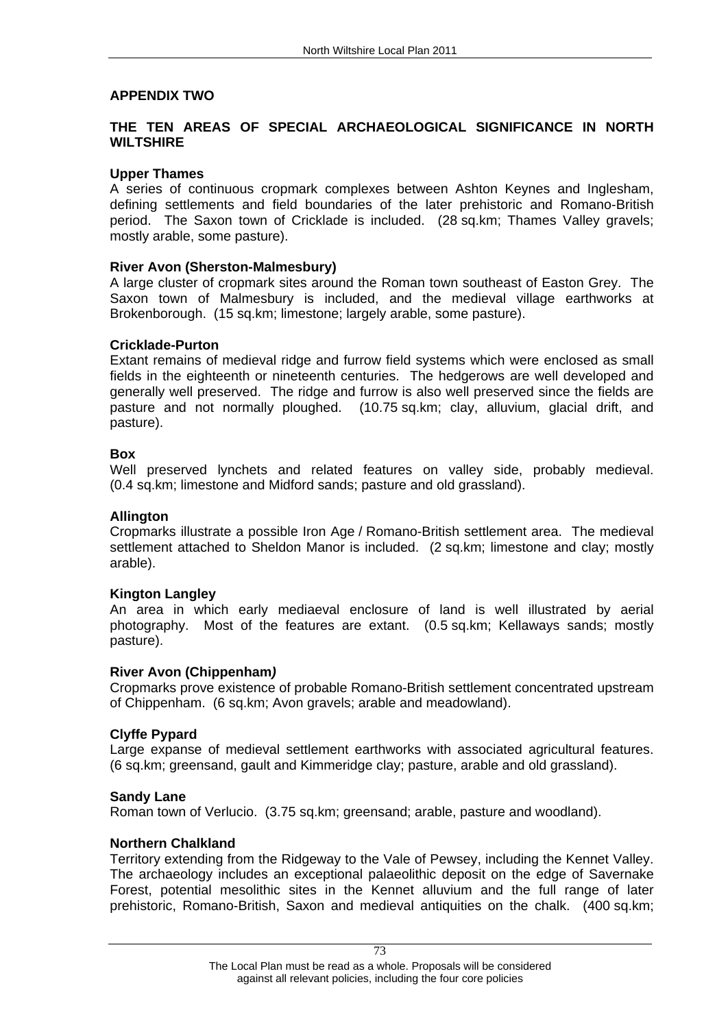## APPENDIX TWO

## THE TEN AREAS OF SPECIAL ARCHAEOLOGICAL SIGNIFICANCE IN NORTH WILTSHIRE

**Upper Thames**
A series of continuous cropmark complexes between Ashton Keynes and Inglesham, defining settlements and field boundaries of the later prehistoric and Romano-British period. The Saxon town of Cricklade is included. (28 sq.km; Thames Valley gravels; mostly arable, some pasture).

**River Avon (Sherston-Malmesbury)**
A large cluster of cropmark sites around the Roman town southeast of Easton Grey. The Saxon town of Malmesbury is included, and the medieval village earthworks at Brokenborough. (15 sq.km; limestone; largely arable, some pasture).

**Cricklade-Purton**
Extant remains of medieval ridge and furrow field systems which were enclosed as small fields in the eighteenth or nineteenth centuries. The hedgerows are well developed and generally well preserved. The ridge and furrow is also well preserved since the fields are pasture and not normally ploughed. (10.75 sq.km; clay, alluvium, glacial drift, and pasture).

**Box**
Well preserved lynchets and related features on valley side, probably medieval. (0.4 sq.km; limestone and Midford sands; pasture and old grassland).

**Allington**
Cropmarks illustrate a possible Iron Age / Romano-British settlement area. The medieval settlement attached to Sheldon Manor is included. (2 sq.km; limestone and clay; mostly arable).

**Kington Langley**
An area in which early mediaeval enclosure of land is well illustrated by aerial photography. Most of the features are extant. (0.5 sq.km; Kellaways sands; mostly pasture).

**River Avon (Chippenham)**
Cropmarks prove existence of probable Romano-British settlement concentrated upstream of Chippenham. (6 sq.km; Avon gravels; arable and meadowland).

**Clyffe Pypard**
Large expanse of medieval settlement earthworks with associated agricultural features. (6 sq.km; greensand, gault and Kimmeridge clay; pasture, arable and old grassland).

**Sandy Lane**
Roman town of Verlucio. (3.75 sq.km; greensand; arable, pasture and woodland).

**Northern Chalkland**
Territory extending from the Ridgeway to the Vale of Pewsey, including the Kennet Valley. The archaeology includes an exceptional palaeolithic deposit on the edge of Savernake Forest, potential mesolithic sites in the Kennet alluvium and the full range of later prehistoric, Romano-British, Saxon and medieval antiquities on the chalk. (400 sq.km;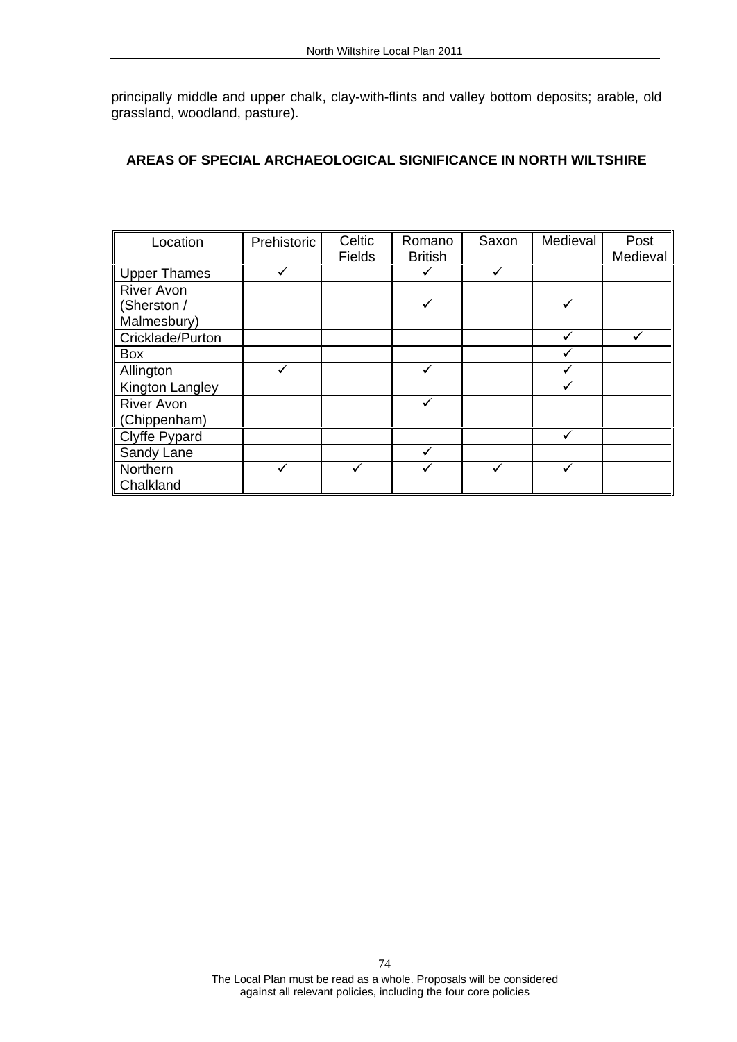principally middle and upper chalk, clay-with-flints and valley bottom deposits; arable, old grassland, woodland, pasture).

## AREAS OF SPECIAL ARCHAEOLOGICAL SIGNIFICANCE IN NORTH WILTSHIRE

| Location | Prehistoric | Celtic Fields | Romano British | Saxon | Medieval | Post Medieval |
|---|---|---|---|---|---|---|
| Upper Thames | ✓ | | ✓ | ✓ | | |
| River Avon (Sherston / Malmesbury) | | | ✓ | | ✓ | |
| Cricklade/Purton | | | | | ✓ | ✓ |
| Box | | | | | ✓ | |
| Allington | ✓ | | ✓ | | ✓ | |
| Kington Langley | | | | | ✓ | |
| River Avon (Chippenham) | | | ✓ | | | |
| Clyffe Pypard | | | | | ✓ | |
| Sandy Lane | | | ✓ | | | |
| Northern Chalkland | ✓ | ✓ | ✓ | ✓ | ✓ | |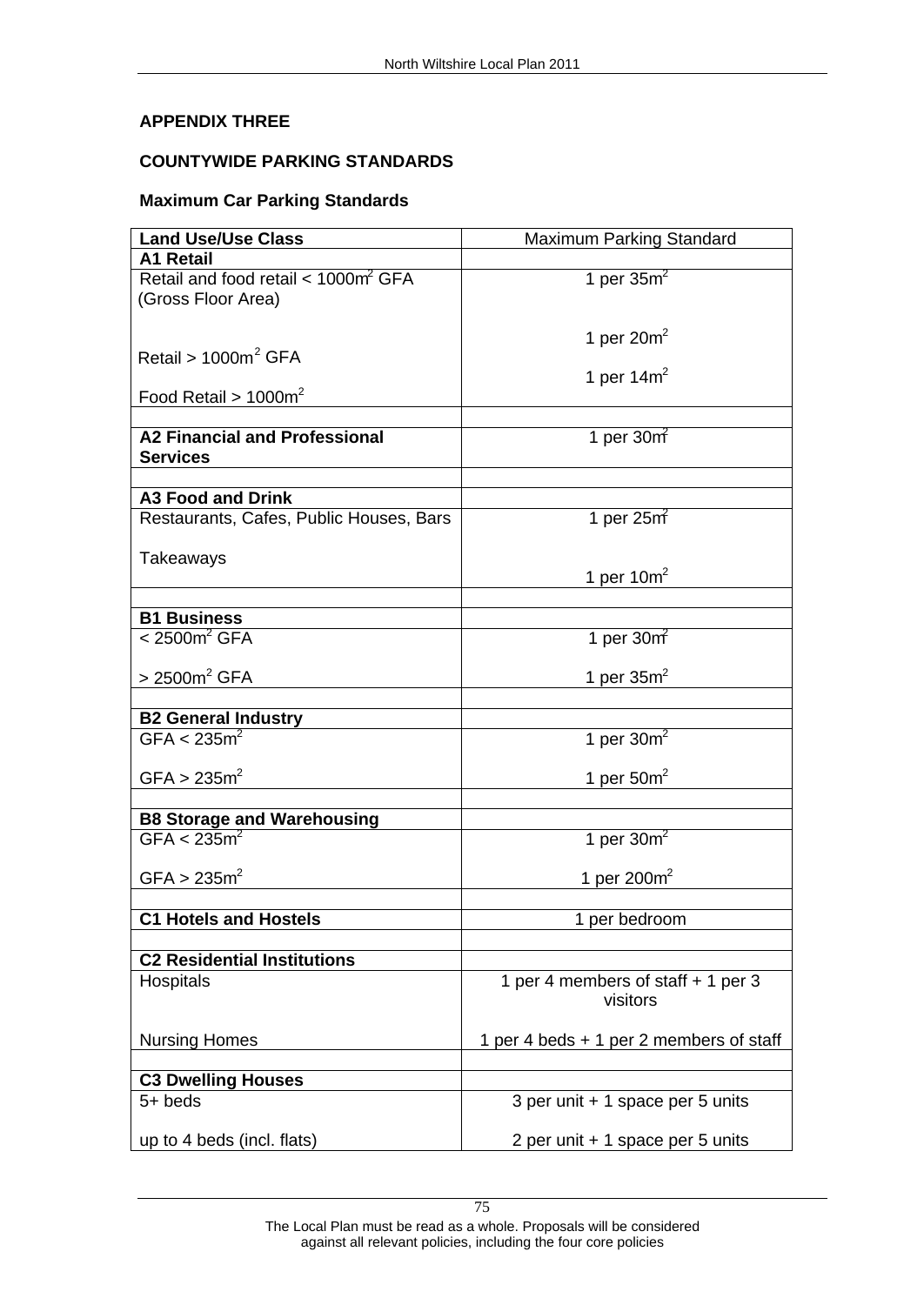## APPENDIX THREE

## COUNTYWIDE PARKING STANDARDS

### Maximum Car Parking Standards

| **Land Use/Use Class** | Maximum Parking Standard |
|---|---|
| **A1 Retail** | |
| Retail and food retail < 1000m$^2$ GFA (Gross Floor Area)<br><br>Retail > 1000m$^2$ GFA<br><br>Food Retail > 1000m$^2$ | 1 per 35m$^2$<br><br>1 per 20m$^2$<br><br>1 per 14m$^2$ |
| | |
| **A2 Financial and Professional Services** | 1 per 30m$^2$ |
| | |
| **A3 Food and Drink** | |
| Restaurants, Cafes, Public Houses, Bars<br><br>Takeaways | 1 per 25m$^2$<br><br>1 per 10m$^2$ |
| | |
| **B1 Business** | |
| < 2500m$^2$ GFA<br><br>> 2500m$^2$ GFA | 1 per 30m$^2$<br><br>1 per 35m$^2$ |
| | |
| **B2 General Industry** | |
| GFA < 235m$^2$<br><br>GFA > 235m$^2$ | 1 per 30m$^2$<br><br>1 per 50m$^2$ |
| | |
| **B8 Storage and Warehousing** | |
| GFA < 235m$^2$<br><br>GFA > 235m$^2$ | 1 per 30m$^2$<br><br>1 per 200m$^2$ |
| | |
| **C1 Hotels and Hostels** | 1 per bedroom |
| | |
| **C2 Residential Institutions** | |
| Hospitals<br><br>Nursing Homes | 1 per 4 members of staff + 1 per 3 visitors<br><br>1 per 4 beds + 1 per 2 members of staff |
| | |
| **C3 Dwelling Houses** | |
| 5+ beds<br><br>up to 4 beds (incl. flats) | 3 per unit + 1 space per 5 units<br><br>2 per unit + 1 space per 5 units |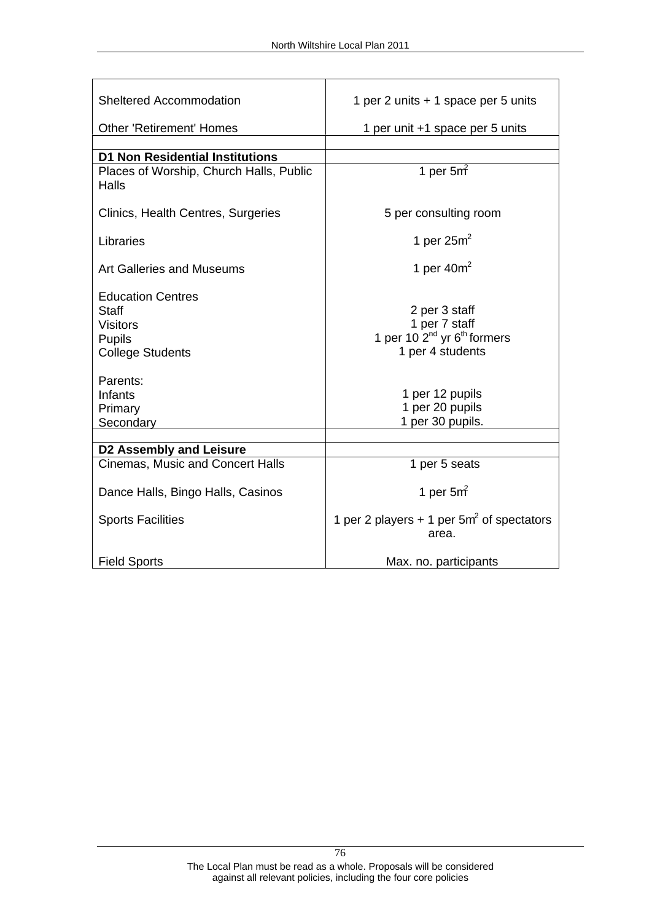| | |
|---|---|
| Sheltered Accommodation | 1 per 2 units + 1 space per 5 units |
| Other 'Retirement' Homes | 1 per unit +1 space per 5 units |
| | |
| **D1 Non Residential Institutions** | |
| Places of Worship, Church Halls, Public Halls | 1 per $5m^2$ |
| Clinics, Health Centres, Surgeries | 5 per consulting room |
| Libraries | 1 per $25m^2$ |
| Art Galleries and Museums | 1 per $40m^2$ |
| Education Centres | |
| Staff | 2 per 3 staff |
| Visitors | 1 per 7 staff |
| Pupils | 1 per 10 $2^{nd}$ yr $6^{th}$ formers |
| College Students | 1 per 4 students |
| Parents: | |
| Infants | 1 per 12 pupils |
| Primary | 1 per 20 pupils |
| Secondary | 1 per 30 pupils. |
| | |
| **D2 Assembly and Leisure** | |
| Cinemas, Music and Concert Halls | 1 per 5 seats |
| Dance Halls, Bingo Halls, Casinos | 1 per $5m^2$ |
| Sports Facilities | 1 per 2 players + 1 per $5m^2$ of spectators area. |
| Field Sports | Max. no. participants |

The Local Plan must be read as a whole. Proposals will be considered against all relevant policies, including the four core policies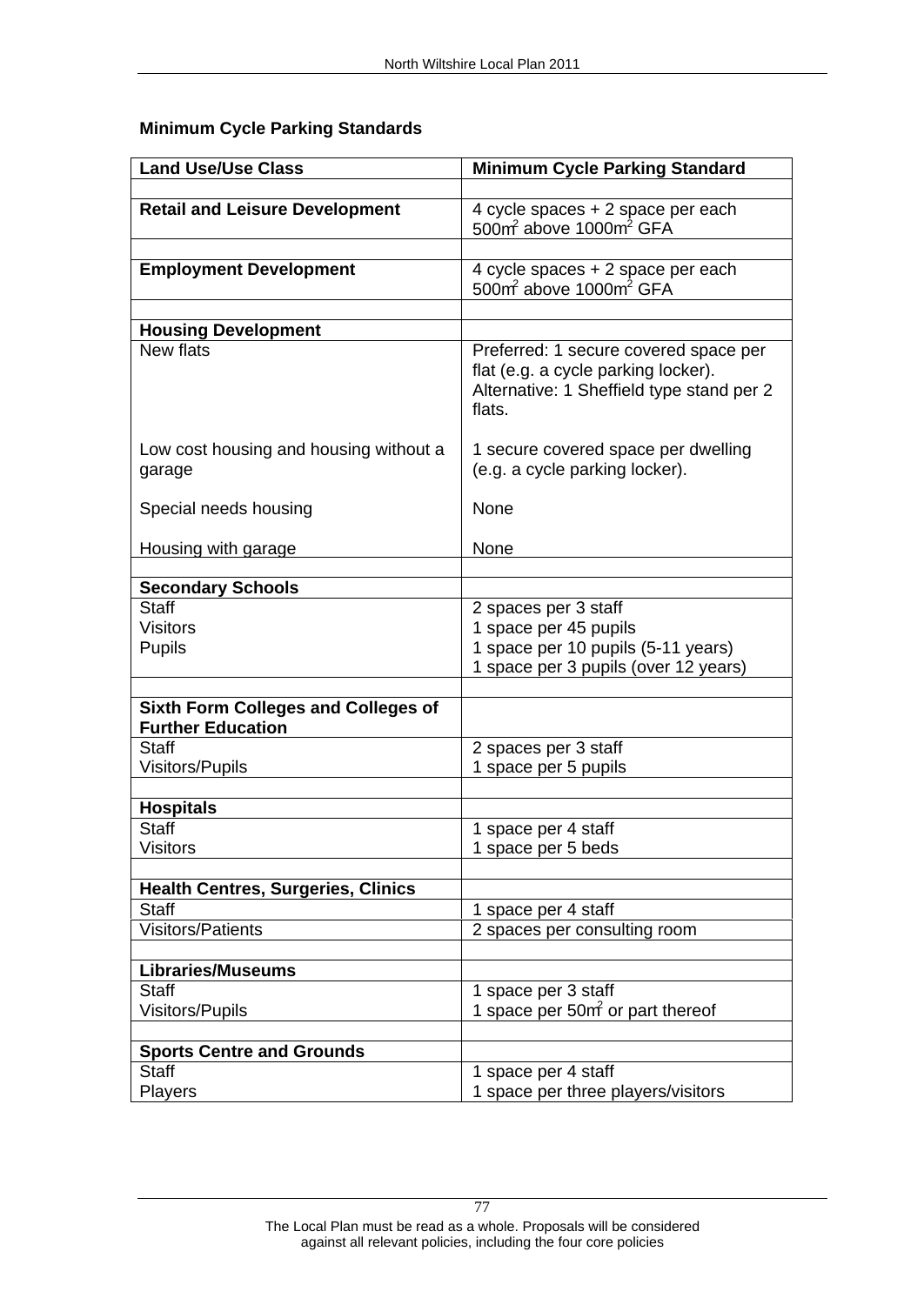**Minimum Cycle Parking Standards**

| Land Use/Use Class | Minimum Cycle Parking Standard |
|---|---|
| | |
| **Retail and Leisure Development** | 4 cycle spaces + 2 space per each 500m$^2$ above 1000m$^2$ GFA |
| | |
| **Employment Development** | 4 cycle spaces + 2 space per each 500m$^2$ above 1000m$^2$ GFA |
| | |
| **Housing Development** | |
| New flats<br><br><br><br>Low cost housing and housing without a garage<br><br>Special needs housing<br><br>Housing with garage | Preferred: 1 secure covered space per flat (e.g. a cycle parking locker). Alternative: 1 Sheffield type stand per 2 flats.<br><br>1 secure covered space per dwelling (e.g. a cycle parking locker).<br><br>None<br><br>None |
| | |
| **Secondary Schools** | |
| Staff<br>Visitors<br>Pupils | 2 spaces per 3 staff<br>1 space per 45 pupils<br>1 space per 10 pupils (5-11 years)<br>1 space per 3 pupils (over 12 years) |
| | |
| **Sixth Form Colleges and Colleges of Further Education** | |
| Staff<br>Visitors/Pupils | 2 spaces per 3 staff<br>1 space per 5 pupils |
| | |
| **Hospitals** | |
| Staff<br>Visitors | 1 space per 4 staff<br>1 space per 5 beds |
| | |
| **Health Centres, Surgeries, Clinics** | |
| Staff | 1 space per 4 staff |
| Visitors/Patients | 2 spaces per consulting room |
| | |
| **Libraries/Museums** | |
| Staff<br>Visitors/Pupils | 1 space per 3 staff<br>1 space per 50m$^2$ or part thereof |
| | |
| **Sports Centre and Grounds** | |
| Staff<br>Players | 1 space per 4 staff<br>1 space per three players/visitors |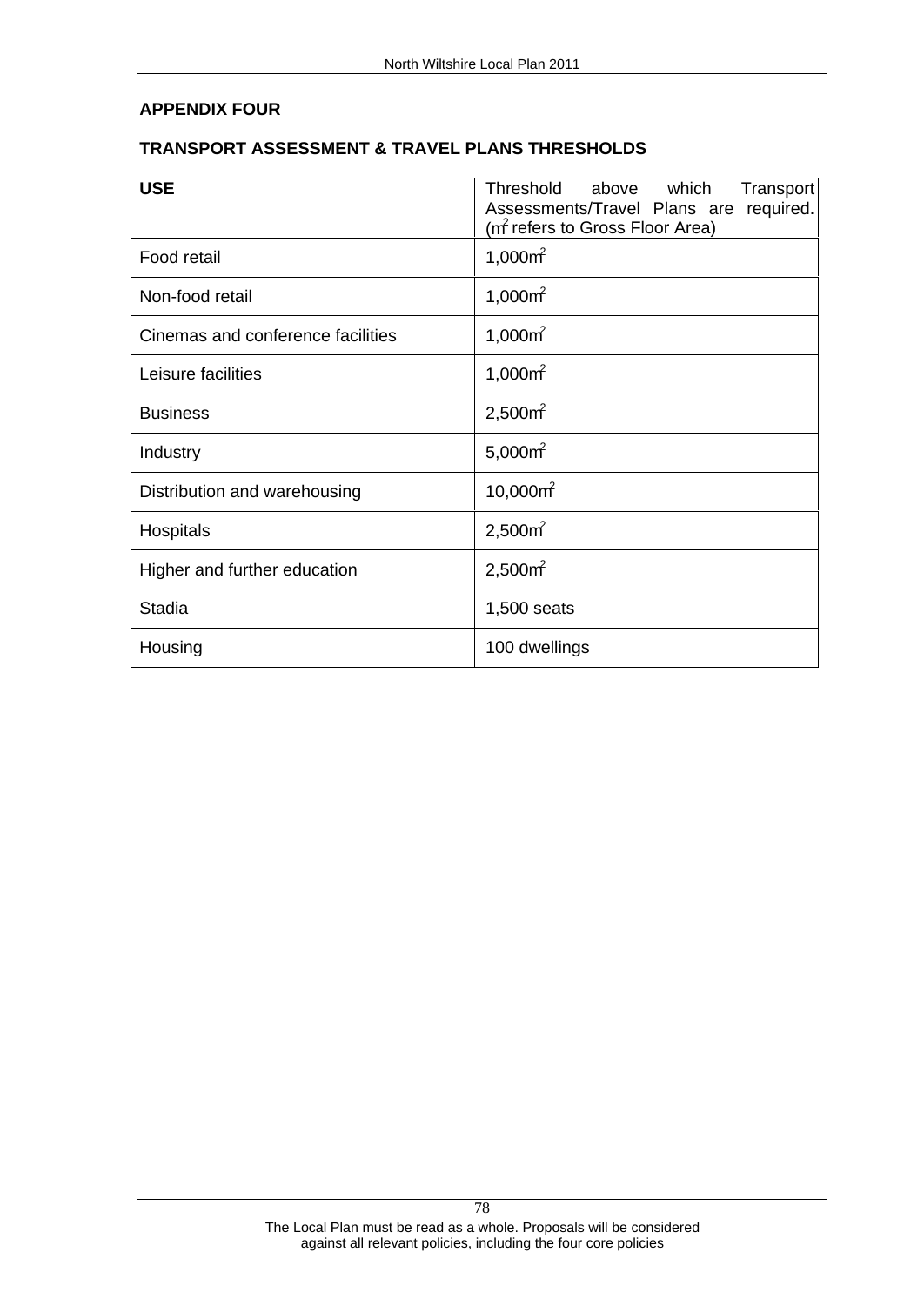## APPENDIX FOUR

## TRANSPORT ASSESSMENT & TRAVEL PLANS THRESHOLDS

| **USE** | Threshold above which Transport Assessments/Travel Plans are required. ($m^2$ refers to Gross Floor Area) |
|---|---|
| Food retail | 1,000$m^2$ |
| Non-food retail | 1,000$m^2$ |
| Cinemas and conference facilities | 1,000$m^2$ |
| Leisure facilities | 1,000$m^2$ |
| Business | 2,500$m^2$ |
| Industry | 5,000$m^2$ |
| Distribution and warehousing | 10,000$m^2$ |
| Hospitals | 2,500$m^2$ |
| Higher and further education | 2,500$m^2$ |
| Stadia | 1,500 seats |
| Housing | 100 dwellings |